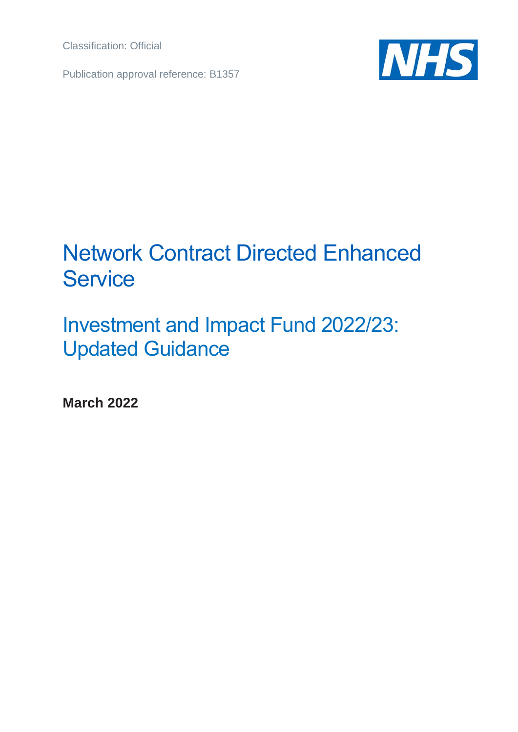Classification: Official

Publication approval reference: B1357

NHS

# Network Contract Directed Enhanced Service

## Investment and Impact Fund 2022/23: Updated Guidance

**March 2022**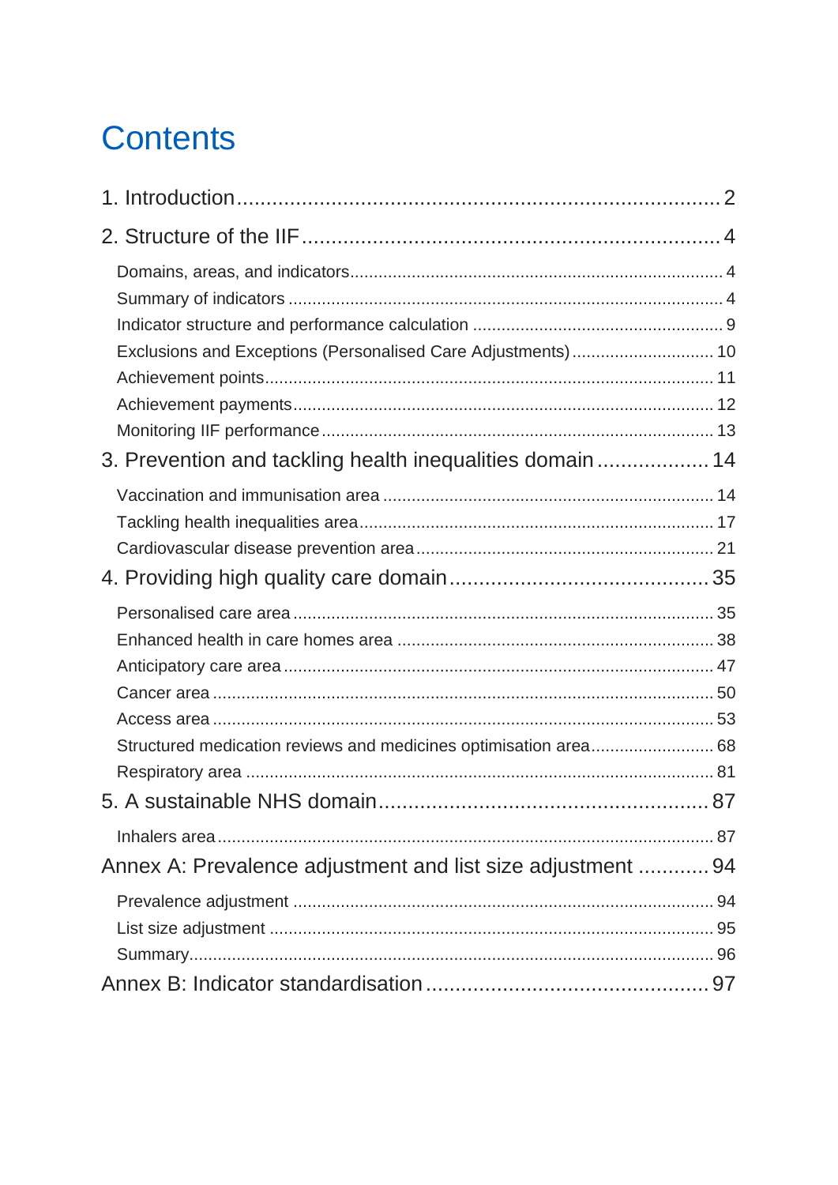# Contents

1. Introduction ... 2

2. Structure of the IIF ... 4

- Domains, areas, and indicators ... 4
- Summary of indicators ... 4
- Indicator structure and performance calculation ... 9
- Exclusions and Exceptions (Personalised Care Adjustments) ... 10
- Achievement points ... 11
- Achievement payments ... 12
- Monitoring IIF performance ... 13

3. Prevention and tackling health inequalities domain ... 14

- Vaccination and immunisation area ... 14
- Tackling health inequalities area ... 17
- Cardiovascular disease prevention area ... 21

4. Providing high quality care domain ... 35

- Personalised care area ... 35
- Enhanced health in care homes area ... 38
- Anticipatory care area ... 47
- Cancer area ... 50
- Access area ... 53
- Structured medication reviews and medicines optimisation area ... 68
- Respiratory area ... 81

5. A sustainable NHS domain ... 87

- Inhalers area ... 87

Annex A: Prevalence adjustment and list size adjustment ... 94

- Prevalence adjustment ... 94
- List size adjustment ... 95
- Summary ... 96

Annex B: Indicator standardisation ... 97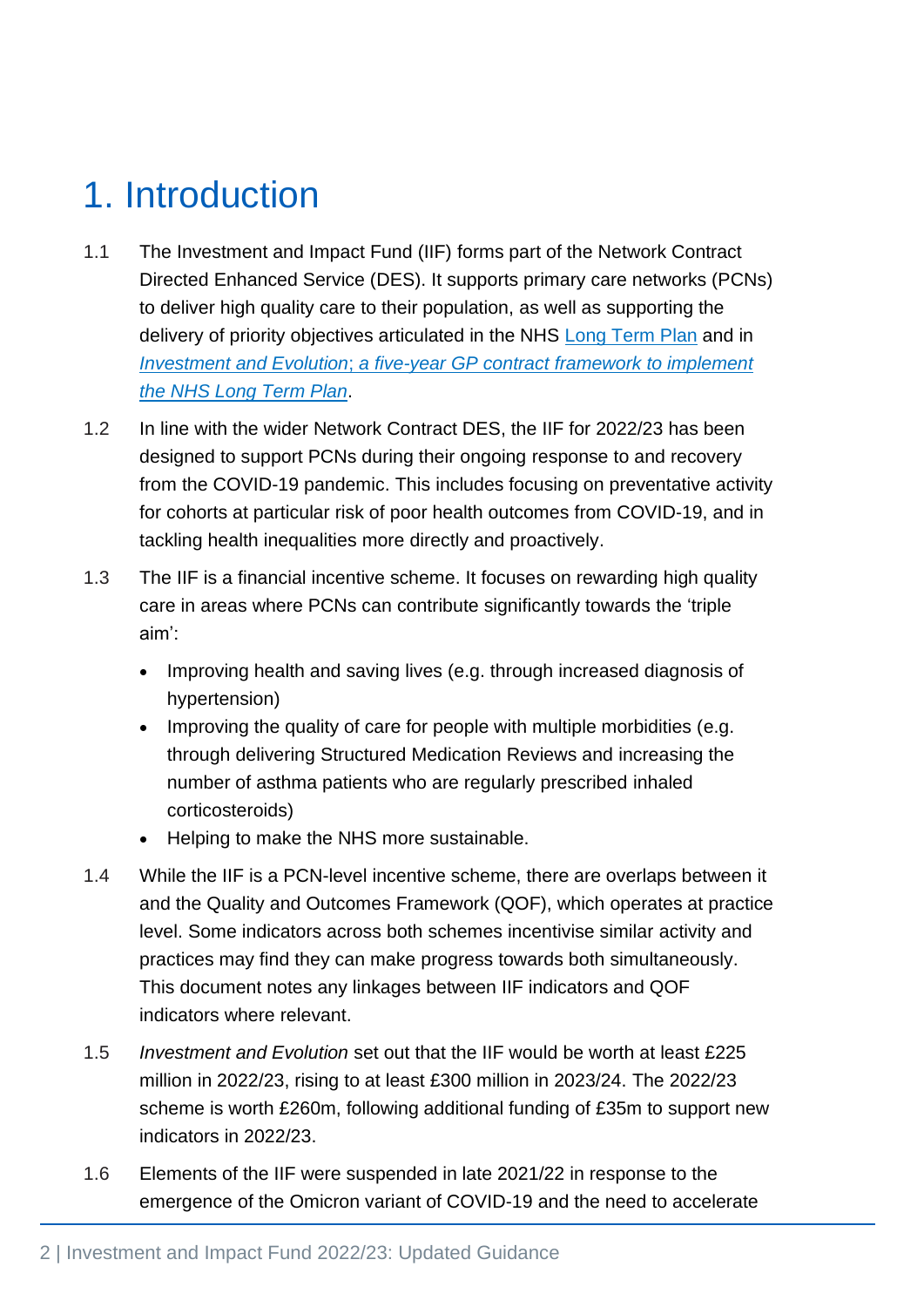# 1. Introduction

1.1 The Investment and Impact Fund (IIF) forms part of the Network Contract Directed Enhanced Service (DES). It supports primary care networks (PCNs) to deliver high quality care to their population, as well as supporting the delivery of priority objectives articulated in the NHS Long Term Plan and in *Investment and Evolution; a five-year GP contract framework to implement the NHS Long Term Plan*.

1.2 In line with the wider Network Contract DES, the IIF for 2022/23 has been designed to support PCNs during their ongoing response to and recovery from the COVID-19 pandemic. This includes focusing on preventative activity for cohorts at particular risk of poor health outcomes from COVID-19, and in tackling health inequalities more directly and proactively.

1.3 The IIF is a financial incentive scheme. It focuses on rewarding high quality care in areas where PCNs can contribute significantly towards the 'triple aim':

- Improving health and saving lives (e.g. through increased diagnosis of hypertension)
- Improving the quality of care for people with multiple morbidities (e.g. through delivering Structured Medication Reviews and increasing the number of asthma patients who are regularly prescribed inhaled corticosteroids)
- Helping to make the NHS more sustainable.

1.4 While the IIF is a PCN-level incentive scheme, there are overlaps between it and the Quality and Outcomes Framework (QOF), which operates at practice level. Some indicators across both schemes incentivise similar activity and practices may find they can make progress towards both simultaneously. This document notes any linkages between IIF indicators and QOF indicators where relevant.

1.5 *Investment and Evolution* set out that the IIF would be worth at least £225 million in 2022/23, rising to at least £300 million in 2023/24. The 2022/23 scheme is worth £260m, following additional funding of £35m to support new indicators in 2022/23.

1.6 Elements of the IIF were suspended in late 2021/22 in response to the emergence of the Omicron variant of COVID-19 and the need to accelerate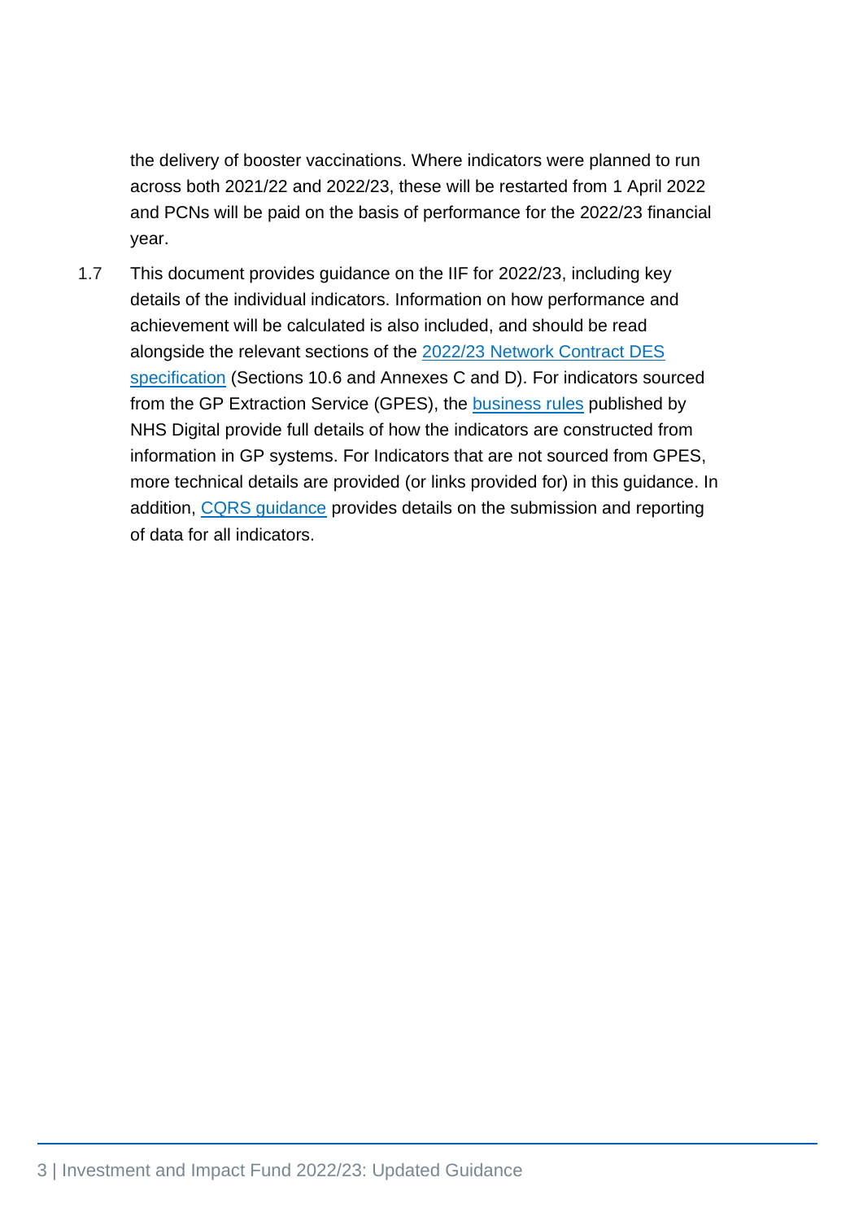the delivery of booster vaccinations. Where indicators were planned to run across both 2021/22 and 2022/23, these will be restarted from 1 April 2022 and PCNs will be paid on the basis of performance for the 2022/23 financial year.

1.7 This document provides guidance on the IIF for 2022/23, including key details of the individual indicators. Information on how performance and achievement will be calculated is also included, and should be read alongside the relevant sections of the 2022/23 Network Contract DES specification (Sections 10.6 and Annexes C and D). For indicators sourced from the GP Extraction Service (GPES), the business rules published by NHS Digital provide full details of how the indicators are constructed from information in GP systems. For Indicators that are not sourced from GPES, more technical details are provided (or links provided for) in this guidance. In addition, CQRS guidance provides details on the submission and reporting of data for all indicators.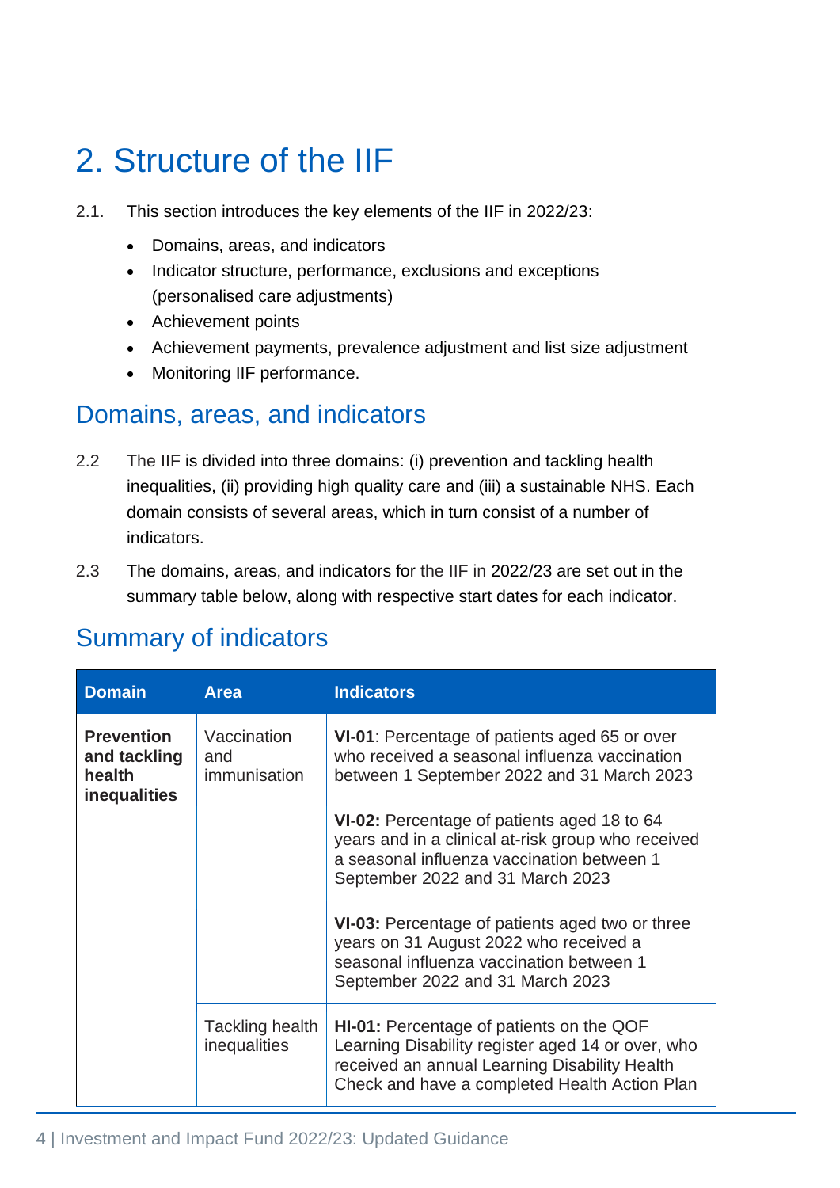# 2. Structure of the IIF

2.1. This section introduces the key elements of the IIF in 2022/23:

- Domains, areas, and indicators
- Indicator structure, performance, exclusions and exceptions (personalised care adjustments)
- Achievement points
- Achievement payments, prevalence adjustment and list size adjustment
- Monitoring IIF performance.

## Domains, areas, and indicators

2.2 The IIF is divided into three domains: (i) prevention and tackling health inequalities, (ii) providing high quality care and (iii) a sustainable NHS. Each domain consists of several areas, which in turn consist of a number of indicators.

2.3 The domains, areas, and indicators for the IIF in 2022/23 are set out in the summary table below, along with respective start dates for each indicator.

## Summary of indicators

| Domain | Area | Indicators |
|---|---|---|
| **Prevention and tackling health inequalities** | Vaccination and immunisation | **VI-01**: Percentage of patients aged 65 or over who received a seasonal influenza vaccination between 1 September 2022 and 31 March 2023 |
| | | **VI-02:** Percentage of patients aged 18 to 64 years and in a clinical at-risk group who received a seasonal influenza vaccination between 1 September 2022 and 31 March 2023 |
| | | **VI-03:** Percentage of patients aged two or three years on 31 August 2022 who received a seasonal influenza vaccination between 1 September 2022 and 31 March 2023 |
| | Tackling health inequalities | **HI-01:** Percentage of patients on the QOF Learning Disability register aged 14 or over, who received an annual Learning Disability Health Check and have a completed Health Action Plan |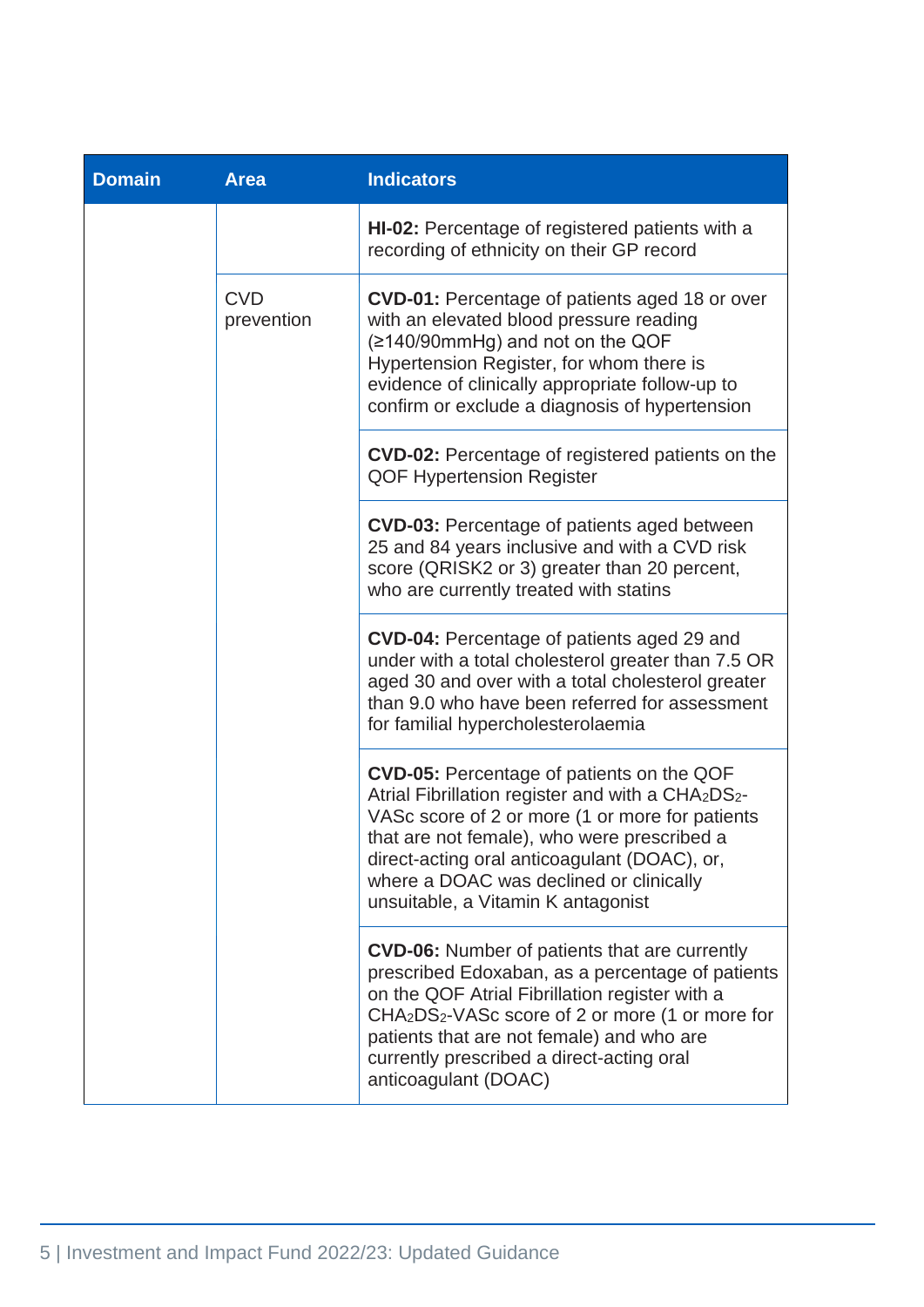| Domain | Area | Indicators |
|---|---|---|
| | | **HI-02:** Percentage of registered patients with a recording of ethnicity on their GP record |
| | CVD prevention | **CVD-01:** Percentage of patients aged 18 or over with an elevated blood pressure reading (≥140/90mmHg) and not on the QOF Hypertension Register, for whom there is evidence of clinically appropriate follow-up to confirm or exclude a diagnosis of hypertension |
| | | **CVD-02:** Percentage of registered patients on the QOF Hypertension Register |
| | | **CVD-03:** Percentage of patients aged between 25 and 84 years inclusive and with a CVD risk score (QRISK2 or 3) greater than 20 percent, who are currently treated with statins |
| | | **CVD-04:** Percentage of patients aged 29 and under with a total cholesterol greater than 7.5 OR aged 30 and over with a total cholesterol greater than 9.0 who have been referred for assessment for familial hypercholesterolaemia |
| | | **CVD-05:** Percentage of patients on the QOF Atrial Fibrillation register and with a $CHA_2DS_2$-VASc score of 2 or more (1 or more for patients that are not female), who were prescribed a direct-acting oral anticoagulant (DOAC), or, where a DOAC was declined or clinically unsuitable, a Vitamin K antagonist |
| | | **CVD-06:** Number of patients that are currently prescribed Edoxaban, as a percentage of patients on the QOF Atrial Fibrillation register with a $CHA_2DS_2$-VASc score of 2 or more (1 or more for patients that are not female) and who are currently prescribed a direct-acting oral anticoagulant (DOAC) |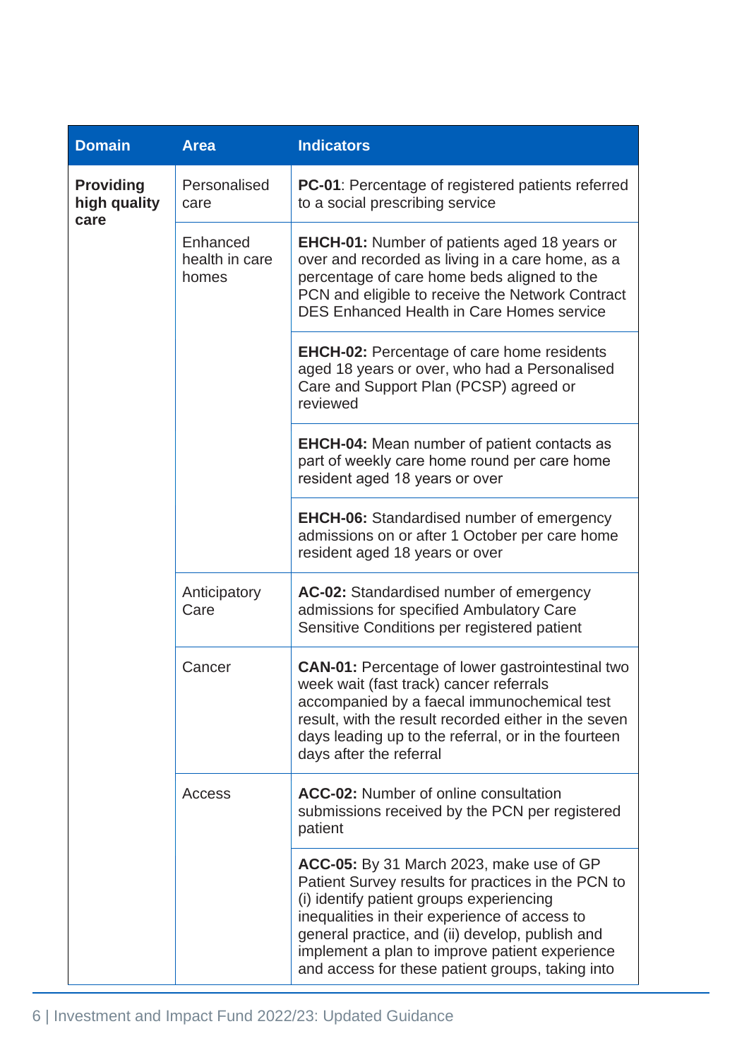| Domain | Area | Indicators |
|---|---|---|
| **Providing high quality care** | Personalised care | **PC-01**: Percentage of registered patients referred to a social prescribing service |
| | Enhanced health in care homes | **EHCH-01:** Number of patients aged 18 years or over and recorded as living in a care home, as a percentage of care home beds aligned to the PCN and eligible to receive the Network Contract DES Enhanced Health in Care Homes service |
| | | **EHCH-02:** Percentage of care home residents aged 18 years or over, who had a Personalised Care and Support Plan (PCSP) agreed or reviewed |
| | | **EHCH-04:** Mean number of patient contacts as part of weekly care home round per care home resident aged 18 years or over |
| | | **EHCH-06:** Standardised number of emergency admissions on or after 1 October per care home resident aged 18 years or over |
| | Anticipatory Care | **AC-02:** Standardised number of emergency admissions for specified Ambulatory Care Sensitive Conditions per registered patient |
| | Cancer | **CAN-01:** Percentage of lower gastrointestinal two week wait (fast track) cancer referrals accompanied by a faecal immunochemical test result, with the result recorded either in the seven days leading up to the referral, or in the fourteen days after the referral |
| | Access | **ACC-02:** Number of online consultation submissions received by the PCN per registered patient |
| | | **ACC-05:** By 31 March 2023, make use of GP Patient Survey results for practices in the PCN to (i) identify patient groups experiencing inequalities in their experience of access to general practice, and (ii) develop, publish and implement a plan to improve patient experience and access for these patient groups, taking into |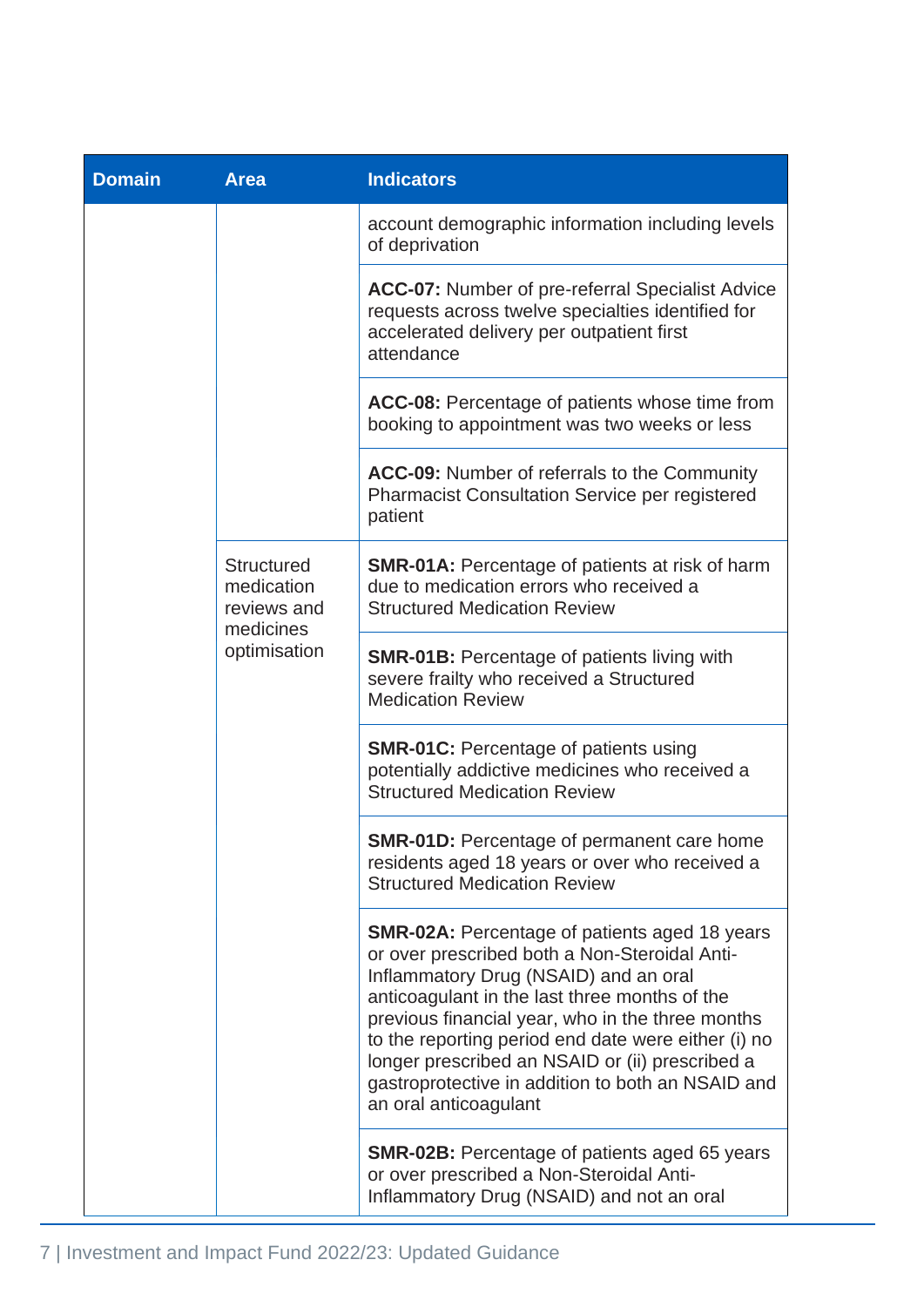| Domain | Area | Indicators |
|---|---|---|
| | | account demographic information including levels of deprivation |
| | | **ACC-07:** Number of pre-referral Specialist Advice requests across twelve specialties identified for accelerated delivery per outpatient first attendance |
| | | **ACC-08:** Percentage of patients whose time from booking to appointment was two weeks or less |
| | | **ACC-09:** Number of referrals to the Community Pharmacist Consultation Service per registered patient |
| | Structured medication reviews and medicines optimisation | **SMR-01A:** Percentage of patients at risk of harm due to medication errors who received a Structured Medication Review |
| | | **SMR-01B:** Percentage of patients living with severe frailty who received a Structured Medication Review |
| | | **SMR-01C:** Percentage of patients using potentially addictive medicines who received a Structured Medication Review |
| | | **SMR-01D:** Percentage of permanent care home residents aged 18 years or over who received a Structured Medication Review |
| | | **SMR-02A:** Percentage of patients aged 18 years or over prescribed both a Non-Steroidal Anti-Inflammatory Drug (NSAID) and an oral anticoagulant in the last three months of the previous financial year, who in the three months to the reporting period end date were either (i) no longer prescribed an NSAID or (ii) prescribed a gastroprotective in addition to both an NSAID and an oral anticoagulant |
| | | **SMR-02B:** Percentage of patients aged 65 years or over prescribed a Non-Steroidal Anti-Inflammatory Drug (NSAID) and not an oral |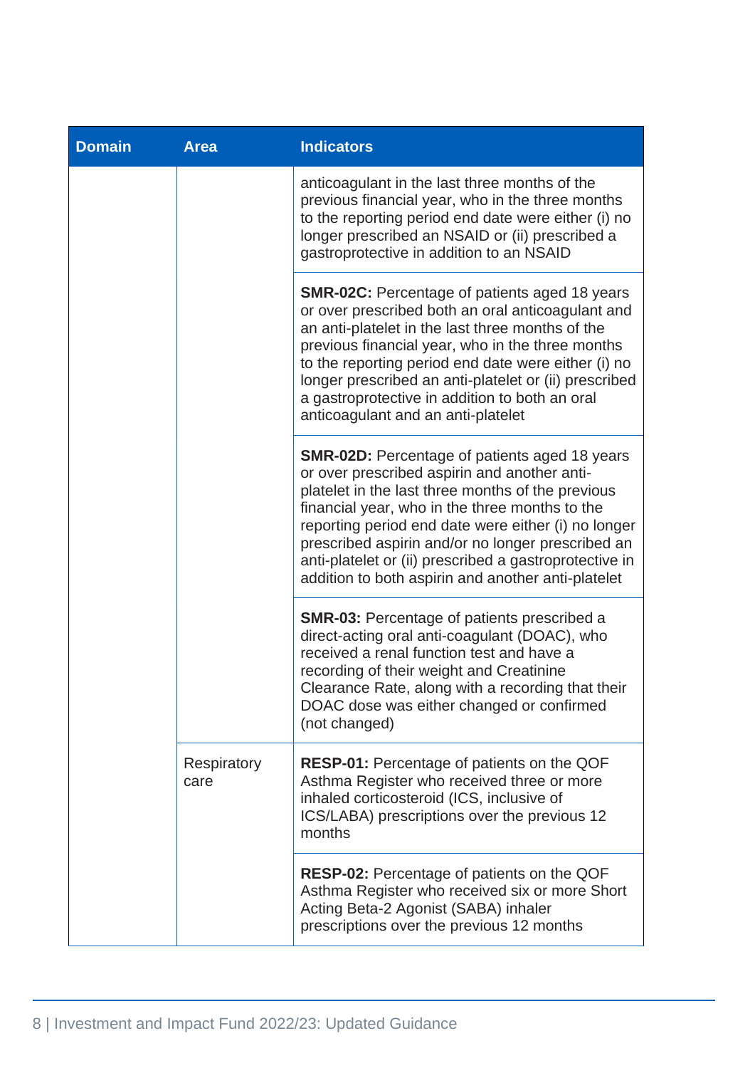| Domain | Area | Indicators |
|---|---|---|
| | | anticoagulant in the last three months of the previous financial year, who in the three months to the reporting period end date were either (i) no longer prescribed an NSAID or (ii) prescribed a gastroprotective in addition to an NSAID |
| | | **SMR-02C:** Percentage of patients aged 18 years or over prescribed both an oral anticoagulant and an anti-platelet in the last three months of the previous financial year, who in the three months to the reporting period end date were either (i) no longer prescribed an anti-platelet or (ii) prescribed a gastroprotective in addition to both an oral anticoagulant and an anti-platelet |
| | | **SMR-02D:** Percentage of patients aged 18 years or over prescribed aspirin and another anti-platelet in the last three months of the previous financial year, who in the three months to the reporting period end date were either (i) no longer prescribed aspirin and/or no longer prescribed an anti-platelet or (ii) prescribed a gastroprotective in addition to both aspirin and another anti-platelet |
| | | **SMR-03:** Percentage of patients prescribed a direct-acting oral anti-coagulant (DOAC), who received a renal function test and have a recording of their weight and Creatinine Clearance Rate, along with a recording that their DOAC dose was either changed or confirmed (not changed) |
| | Respiratory care | **RESP-01:** Percentage of patients on the QOF Asthma Register who received three or more inhaled corticosteroid (ICS, inclusive of ICS/LABA) prescriptions over the previous 12 months |
| | | **RESP-02:** Percentage of patients on the QOF Asthma Register who received six or more Short Acting Beta-2 Agonist (SABA) inhaler prescriptions over the previous 12 months |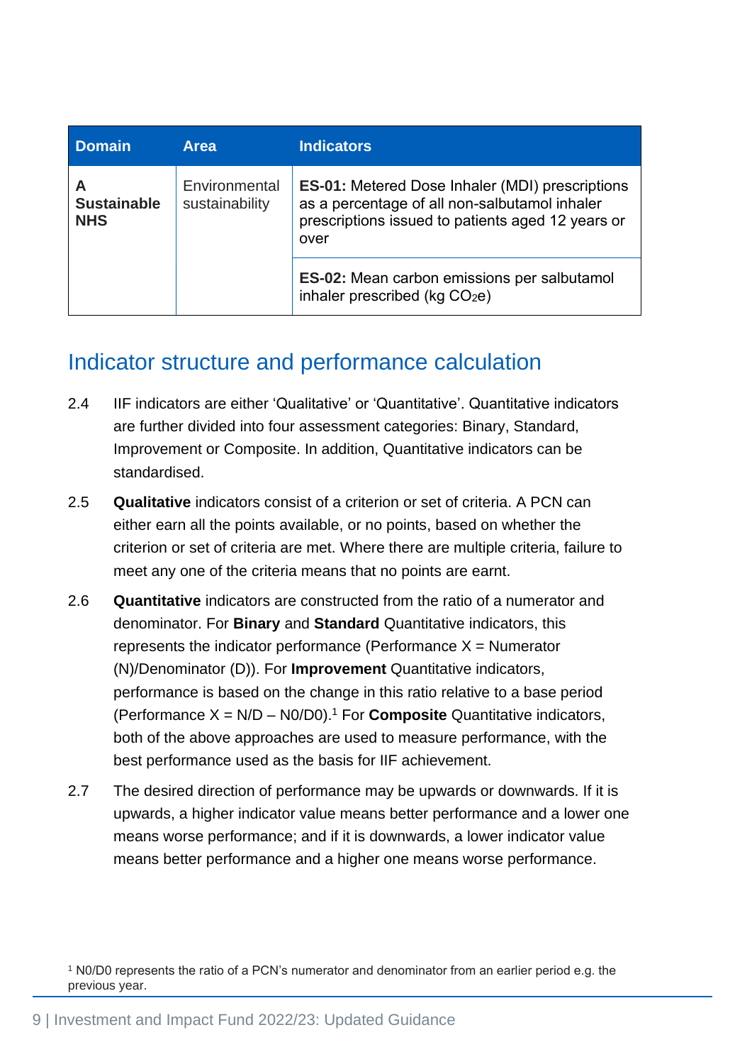| Domain | Area | Indicators |
|---|---|---|
| **A Sustainable NHS** | Environmental sustainability | **ES-01:** Metered Dose Inhaler (MDI) prescriptions as a percentage of all non-salbutamol inhaler prescriptions issued to patients aged 12 years or over |
| | | **ES-02:** Mean carbon emissions per salbutamol inhaler prescribed (kg $CO_2$e) |

## Indicator structure and performance calculation

2.4 IIF indicators are either 'Qualitative' or 'Quantitative'. Quantitative indicators are further divided into four assessment categories: Binary, Standard, Improvement or Composite. In addition, Quantitative indicators can be standardised.

2.5 **Qualitative** indicators consist of a criterion or set of criteria. A PCN can either earn all the points available, or no points, based on whether the criterion or set of criteria are met. Where there are multiple criteria, failure to meet any one of the criteria means that no points are earnt.

2.6 **Quantitative** indicators are constructed from the ratio of a numerator and denominator. For **Binary** and **Standard** Quantitative indicators, this represents the indicator performance (Performance X = Numerator (N)/Denominator (D)). For **Improvement** Quantitative indicators, performance is based on the change in this ratio relative to a base period (Performance X = N/D – N0/D0).[1] For **Composite** Quantitative indicators, both of the above approaches are used to measure performance, with the best performance used as the basis for IIF achievement.

2.7 The desired direction of performance may be upwards or downwards. If it is upwards, a higher indicator value means better performance and a lower one means worse performance; and if it is downwards, a lower indicator value means better performance and a higher one means worse performance.

[1] N0/D0 represents the ratio of a PCN's numerator and denominator from an earlier period e.g. the previous year.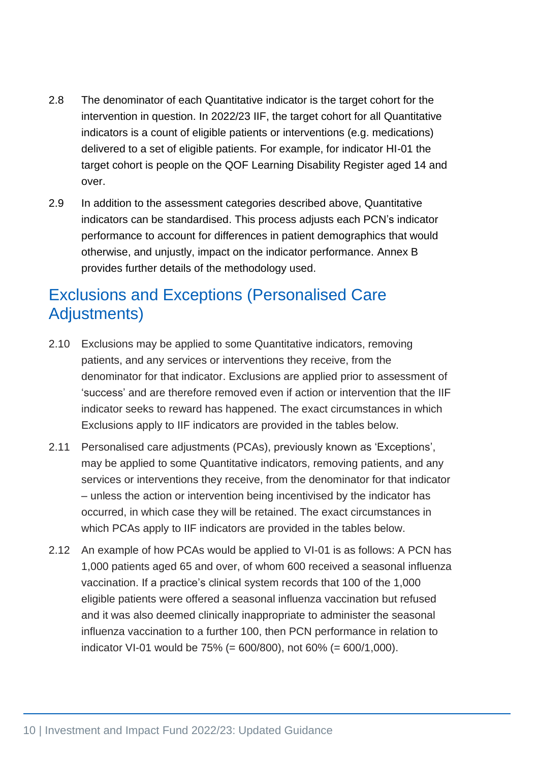2.8 The denominator of each Quantitative indicator is the target cohort for the intervention in question. In 2022/23 IIF, the target cohort for all Quantitative indicators is a count of eligible patients or interventions (e.g. medications) delivered to a set of eligible patients. For example, for indicator HI-01 the target cohort is people on the QOF Learning Disability Register aged 14 and over.

2.9 In addition to the assessment categories described above, Quantitative indicators can be standardised. This process adjusts each PCN's indicator performance to account for differences in patient demographics that would otherwise, and unjustly, impact on the indicator performance. Annex B provides further details of the methodology used.

## Exclusions and Exceptions (Personalised Care Adjustments)

2.10 Exclusions may be applied to some Quantitative indicators, removing patients, and any services or interventions they receive, from the denominator for that indicator. Exclusions are applied prior to assessment of 'success' and are therefore removed even if action or intervention that the IIF indicator seeks to reward has happened. The exact circumstances in which Exclusions apply to IIF indicators are provided in the tables below.

2.11 Personalised care adjustments (PCAs), previously known as 'Exceptions', may be applied to some Quantitative indicators, removing patients, and any services or interventions they receive, from the denominator for that indicator – unless the action or intervention being incentivised by the indicator has occurred, in which case they will be retained. The exact circumstances in which PCAs apply to IIF indicators are provided in the tables below.

2.12 An example of how PCAs would be applied to VI-01 is as follows: A PCN has 1,000 patients aged 65 and over, of whom 600 received a seasonal influenza vaccination. If a practice's clinical system records that 100 of the 1,000 eligible patients were offered a seasonal influenza vaccination but refused and it was also deemed clinically inappropriate to administer the seasonal influenza vaccination to a further 100, then PCN performance in relation to indicator VI-01 would be 75% (= 600/800), not 60% (= 600/1,000).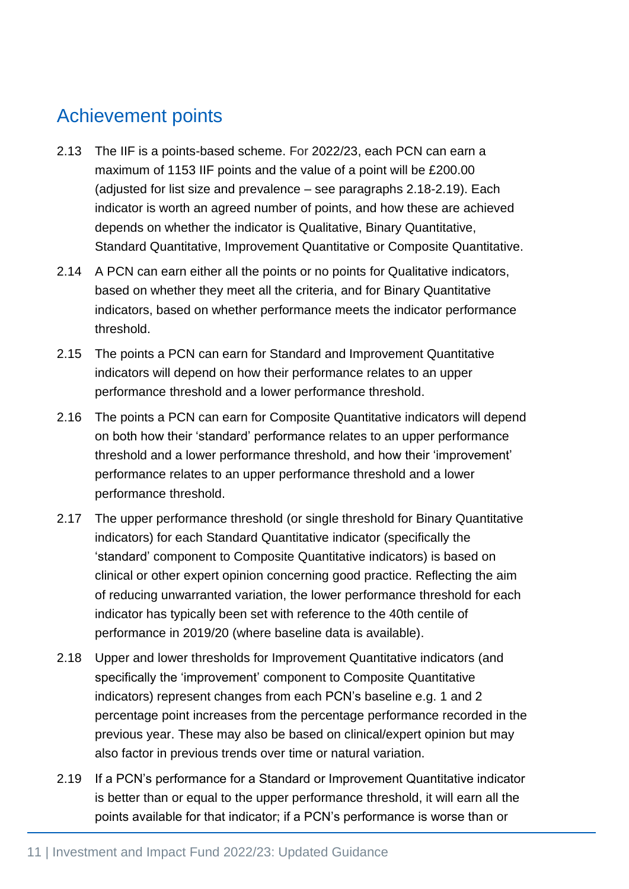## Achievement points

2.13 The IIF is a points-based scheme. For 2022/23, each PCN can earn a maximum of 1153 IIF points and the value of a point will be £200.00 (adjusted for list size and prevalence – see paragraphs 2.18-2.19). Each indicator is worth an agreed number of points, and how these are achieved depends on whether the indicator is Qualitative, Binary Quantitative, Standard Quantitative, Improvement Quantitative or Composite Quantitative.

2.14 A PCN can earn either all the points or no points for Qualitative indicators, based on whether they meet all the criteria, and for Binary Quantitative indicators, based on whether performance meets the indicator performance threshold.

2.15 The points a PCN can earn for Standard and Improvement Quantitative indicators will depend on how their performance relates to an upper performance threshold and a lower performance threshold.

2.16 The points a PCN can earn for Composite Quantitative indicators will depend on both how their 'standard' performance relates to an upper performance threshold and a lower performance threshold, and how their 'improvement' performance relates to an upper performance threshold and a lower performance threshold.

2.17 The upper performance threshold (or single threshold for Binary Quantitative indicators) for each Standard Quantitative indicator (specifically the 'standard' component to Composite Quantitative indicators) is based on clinical or other expert opinion concerning good practice. Reflecting the aim of reducing unwarranted variation, the lower performance threshold for each indicator has typically been set with reference to the 40th centile of performance in 2019/20 (where baseline data is available).

2.18 Upper and lower thresholds for Improvement Quantitative indicators (and specifically the 'improvement' component to Composite Quantitative indicators) represent changes from each PCN's baseline e.g. 1 and 2 percentage point increases from the percentage performance recorded in the previous year. These may also be based on clinical/expert opinion but may also factor in previous trends over time or natural variation.

2.19 If a PCN's performance for a Standard or Improvement Quantitative indicator is better than or equal to the upper performance threshold, it will earn all the points available for that indicator; if a PCN's performance is worse than or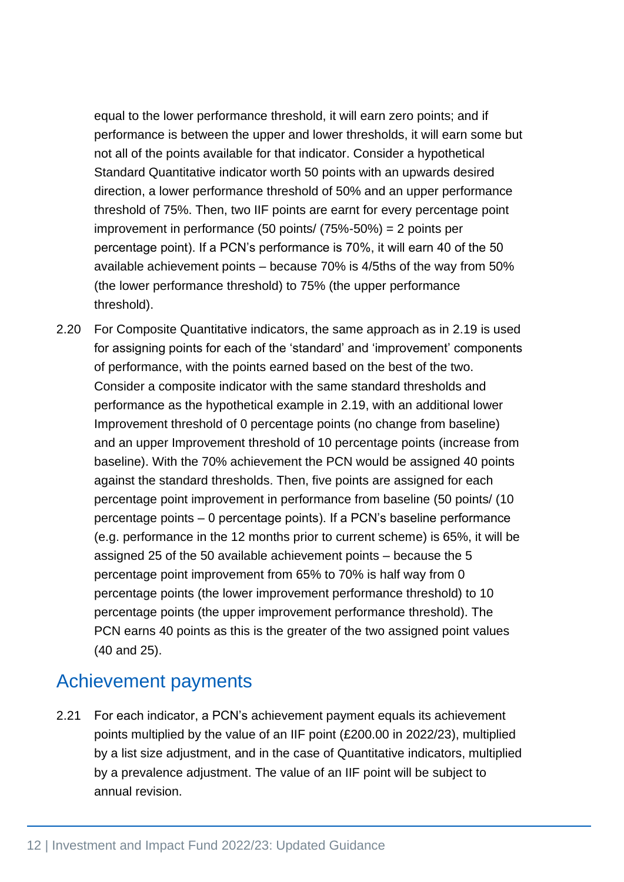equal to the lower performance threshold, it will earn zero points; and if performance is between the upper and lower thresholds, it will earn some but not all of the points available for that indicator. Consider a hypothetical Standard Quantitative indicator worth 50 points with an upwards desired direction, a lower performance threshold of 50% and an upper performance threshold of 75%. Then, two IIF points are earnt for every percentage point improvement in performance (50 points/ (75%-50%) = 2 points per percentage point). If a PCN's performance is 70%, it will earn 40 of the 50 available achievement points – because 70% is 4/5ths of the way from 50% (the lower performance threshold) to 75% (the upper performance threshold).

2.20 For Composite Quantitative indicators, the same approach as in 2.19 is used for assigning points for each of the 'standard' and 'improvement' components of performance, with the points earned based on the best of the two. Consider a composite indicator with the same standard thresholds and performance as the hypothetical example in 2.19, with an additional lower Improvement threshold of 0 percentage points (no change from baseline) and an upper Improvement threshold of 10 percentage points (increase from baseline). With the 70% achievement the PCN would be assigned 40 points against the standard thresholds. Then, five points are assigned for each percentage point improvement in performance from baseline (50 points/ (10 percentage points – 0 percentage points). If a PCN's baseline performance (e.g. performance in the 12 months prior to current scheme) is 65%, it will be assigned 25 of the 50 available achievement points – because the 5 percentage point improvement from 65% to 70% is half way from 0 percentage points (the lower improvement performance threshold) to 10 percentage points (the upper improvement performance threshold). The PCN earns 40 points as this is the greater of the two assigned point values (40 and 25).

## Achievement payments

2.21 For each indicator, a PCN's achievement payment equals its achievement points multiplied by the value of an IIF point (£200.00 in 2022/23), multiplied by a list size adjustment, and in the case of Quantitative indicators, multiplied by a prevalence adjustment. The value of an IIF point will be subject to annual revision.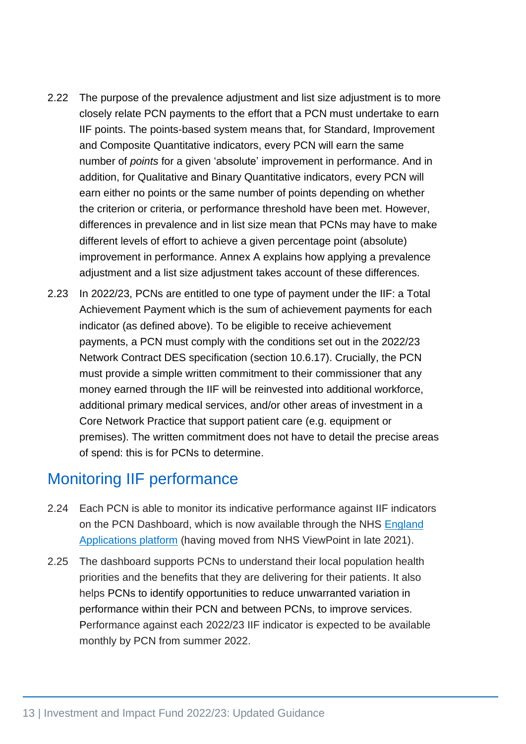2.22 The purpose of the prevalence adjustment and list size adjustment is to more closely relate PCN payments to the effort that a PCN must undertake to earn IIF points. The points-based system means that, for Standard, Improvement and Composite Quantitative indicators, every PCN will earn the same number of *points* for a given 'absolute' improvement in performance. And in addition, for Qualitative and Binary Quantitative indicators, every PCN will earn either no points or the same number of points depending on whether the criterion or criteria, or performance threshold have been met. However, differences in prevalence and in list size mean that PCNs may have to make different levels of effort to achieve a given percentage point (absolute) improvement in performance. Annex A explains how applying a prevalence adjustment and a list size adjustment takes account of these differences.

2.23 In 2022/23, PCNs are entitled to one type of payment under the IIF: a Total Achievement Payment which is the sum of achievement payments for each indicator (as defined above). To be eligible to receive achievement payments, a PCN must comply with the conditions set out in the 2022/23 Network Contract DES specification (section 10.6.17). Crucially, the PCN must provide a simple written commitment to their commissioner that any money earned through the IIF will be reinvested into additional workforce, additional primary medical services, and/or other areas of investment in a Core Network Practice that support patient care (e.g. equipment or premises). The written commitment does not have to detail the precise areas of spend: this is for PCNs to determine.

## Monitoring IIF performance

2.24 Each PCN is able to monitor its indicative performance against IIF indicators on the PCN Dashboard, which is now available through the NHS England Applications platform (having moved from NHS ViewPoint in late 2021).

2.25 The dashboard supports PCNs to understand their local population health priorities and the benefits that they are delivering for their patients. It also helps PCNs to identify opportunities to reduce unwarranted variation in performance within their PCN and between PCNs, to improve services. Performance against each 2022/23 IIF indicator is expected to be available monthly by PCN from summer 2022.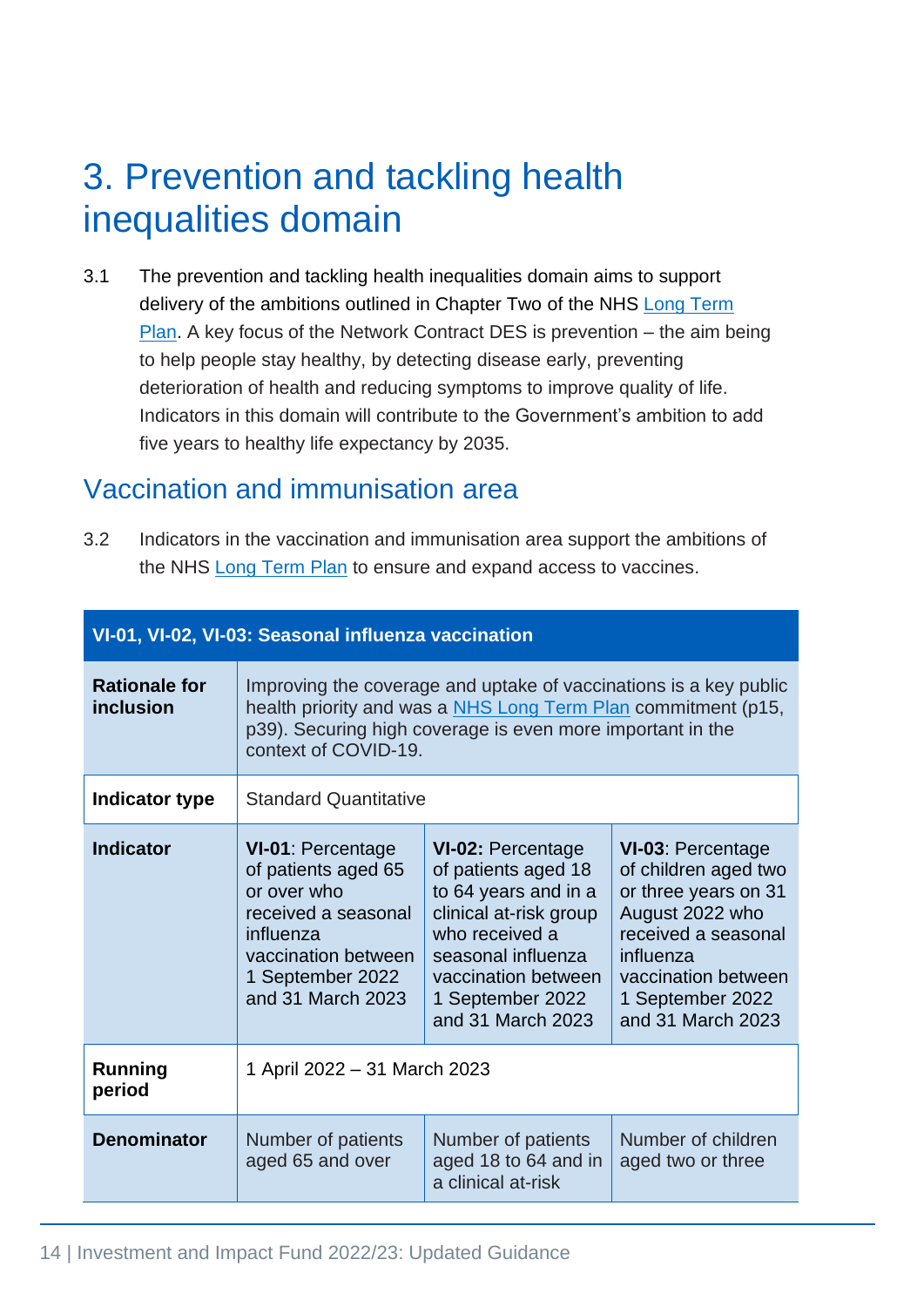# 3. Prevention and tackling health inequalities domain

3.1 The prevention and tackling health inequalities domain aims to support delivery of the ambitions outlined in Chapter Two of the NHS Long Term Plan. A key focus of the Network Contract DES is prevention – the aim being to help people stay healthy, by detecting disease early, preventing deterioration of health and reducing symptoms to improve quality of life. Indicators in this domain will contribute to the Government's ambition to add five years to healthy life expectancy by 2035.

## Vaccination and immunisation area

3.2 Indicators in the vaccination and immunisation area support the ambitions of the NHS Long Term Plan to ensure and expand access to vaccines.

| **VI-01, VI-02, VI-03: Seasonal influenza vaccination** | | | |
|---|---|---|---|
| **Rationale for inclusion** | Improving the coverage and uptake of vaccinations is a key public health priority and was a NHS Long Term Plan commitment (p15, p39). Securing high coverage is even more important in the context of COVID-19. | | |
| **Indicator type** | Standard Quantitative | | |
| **Indicator** | **VI-01**: Percentage of patients aged 65 or over who received a seasonal influenza vaccination between 1 September 2022 and 31 March 2023 | **VI-02:** Percentage of patients aged 18 to 64 years and in a clinical at-risk group who received a seasonal influenza vaccination between 1 September 2022 and 31 March 2023 | **VI-03**: Percentage of children aged two or three years on 31 August 2022 who received a seasonal influenza vaccination between 1 September 2022 and 31 March 2023 |
| **Running period** | 1 April 2022 – 31 March 2023 | | |
| **Denominator** | Number of patients aged 65 and over | Number of patients aged 18 to 64 and in a clinical at-risk | Number of children aged two or three |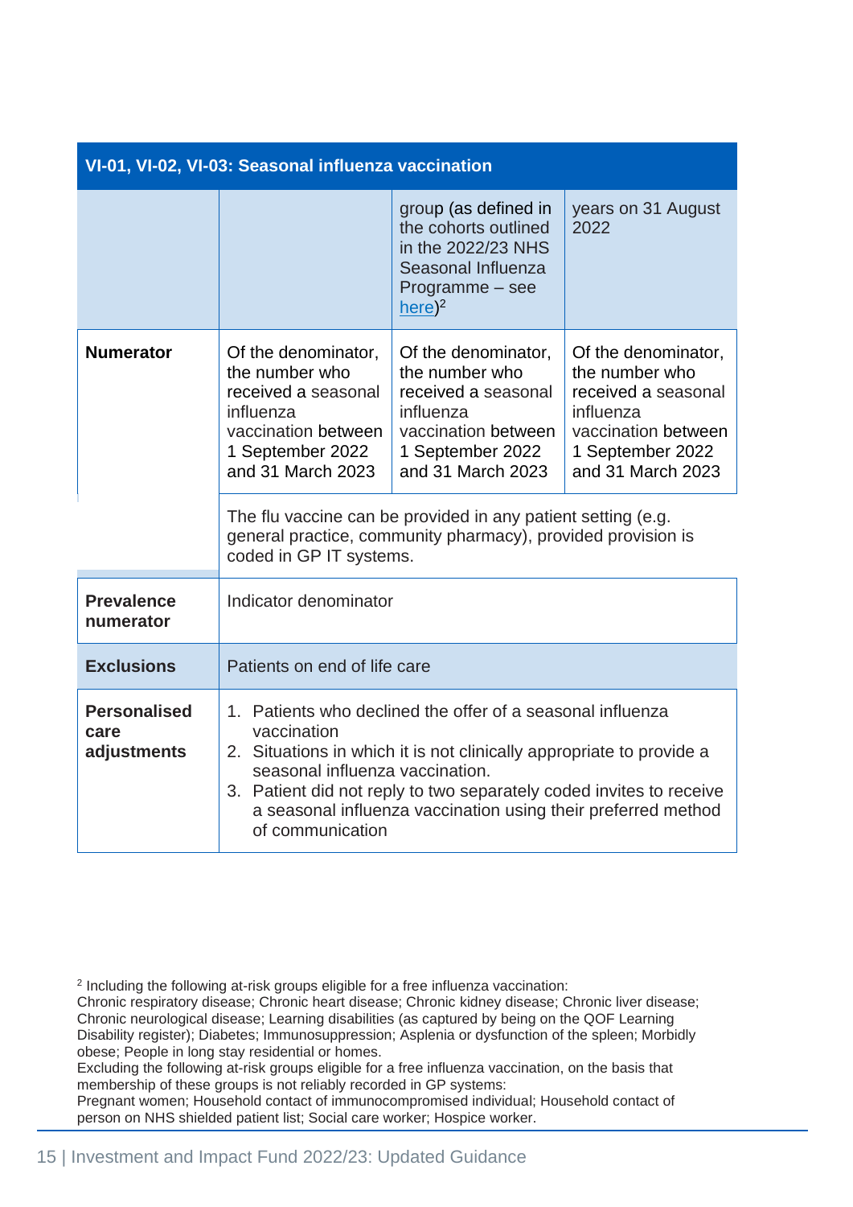| VI-01, VI-02, VI-03: Seasonal influenza vaccination | | | |
|---|---|---|---|
| | | group (as defined in the cohorts outlined in the 2022/23 NHS Seasonal Influenza Programme – see here)[2] | years on 31 August 2022 |
| **Numerator** | Of the denominator, the number who received a seasonal influenza vaccination between 1 September 2022 and 31 March 2023 | Of the denominator, the number who received a seasonal influenza vaccination between 1 September 2022 and 31 March 2023 | Of the denominator, the number who received a seasonal influenza vaccination between 1 September 2022 and 31 March 2023 |
| | The flu vaccine can be provided in any patient setting (e.g. general practice, community pharmacy), provided provision is coded in GP IT systems. | | |
| **Prevalence numerator** | Indicator denominator | | |
| **Exclusions** | Patients on end of life care | | |
| **Personalised care adjustments** | 1. Patients who declined the offer of a seasonal influenza vaccination<br>2. Situations in which it is not clinically appropriate to provide a seasonal influenza vaccination.<br>3. Patient did not reply to two separately coded invites to receive a seasonal influenza vaccination using their preferred method of communication | | |

[2] Including the following at-risk groups eligible for a free influenza vaccination:
Chronic respiratory disease; Chronic heart disease; Chronic kidney disease; Chronic liver disease; Chronic neurological disease; Learning disabilities (as captured by being on the QOF Learning Disability register); Diabetes; Immunosuppression; Asplenia or dysfunction of the spleen; Morbidly obese; People in long stay residential or homes.
Excluding the following at-risk groups eligible for a free influenza vaccination, on the basis that membership of these groups is not reliably recorded in GP systems:
Pregnant women; Household contact of immunocompromised individual; Household contact of person on NHS shielded patient list; Social care worker; Hospice worker.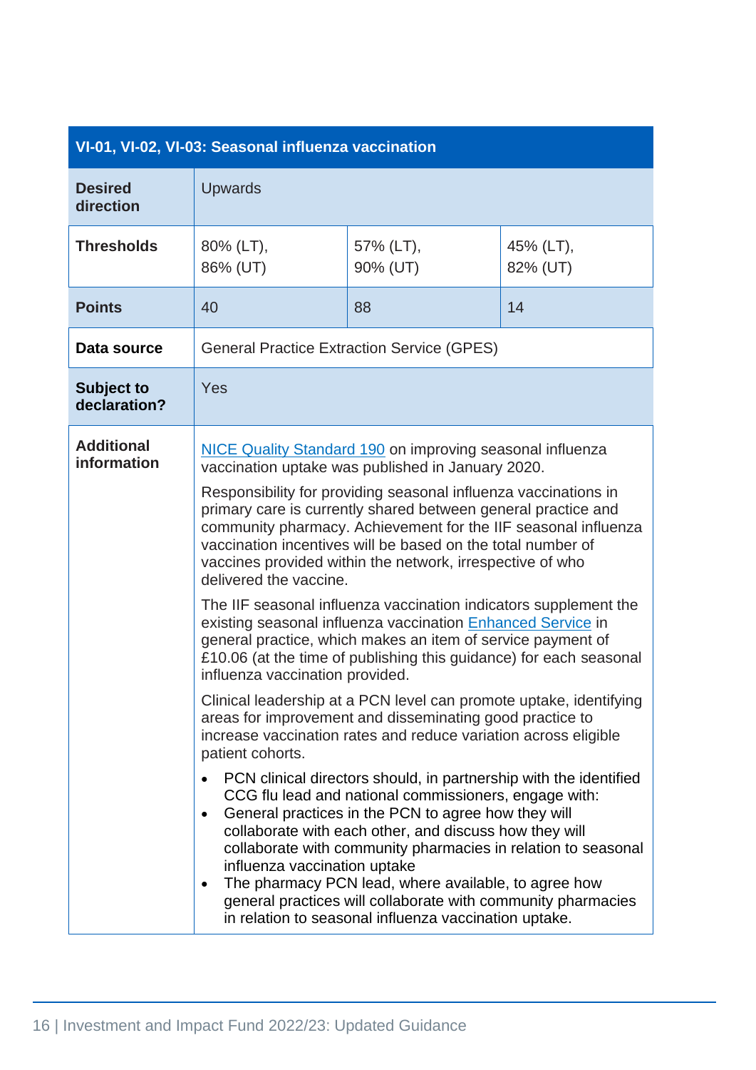| VI-01, VI-02, VI-03: Seasonal influenza vaccination | | | |
|---|---|---|---|
| **Desired direction** | Upwards | | |
| **Thresholds** | 80% (LT), 86% (UT) | 57% (LT), 90% (UT) | 45% (LT), 82% (UT) |
| **Points** | 40 | 88 | 14 |
| **Data source** | General Practice Extraction Service (GPES) | | |
| **Subject to declaration?** | Yes | | |
| **Additional information** | NICE Quality Standard 190 on improving seasonal influenza vaccination uptake was published in January 2020.<br><br>Responsibility for providing seasonal influenza vaccinations in primary care is currently shared between general practice and community pharmacy. Achievement for the IIF seasonal influenza vaccination incentives will be based on the total number of vaccines provided within the network, irrespective of who delivered the vaccine.<br><br>The IIF seasonal influenza vaccination indicators supplement the existing seasonal influenza vaccination Enhanced Service in general practice, which makes an item of service payment of £10.06 (at the time of publishing this guidance) for each seasonal influenza vaccination provided.<br><br>Clinical leadership at a PCN level can promote uptake, identifying areas for improvement and disseminating good practice to increase vaccination rates and reduce variation across eligible patient cohorts.<br><br>• PCN clinical directors should, in partnership with the identified CCG flu lead and national commissioners, engage with:<br>• General practices in the PCN to agree how they will collaborate with each other, and discuss how they will collaborate with community pharmacies in relation to seasonal influenza vaccination uptake<br>• The pharmacy PCN lead, where available, to agree how general practices will collaborate with community pharmacies in relation to seasonal influenza vaccination uptake. | | |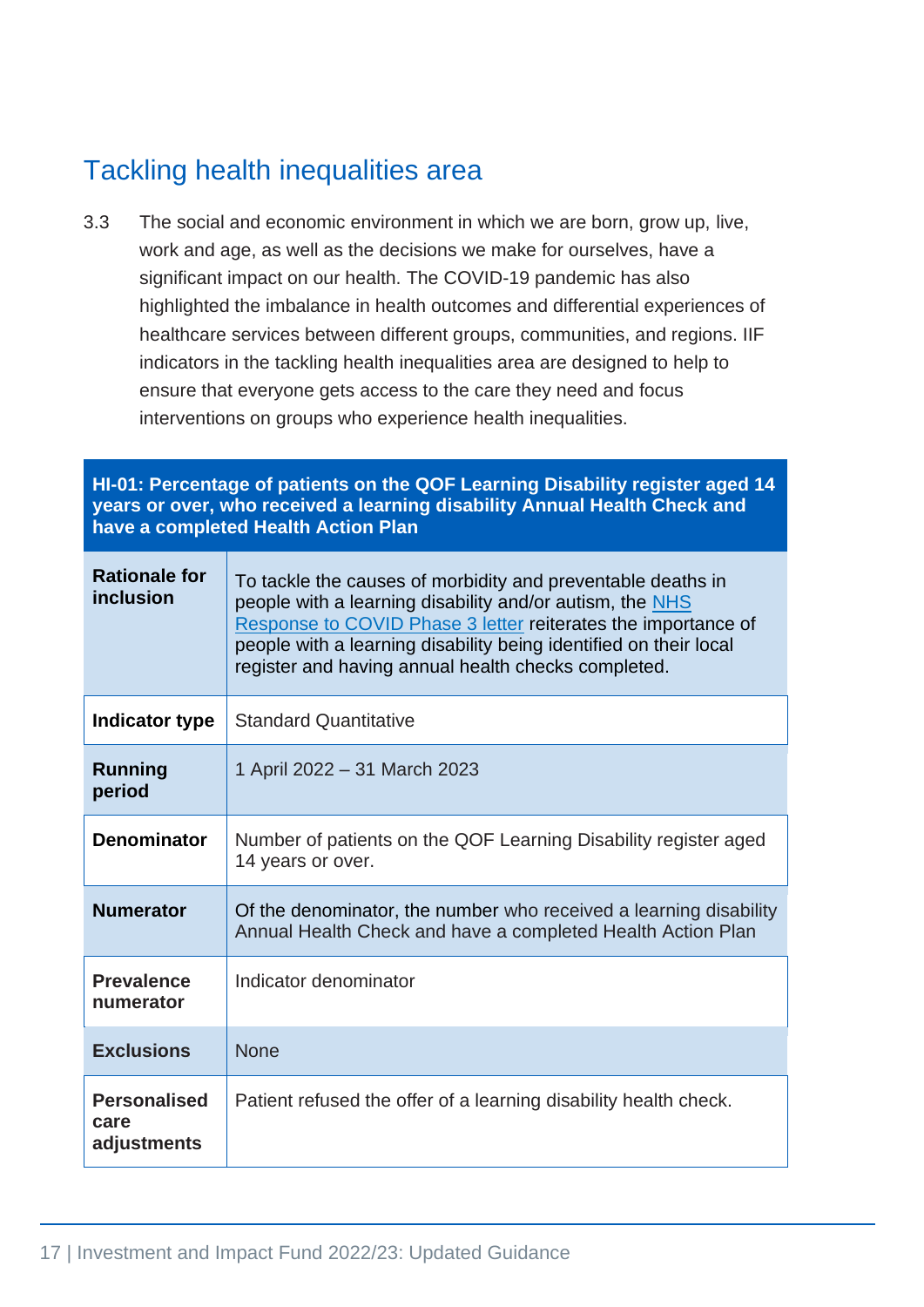## Tackling health inequalities area

3.3 The social and economic environment in which we are born, grow up, live, work and age, as well as the decisions we make for ourselves, have a significant impact on our health. The COVID-19 pandemic has also highlighted the imbalance in health outcomes and differential experiences of healthcare services between different groups, communities, and regions. IIF indicators in the tackling health inequalities area are designed to help to ensure that everyone gets access to the care they need and focus interventions on groups who experience health inequalities.

| **HI-01: Percentage of patients on the QOF Learning Disability register aged 14 years or over, who received a learning disability Annual Health Check and have a completed Health Action Plan** | |
|---|---|
| **Rationale for inclusion** | To tackle the causes of morbidity and preventable deaths in people with a learning disability and/or autism, the NHS Response to COVID Phase 3 letter reiterates the importance of people with a learning disability being identified on their local register and having annual health checks completed. |
| **Indicator type** | Standard Quantitative |
| **Running period** | 1 April 2022 – 31 March 2023 |
| **Denominator** | Number of patients on the QOF Learning Disability register aged 14 years or over. |
| **Numerator** | Of the denominator, the number who received a learning disability Annual Health Check and have a completed Health Action Plan |
| **Prevalence numerator** | Indicator denominator |
| **Exclusions** | None |
| **Personalised care adjustments** | Patient refused the offer of a learning disability health check. |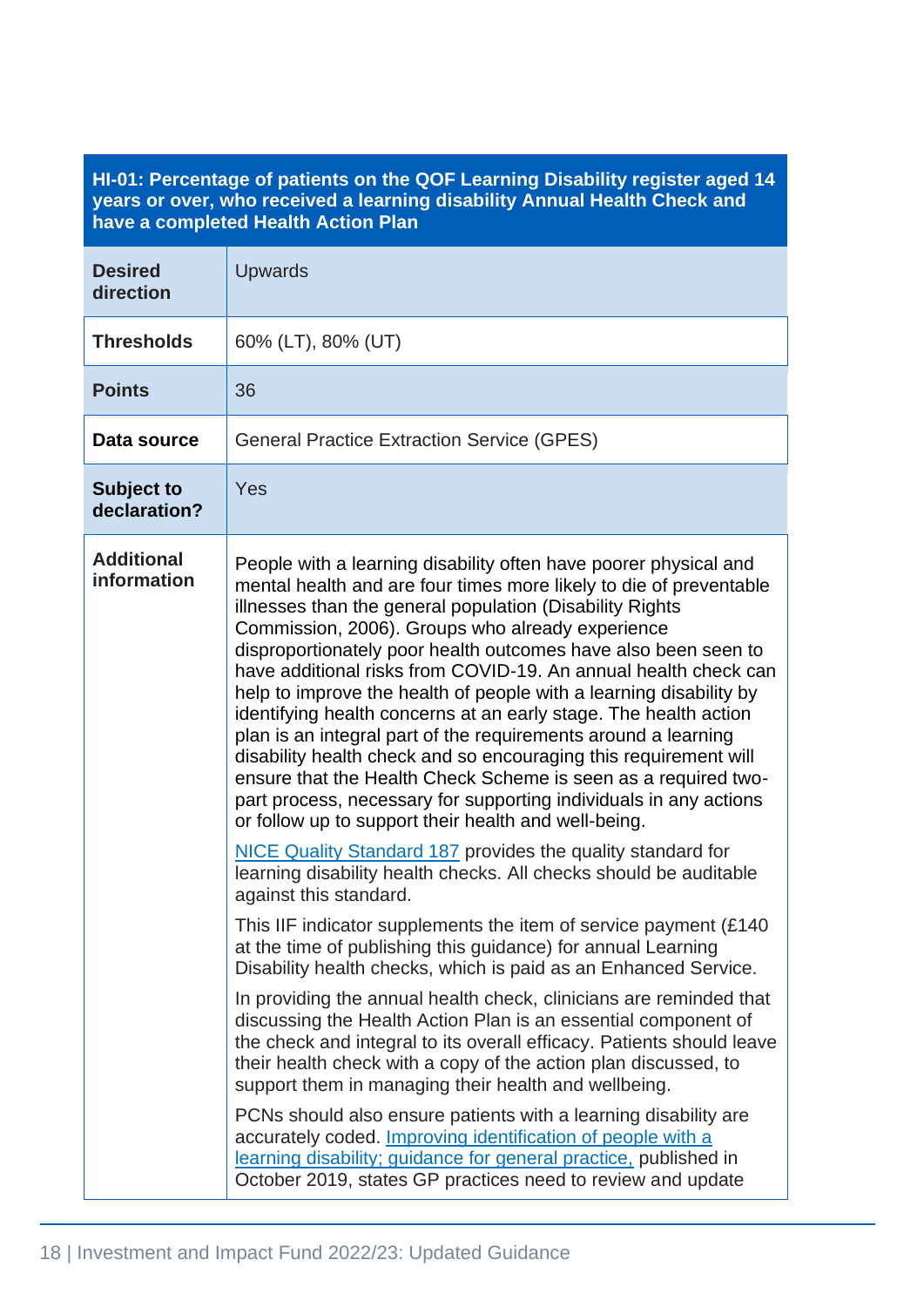| HI-01: Percentage of patients on the QOF Learning Disability register aged 14 years or over, who received a learning disability Annual Health Check and have a completed Health Action Plan | |
|---|---|
| **Desired direction** | Upwards |
| **Thresholds** | 60% (LT), 80% (UT) |
| **Points** | 36 |
| **Data source** | General Practice Extraction Service (GPES) |
| **Subject to declaration?** | Yes |
| **Additional information** | People with a learning disability often have poorer physical and mental health and are four times more likely to die of preventable illnesses than the general population (Disability Rights Commission, 2006). Groups who already experience disproportionately poor health outcomes have also been seen to have additional risks from COVID-19. An annual health check can help to improve the health of people with a learning disability by identifying health concerns at an early stage. The health action plan is an integral part of the requirements around a learning disability health check and so encouraging this requirement will ensure that the Health Check Scheme is seen as a required two-part process, necessary for supporting individuals in any actions or follow up to support their health and well-being.<br><br>NICE Quality Standard 187 provides the quality standard for learning disability health checks. All checks should be auditable against this standard.<br><br>This IIF indicator supplements the item of service payment (£140 at the time of publishing this guidance) for annual Learning Disability health checks, which is paid as an Enhanced Service.<br><br>In providing the annual health check, clinicians are reminded that discussing the Health Action Plan is an essential component of the check and integral to its overall efficacy. Patients should leave their health check with a copy of the action plan discussed, to support them in managing their health and wellbeing.<br><br>PCNs should also ensure patients with a learning disability are accurately coded. Improving identification of people with a learning disability; guidance for general practice, published in October 2019, states GP practices need to review and update |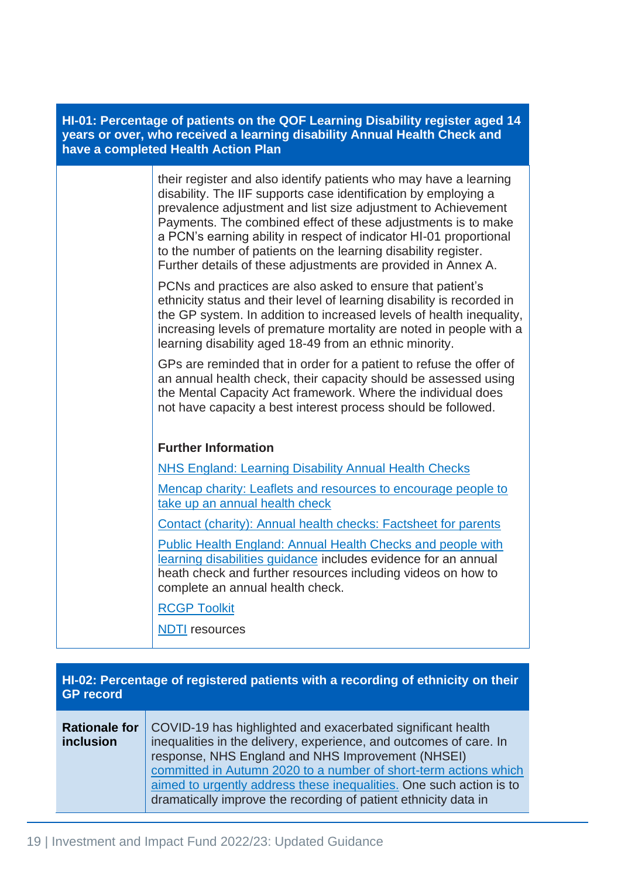| HI-01: Percentage of patients on the QOF Learning Disability register aged 14 years or over, who received a learning disability Annual Health Check and have a completed Health Action Plan | |
|---|---|
| | their register and also identify patients who may have a learning disability. The IIF supports case identification by employing a prevalence adjustment and list size adjustment to Achievement Payments. The combined effect of these adjustments is to make a PCN's earning ability in respect of indicator HI-01 proportional to the number of patients on the learning disability register. Further details of these adjustments are provided in Annex A.<br><br>PCNs and practices are also asked to ensure that patient's ethnicity status and their level of learning disability is recorded in the GP system. In addition to increased levels of health inequality, increasing levels of premature mortality are noted in people with a learning disability aged 18-49 from an ethnic minority.<br><br>GPs are reminded that in order for a patient to refuse the offer of an annual health check, their capacity should be assessed using the Mental Capacity Act framework. Where the individual does not have capacity a best interest process should be followed.<br><br>**Further Information**<br><br>NHS England: Learning Disability Annual Health Checks<br><br>Mencap charity: Leaflets and resources to encourage people to take up an annual health check<br><br>Contact (charity): Annual health checks: Factsheet for parents<br><br>Public Health England: Annual Health Checks and people with learning disabilities guidance includes evidence for an annual heath check and further resources including videos on how to complete an annual health check.<br><br>RCGP Toolkit<br><br>NDTI resources |

| HI-02: Percentage of registered patients with a recording of ethnicity on their GP record | |
|---|---|
| **Rationale for inclusion** | COVID-19 has highlighted and exacerbated significant health inequalities in the delivery, experience, and outcomes of care. In response, NHS England and NHS Improvement (NHSEI) committed in Autumn 2020 to a number of short-term actions which aimed to urgently address these inequalities. One such action is to dramatically improve the recording of patient ethnicity data in |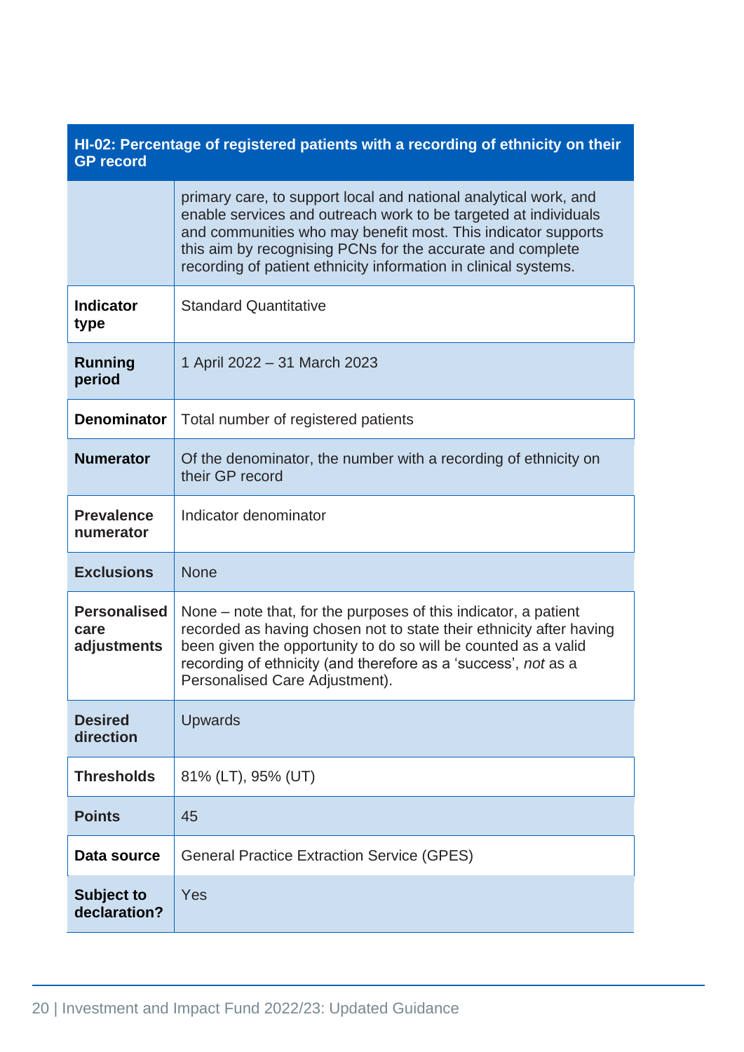| HI-02: Percentage of registered patients with a recording of ethnicity on their GP record | |
|---|---|
| | primary care, to support local and national analytical work, and enable services and outreach work to be targeted at individuals and communities who may benefit most. This indicator supports this aim by recognising PCNs for the accurate and complete recording of patient ethnicity information in clinical systems. |
| **Indicator type** | Standard Quantitative |
| **Running period** | 1 April 2022 – 31 March 2023 |
| **Denominator** | Total number of registered patients |
| **Numerator** | Of the denominator, the number with a recording of ethnicity on their GP record |
| **Prevalence numerator** | Indicator denominator |
| **Exclusions** | None |
| **Personalised care adjustments** | None – note that, for the purposes of this indicator, a patient recorded as having chosen not to state their ethnicity after having been given the opportunity to do so will be counted as a valid recording of ethnicity (and therefore as a 'success', *not* as a Personalised Care Adjustment). |
| **Desired direction** | Upwards |
| **Thresholds** | 81% (LT), 95% (UT) |
| **Points** | 45 |
| **Data source** | General Practice Extraction Service (GPES) |
| **Subject to declaration?** | Yes |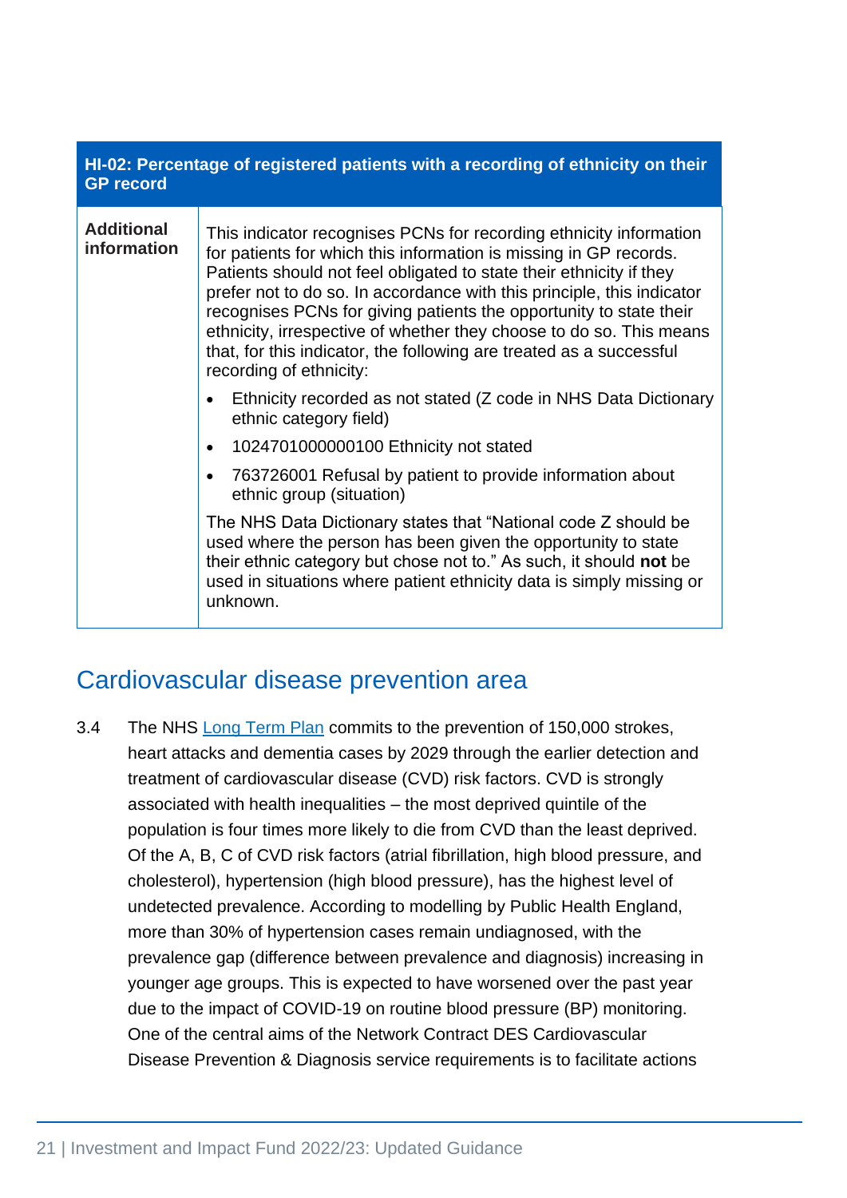| HI-02: Percentage of registered patients with a recording of ethnicity on their GP record | |
|---|---|
| **Additional information** | This indicator recognises PCNs for recording ethnicity information for patients for which this information is missing in GP records. Patients should not feel obligated to state their ethnicity if they prefer not to do so. In accordance with this principle, this indicator recognises PCNs for giving patients the opportunity to state their ethnicity, irrespective of whether they choose to do so. This means that, for this indicator, the following are treated as a successful recording of ethnicity:<br>• Ethnicity recorded as not stated (Z code in NHS Data Dictionary ethnic category field)<br>• 1024701000000100 Ethnicity not stated<br>• 763726001 Refusal by patient to provide information about ethnic group (situation)<br>The NHS Data Dictionary states that "National code Z should be used where the person has been given the opportunity to state their ethnic category but chose not to." As such, it should **not** be used in situations where patient ethnicity data is simply missing or unknown. |

## Cardiovascular disease prevention area

3.4 The NHS Long Term Plan commits to the prevention of 150,000 strokes, heart attacks and dementia cases by 2029 through the earlier detection and treatment of cardiovascular disease (CVD) risk factors. CVD is strongly associated with health inequalities – the most deprived quintile of the population is four times more likely to die from CVD than the least deprived. Of the A, B, C of CVD risk factors (atrial fibrillation, high blood pressure, and cholesterol), hypertension (high blood pressure), has the highest level of undetected prevalence. According to modelling by Public Health England, more than 30% of hypertension cases remain undiagnosed, with the prevalence gap (difference between prevalence and diagnosis) increasing in younger age groups. This is expected to have worsened over the past year due to the impact of COVID-19 on routine blood pressure (BP) monitoring. One of the central aims of the Network Contract DES Cardiovascular Disease Prevention & Diagnosis service requirements is to facilitate actions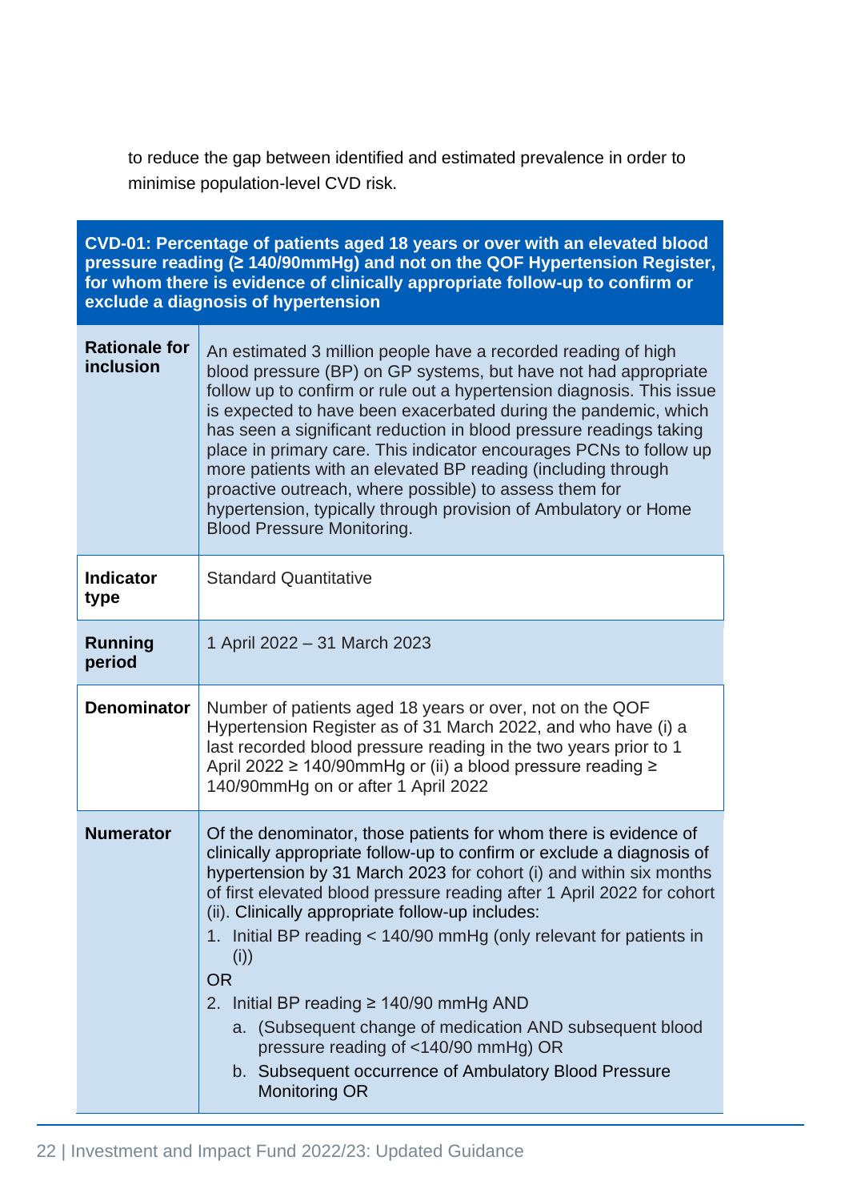to reduce the gap between identified and estimated prevalence in order to minimise population-level CVD risk.

| **CVD-01: Percentage of patients aged 18 years or over with an elevated blood pressure reading (≥ 140/90mmHg) and not on the QOF Hypertension Register, for whom there is evidence of clinically appropriate follow-up to confirm or exclude a diagnosis of hypertension** | |
|---|---|
| **Rationale for inclusion** | An estimated 3 million people have a recorded reading of high blood pressure (BP) on GP systems, but have not had appropriate follow up to confirm or rule out a hypertension diagnosis. This issue is expected to have been exacerbated during the pandemic, which has seen a significant reduction in blood pressure readings taking place in primary care. This indicator encourages PCNs to follow up more patients with an elevated BP reading (including through proactive outreach, where possible) to assess them for hypertension, typically through provision of Ambulatory or Home Blood Pressure Monitoring. |
| **Indicator type** | Standard Quantitative |
| **Running period** | 1 April 2022 – 31 March 2023 |
| **Denominator** | Number of patients aged 18 years or over, not on the QOF Hypertension Register as of 31 March 2022, and who have (i) a last recorded blood pressure reading in the two years prior to 1 April 2022 ≥ 140/90mmHg or (ii) a blood pressure reading ≥ 140/90mmHg on or after 1 April 2022 |
| **Numerator** | Of the denominator, those patients for whom there is evidence of clinically appropriate follow-up to confirm or exclude a diagnosis of hypertension by 31 March 2023 for cohort (i) and within six months of first elevated blood pressure reading after 1 April 2022 for cohort (ii). Clinically appropriate follow-up includes:<br>1. Initial BP reading < 140/90 mmHg (only relevant for patients in (i))<br>OR<br>2. Initial BP reading ≥ 140/90 mmHg AND<br>&nbsp;&nbsp;&nbsp;a. (Subsequent change of medication AND subsequent blood pressure reading of <140/90 mmHg) OR<br>&nbsp;&nbsp;&nbsp;b. Subsequent occurrence of Ambulatory Blood Pressure Monitoring OR |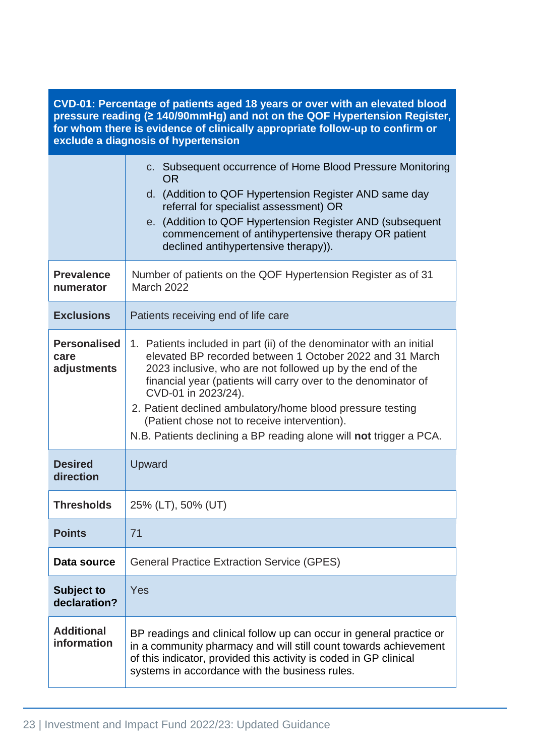| CVD-01: Percentage of patients aged 18 years or over with an elevated blood pressure reading (≥ 140/90mmHg) and not on the QOF Hypertension Register, for whom there is evidence of clinically appropriate follow-up to confirm or exclude a diagnosis of hypertension | |
|---|---|
| | c. Subsequent occurrence of Home Blood Pressure Monitoring OR<br>d. (Addition to QOF Hypertension Register AND same day referral for specialist assessment) OR<br>e. (Addition to QOF Hypertension Register AND (subsequent commencement of antihypertensive therapy OR patient declined antihypertensive therapy)). |
| **Prevalence numerator** | Number of patients on the QOF Hypertension Register as of 31 March 2022 |
| **Exclusions** | Patients receiving end of life care |
| **Personalised care adjustments** | 1. Patients included in part (ii) of the denominator with an initial elevated BP recorded between 1 October 2022 and 31 March 2023 inclusive, who are not followed up by the end of the financial year (patients will carry over to the denominator of CVD-01 in 2023/24).<br>2. Patient declined ambulatory/home blood pressure testing (Patient chose not to receive intervention).<br>N.B. Patients declining a BP reading alone will **not** trigger a PCA. |
| **Desired direction** | Upward |
| **Thresholds** | 25% (LT), 50% (UT) |
| **Points** | 71 |
| **Data source** | General Practice Extraction Service (GPES) |
| **Subject to declaration?** | Yes |
| **Additional information** | BP readings and clinical follow up can occur in general practice or in a community pharmacy and will still count towards achievement of this indicator, provided this activity is coded in GP clinical systems in accordance with the business rules. |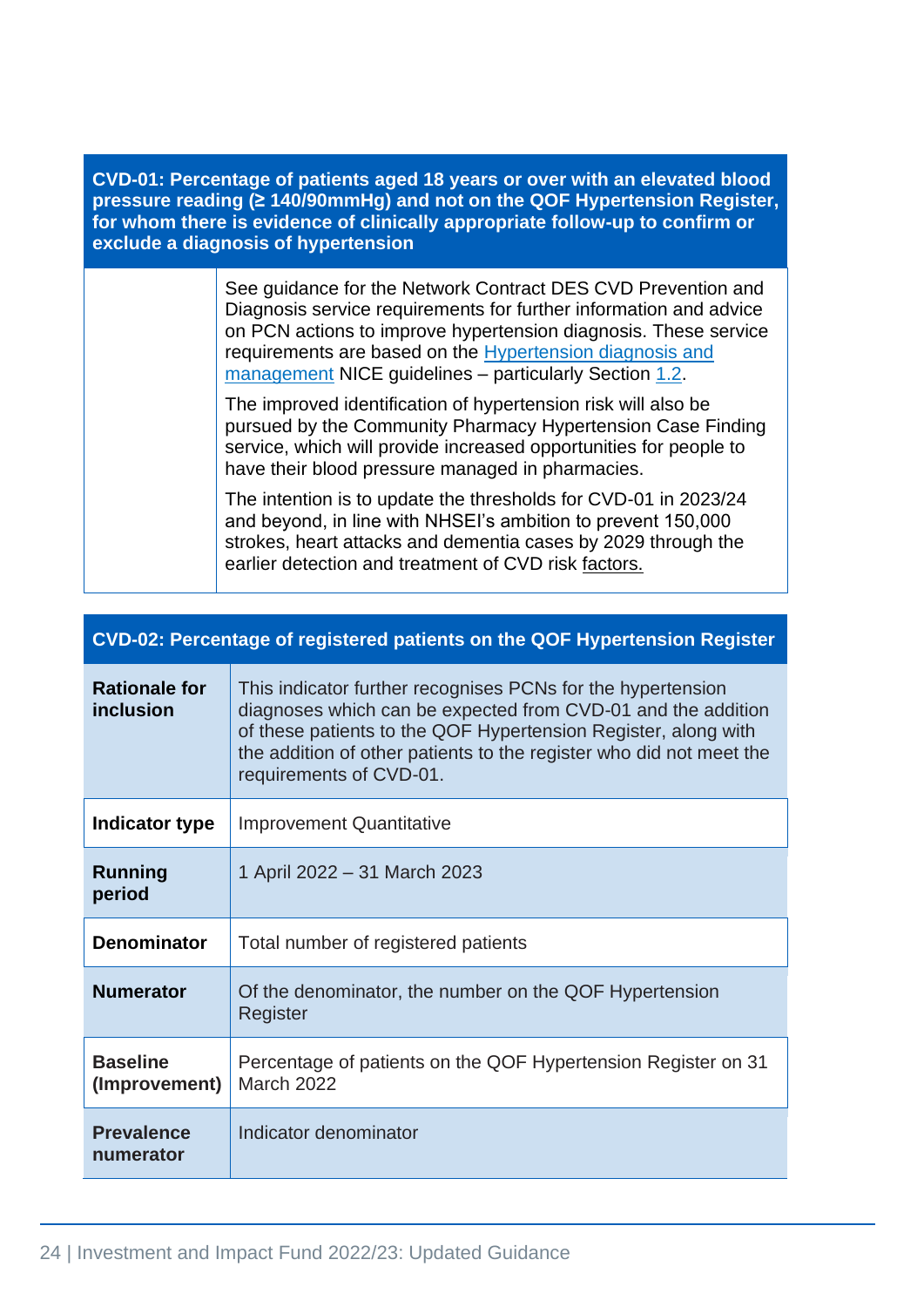| CVD-01: Percentage of patients aged 18 years or over with an elevated blood pressure reading (≥ 140/90mmHg) and not on the QOF Hypertension Register, for whom there is evidence of clinically appropriate follow-up to confirm or exclude a diagnosis of hypertension | |
|---|---|
| | See guidance for the Network Contract DES CVD Prevention and Diagnosis service requirements for further information and advice on PCN actions to improve hypertension diagnosis. These service requirements are based on the Hypertension diagnosis and management NICE guidelines – particularly Section 1.2.<br><br>The improved identification of hypertension risk will also be pursued by the Community Pharmacy Hypertension Case Finding service, which will provide increased opportunities for people to have their blood pressure managed in pharmacies.<br><br>The intention is to update the thresholds for CVD-01 in 2023/24 and beyond, in line with NHSEI's ambition to prevent 150,000 strokes, heart attacks and dementia cases by 2029 through the earlier detection and treatment of CVD risk factors. |

| CVD-02: Percentage of registered patients on the QOF Hypertension Register | |
|---|---|
| **Rationale for inclusion** | This indicator further recognises PCNs for the hypertension diagnoses which can be expected from CVD-01 and the addition of these patients to the QOF Hypertension Register, along with the addition of other patients to the register who did not meet the requirements of CVD-01. |
| **Indicator type** | Improvement Quantitative |
| **Running period** | 1 April 2022 – 31 March 2023 |
| **Denominator** | Total number of registered patients |
| **Numerator** | Of the denominator, the number on the QOF Hypertension Register |
| **Baseline (Improvement)** | Percentage of patients on the QOF Hypertension Register on 31 March 2022 |
| **Prevalence numerator** | Indicator denominator |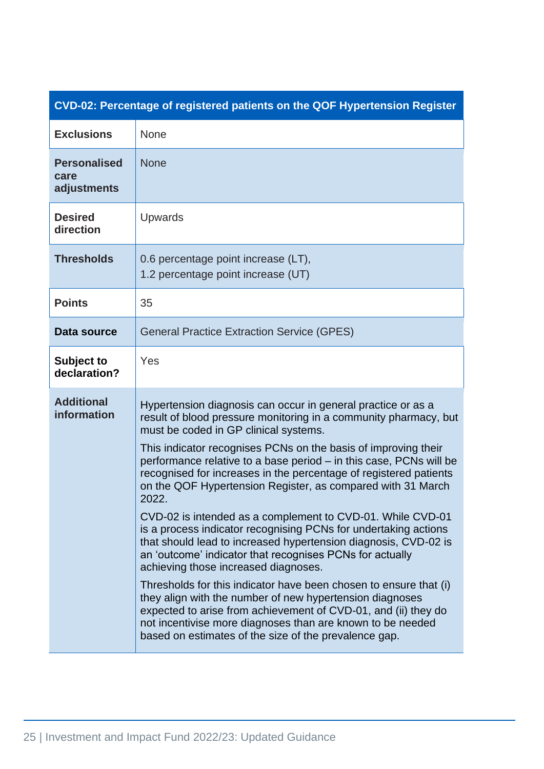| CVD-02: Percentage of registered patients on the QOF Hypertension Register | |
|---|---|
| **Exclusions** | None |
| **Personalised care adjustments** | None |
| **Desired direction** | Upwards |
| **Thresholds** | 0.6 percentage point increase (LT),<br>1.2 percentage point increase (UT) |
| **Points** | 35 |
| **Data source** | General Practice Extraction Service (GPES) |
| **Subject to declaration?** | Yes |
| **Additional information** | Hypertension diagnosis can occur in general practice or as a result of blood pressure monitoring in a community pharmacy, but must be coded in GP clinical systems.<br><br>This indicator recognises PCNs on the basis of improving their performance relative to a base period – in this case, PCNs will be recognised for increases in the percentage of registered patients on the QOF Hypertension Register, as compared with 31 March 2022.<br><br>CVD-02 is intended as a complement to CVD-01. While CVD-01 is a process indicator recognising PCNs for undertaking actions that should lead to increased hypertension diagnosis, CVD-02 is an 'outcome' indicator that recognises PCNs for actually achieving those increased diagnoses.<br><br>Thresholds for this indicator have been chosen to ensure that (i) they align with the number of new hypertension diagnoses expected to arise from achievement of CVD-01, and (ii) they do not incentivise more diagnoses than are known to be needed based on estimates of the size of the prevalence gap. |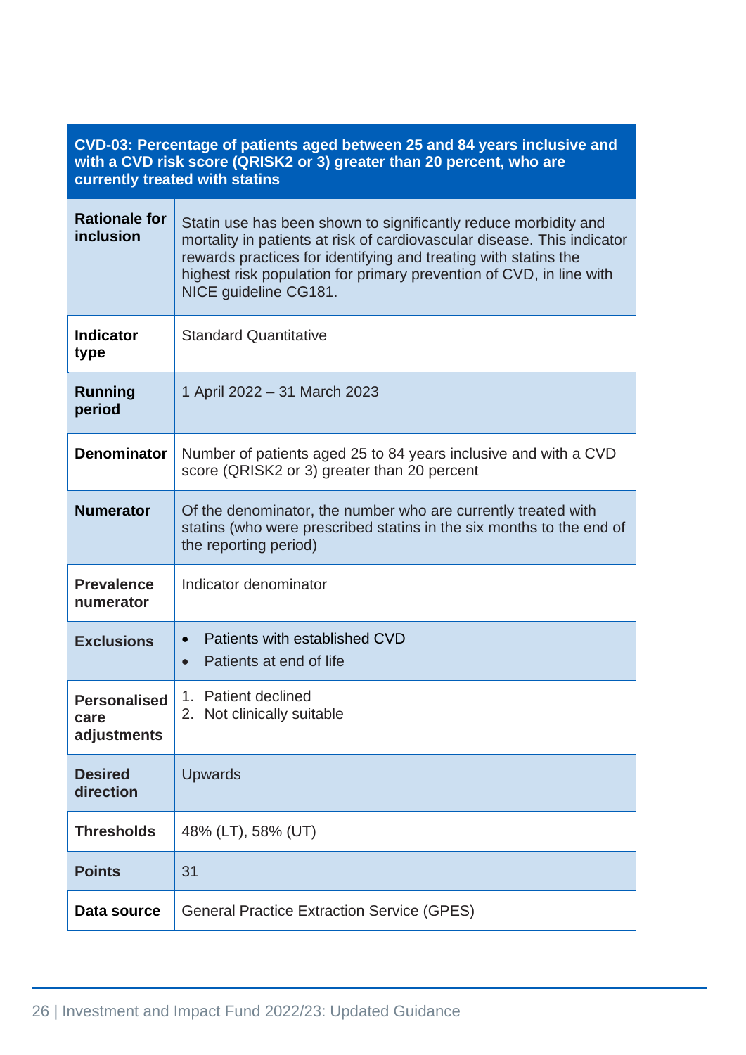| CVD-03: Percentage of patients aged between 25 and 84 years inclusive and with a CVD risk score (QRISK2 or 3) greater than 20 percent, who are currently treated with statins | |
|---|---|
| **Rationale for inclusion** | Statin use has been shown to significantly reduce morbidity and mortality in patients at risk of cardiovascular disease. This indicator rewards practices for identifying and treating with statins the highest risk population for primary prevention of CVD, in line with NICE guideline CG181. |
| **Indicator type** | Standard Quantitative |
| **Running period** | 1 April 2022 – 31 March 2023 |
| **Denominator** | Number of patients aged 25 to 84 years inclusive and with a CVD score (QRISK2 or 3) greater than 20 percent |
| **Numerator** | Of the denominator, the number who are currently treated with statins (who were prescribed statins in the six months to the end of the reporting period) |
| **Prevalence numerator** | Indicator denominator |
| **Exclusions** | • Patients with established CVD<br>• Patients at end of life |
| **Personalised care adjustments** | 1. Patient declined<br>2. Not clinically suitable |
| **Desired direction** | Upwards |
| **Thresholds** | 48% (LT), 58% (UT) |
| **Points** | 31 |
| **Data source** | General Practice Extraction Service (GPES) |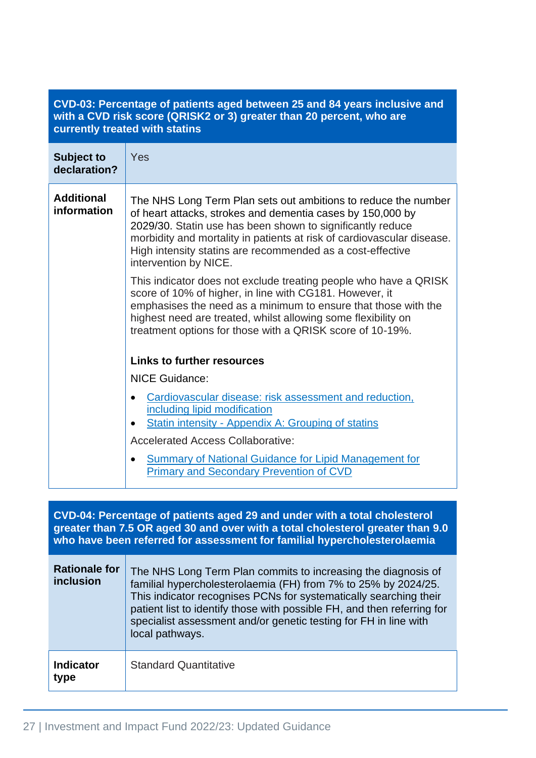| CVD-03: Percentage of patients aged between 25 and 84 years inclusive and with a CVD risk score (QRISK2 or 3) greater than 20 percent, who are currently treated with statins | |
|---|---|
| **Subject to declaration?** | Yes |
| **Additional information** | The NHS Long Term Plan sets out ambitions to reduce the number of heart attacks, strokes and dementia cases by 150,000 by 2029/30. Statin use has been shown to significantly reduce morbidity and mortality in patients at risk of cardiovascular disease. High intensity statins are recommended as a cost-effective intervention by NICE.<br><br>This indicator does not exclude treating people who have a QRISK score of 10% of higher, in line with CG181. However, it emphasises the need as a minimum to ensure that those with the highest need are treated, whilst allowing some flexibility on treatment options for those with a QRISK score of 10-19%.<br><br>**Links to further resources**<br><br>NICE Guidance:<br>• Cardiovascular disease: risk assessment and reduction, including lipid modification<br>• Statin intensity - Appendix A: Grouping of statins<br><br>Accelerated Access Collaborative:<br>• Summary of National Guidance for Lipid Management for Primary and Secondary Prevention of CVD |

| CVD-04: Percentage of patients aged 29 and under with a total cholesterol greater than 7.5 OR aged 30 and over with a total cholesterol greater than 9.0 who have been referred for assessment for familial hypercholesterolaemia | |
|---|---|
| **Rationale for inclusion** | The NHS Long Term Plan commits to increasing the diagnosis of familial hypercholesterolaemia (FH) from 7% to 25% by 2024/25. This indicator recognises PCNs for systematically searching their patient list to identify those with possible FH, and then referring for specialist assessment and/or genetic testing for FH in line with local pathways. |
| **Indicator type** | Standard Quantitative |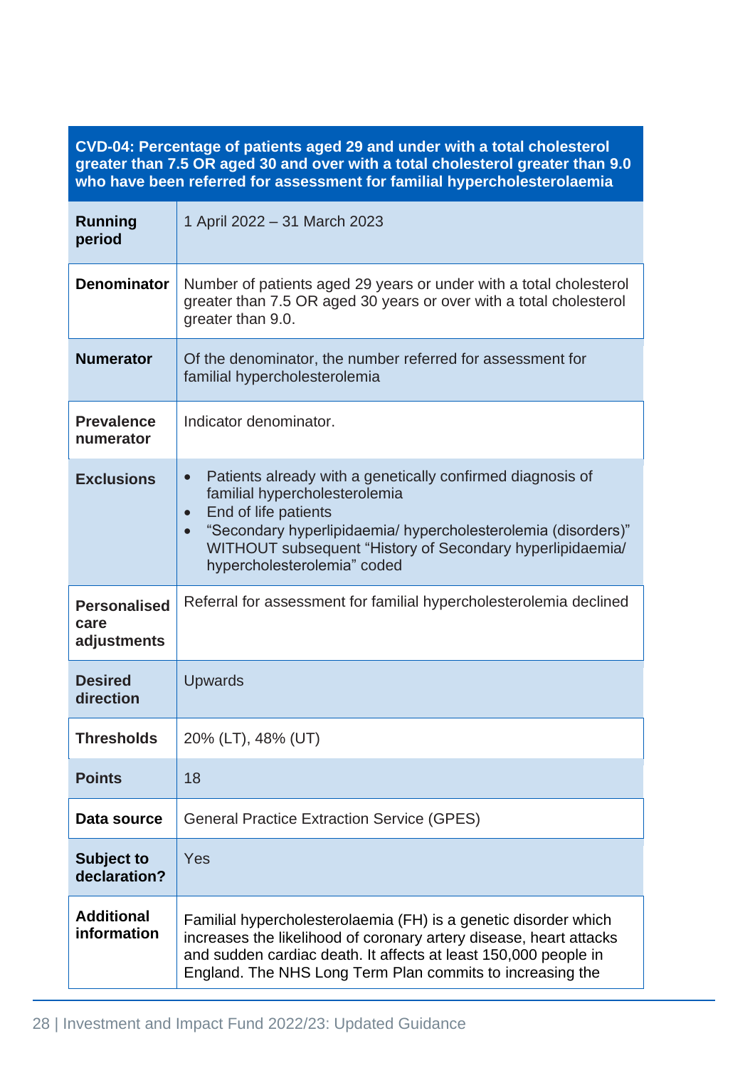| CVD-04: Percentage of patients aged 29 and under with a total cholesterol greater than 7.5 OR aged 30 and over with a total cholesterol greater than 9.0 who have been referred for assessment for familial hypercholesterolaemia | |
|---|---|
| **Running period** | 1 April 2022 – 31 March 2023 |
| **Denominator** | Number of patients aged 29 years or under with a total cholesterol greater than 7.5 OR aged 30 years or over with a total cholesterol greater than 9.0. |
| **Numerator** | Of the denominator, the number referred for assessment for familial hypercholesterolemia |
| **Prevalence numerator** | Indicator denominator. |
| **Exclusions** | • Patients already with a genetically confirmed diagnosis of familial hypercholesterolemia<br>• End of life patients<br>• “Secondary hyperlipidaemia/ hypercholesterolemia (disorders)” WITHOUT subsequent “History of Secondary hyperlipidaemia/ hypercholesterolemia” coded |
| **Personalised care adjustments** | Referral for assessment for familial hypercholesterolemia declined |
| **Desired direction** | Upwards |
| **Thresholds** | 20% (LT), 48% (UT) |
| **Points** | 18 |
| **Data source** | General Practice Extraction Service (GPES) |
| **Subject to declaration?** | Yes |
| **Additional information** | Familial hypercholesterolaemia (FH) is a genetic disorder which increases the likelihood of coronary artery disease, heart attacks and sudden cardiac death. It affects at least 150,000 people in England. The NHS Long Term Plan commits to increasing the |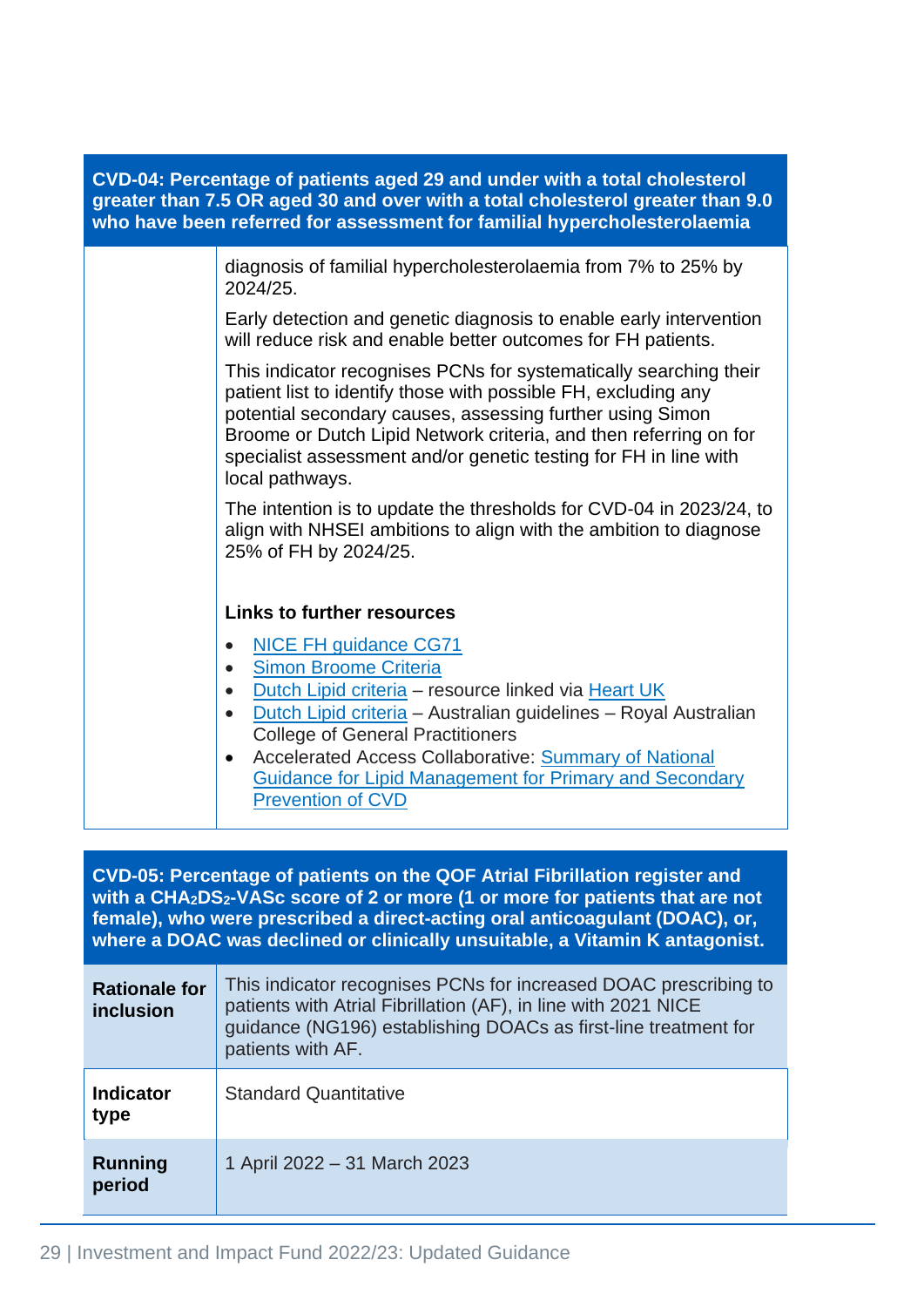| CVD-04: Percentage of patients aged 29 and under with a total cholesterol greater than 7.5 OR aged 30 and over with a total cholesterol greater than 9.0 who have been referred for assessment for familial hypercholesterolaemia | |
|---|---|
| | diagnosis of familial hypercholesterolaemia from 7% to 25% by 2024/25.<br><br>Early detection and genetic diagnosis to enable early intervention will reduce risk and enable better outcomes for FH patients.<br><br>This indicator recognises PCNs for systematically searching their patient list to identify those with possible FH, excluding any potential secondary causes, assessing further using Simon Broome or Dutch Lipid Network criteria, and then referring on for specialist assessment and/or genetic testing for FH in line with local pathways.<br><br>The intention is to update the thresholds for CVD-04 in 2023/24, to align with NHSEI ambitions to align with the ambition to diagnose 25% of FH by 2024/25.<br><br>**Links to further resources**<br><br>• NICE FH guidance CG71<br>• Simon Broome Criteria<br>• Dutch Lipid criteria – resource linked via Heart UK<br>• Dutch Lipid criteria – Australian guidelines – Royal Australian College of General Practitioners<br>• Accelerated Access Collaborative: Summary of National Guidance for Lipid Management for Primary and Secondary Prevention of CVD |

| CVD-05: Percentage of patients on the QOF Atrial Fibrillation register and with a $CHA_2DS_2$-VASc score of 2 or more (1 or more for patients that are not female), who were prescribed a direct-acting oral anticoagulant (DOAC), or, where a DOAC was declined or clinically unsuitable, a Vitamin K antagonist. | |
|---|---|
| **Rationale for inclusion** | This indicator recognises PCNs for increased DOAC prescribing to patients with Atrial Fibrillation (AF), in line with 2021 NICE guidance (NG196) establishing DOACs as first-line treatment for patients with AF. |
| **Indicator type** | Standard Quantitative |
| **Running period** | 1 April 2022 – 31 March 2023 |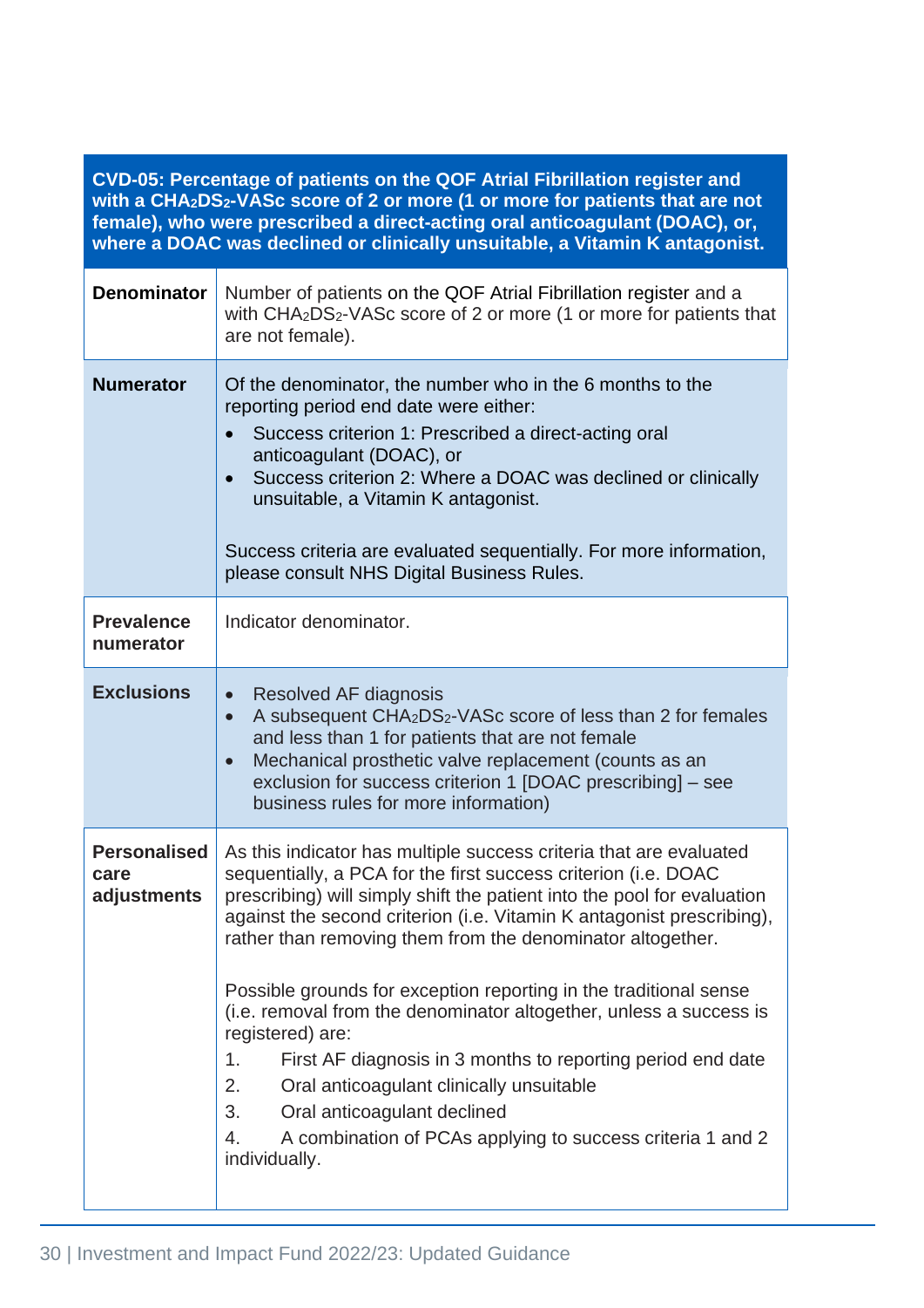| CVD-05: Percentage of patients on the QOF Atrial Fibrillation register and with a $CHA_2DS_2$-VASc score of 2 or more (1 or more for patients that are not female), who were prescribed a direct-acting oral anticoagulant (DOAC), or, where a DOAC was declined or clinically unsuitable, a Vitamin K antagonist. | |
|---|---|
| **Denominator** | Number of patients on the QOF Atrial Fibrillation register and a with $CHA_2DS_2$-VASc score of 2 or more (1 or more for patients that are not female). |
| **Numerator** | Of the denominator, the number who in the 6 months to the reporting period end date were either:<br>• Success criterion 1: Prescribed a direct-acting oral anticoagulant (DOAC), or<br>• Success criterion 2: Where a DOAC was declined or clinically unsuitable, a Vitamin K antagonist.<br><br>Success criteria are evaluated sequentially. For more information, please consult NHS Digital Business Rules. |
| **Prevalence numerator** | Indicator denominator. |
| **Exclusions** | • Resolved AF diagnosis<br>• A subsequent $CHA_2DS_2$-VASc score of less than 2 for females and less than 1 for patients that are not female<br>• Mechanical prosthetic valve replacement (counts as an exclusion for success criterion 1 [DOAC prescribing] – see business rules for more information) |
| **Personalised care adjustments** | As this indicator has multiple success criteria that are evaluated sequentially, a PCA for the first success criterion (i.e. DOAC prescribing) will simply shift the patient into the pool for evaluation against the second criterion (i.e. Vitamin K antagonist prescribing), rather than removing them from the denominator altogether.<br><br>Possible grounds for exception reporting in the traditional sense (i.e. removal from the denominator altogether, unless a success is registered) are:<br>1. First AF diagnosis in 3 months to reporting period end date<br>2. Oral anticoagulant clinically unsuitable<br>3. Oral anticoagulant declined<br>4. A combination of PCAs applying to success criteria 1 and 2 individually. |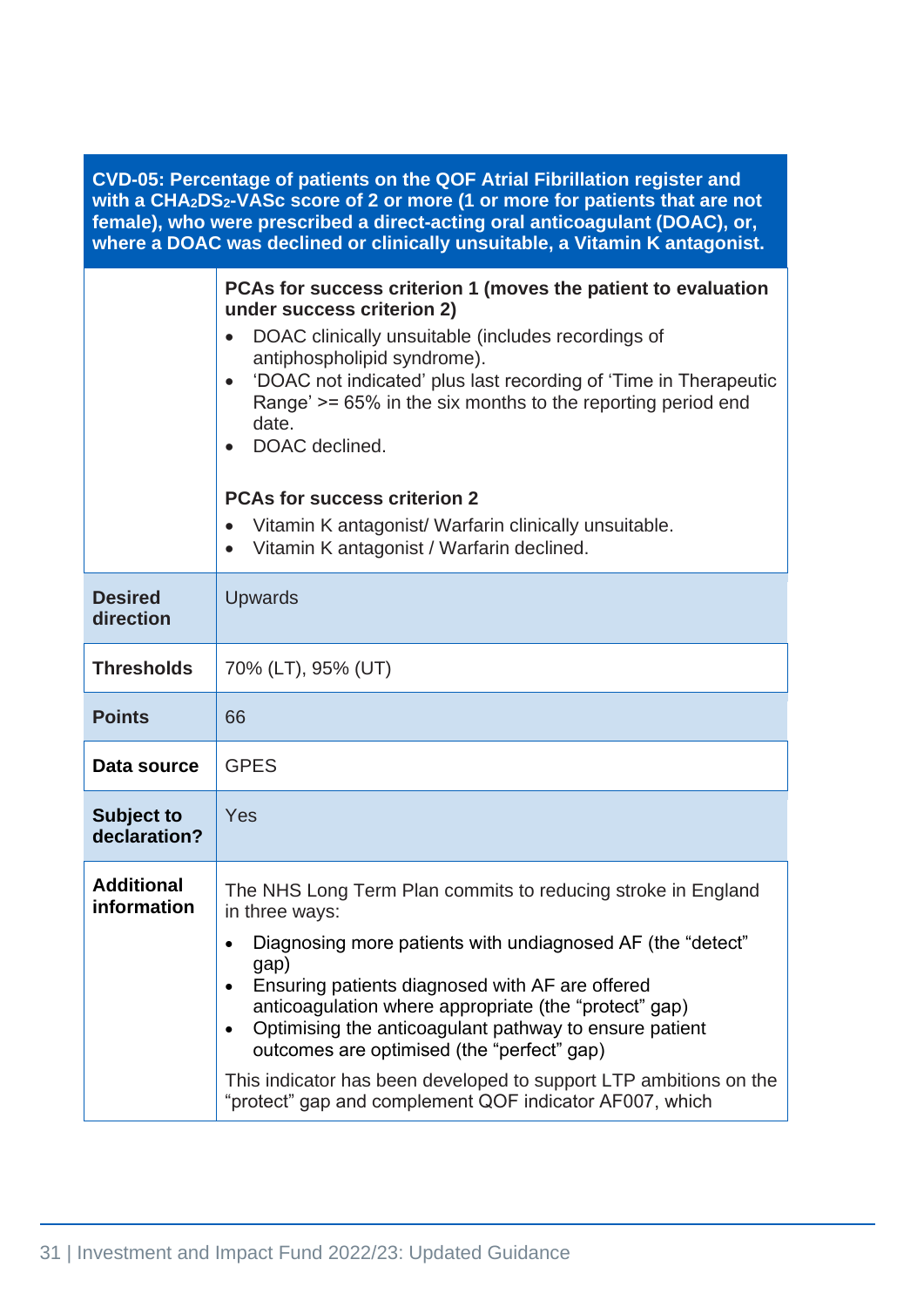| CVD-05: Percentage of patients on the QOF Atrial Fibrillation register and with a $CHA_2DS_2$-VASc score of 2 or more (1 or more for patients that are not female), who were prescribed a direct-acting oral anticoagulant (DOAC), or, where a DOAC was declined or clinically unsuitable, a Vitamin K antagonist. | |
|---|---|
| | **PCAs for success criterion 1 (moves the patient to evaluation under success criterion 2)**<br>• DOAC clinically unsuitable (includes recordings of antiphospholipid syndrome).<br>• 'DOAC not indicated' plus last recording of 'Time in Therapeutic Range' >= 65% in the six months to the reporting period end date.<br>• DOAC declined.<br><br>**PCAs for success criterion 2**<br>• Vitamin K antagonist/ Warfarin clinically unsuitable.<br>• Vitamin K antagonist / Warfarin declined. |
| **Desired direction** | Upwards |
| **Thresholds** | 70% (LT), 95% (UT) |
| **Points** | 66 |
| **Data source** | GPES |
| **Subject to declaration?** | Yes |
| **Additional information** | The NHS Long Term Plan commits to reducing stroke in England in three ways:<br>• Diagnosing more patients with undiagnosed AF (the "detect" gap)<br>• Ensuring patients diagnosed with AF are offered anticoagulation where appropriate (the "protect" gap)<br>• Optimising the anticoagulant pathway to ensure patient outcomes are optimised (the "perfect" gap)<br><br>This indicator has been developed to support LTP ambitions on the "protect" gap and complement QOF indicator AF007, which |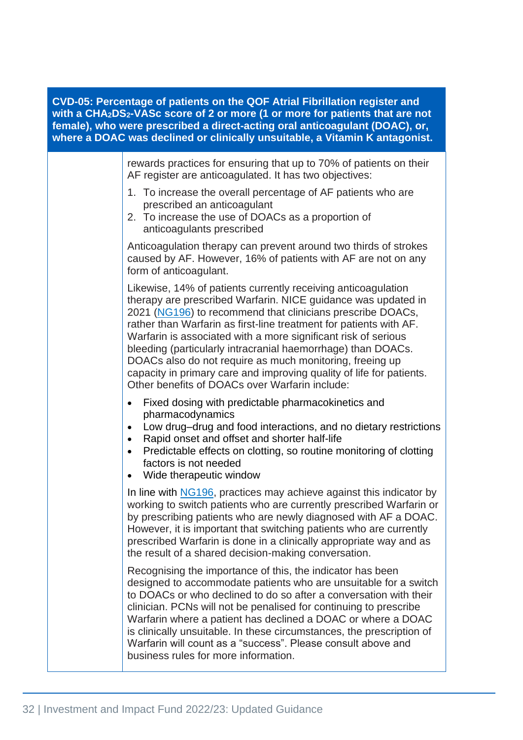| CVD-05: Percentage of patients on the QOF Atrial Fibrillation register and with a $CHA_2DS_2$-VASc score of 2 or more (1 or more for patients that are not female), who were prescribed a direct-acting oral anticoagulant (DOAC), or, where a DOAC was declined or clinically unsuitable, a Vitamin K antagonist. | |
|---|---|
| | rewards practices for ensuring that up to 70% of patients on their AF register are anticoagulated. It has two objectives:<br><br>1. To increase the overall percentage of AF patients who are prescribed an anticoagulant<br>2. To increase the use of DOACs as a proportion of anticoagulants prescribed<br><br>Anticoagulation therapy can prevent around two thirds of strokes caused by AF. However, 16% of patients with AF are not on any form of anticoagulant.<br><br>Likewise, 14% of patients currently receiving anticoagulation therapy are prescribed Warfarin. NICE guidance was updated in 2021 (NG196) to recommend that clinicians prescribe DOACs, rather than Warfarin as first-line treatment for patients with AF. Warfarin is associated with a more significant risk of serious bleeding (particularly intracranial haemorrhage) than DOACs. DOACs also do not require as much monitoring, freeing up capacity in primary care and improving quality of life for patients. Other benefits of DOACs over Warfarin include:<br><br>• Fixed dosing with predictable pharmacokinetics and pharmacodynamics<br>• Low drug–drug and food interactions, and no dietary restrictions<br>• Rapid onset and offset and shorter half-life<br>• Predictable effects on clotting, so routine monitoring of clotting factors is not needed<br>• Wide therapeutic window<br><br>In line with NG196, practices may achieve against this indicator by working to switch patients who are currently prescribed Warfarin or by prescribing patients who are newly diagnosed with AF a DOAC. However, it is important that switching patients who are currently prescribed Warfarin is done in a clinically appropriate way and as the result of a shared decision-making conversation.<br><br>Recognising the importance of this, the indicator has been designed to accommodate patients who are unsuitable for a switch to DOACs or who declined to do so after a conversation with their clinician. PCNs will not be penalised for continuing to prescribe Warfarin where a patient has declined a DOAC or where a DOAC is clinically unsuitable. In these circumstances, the prescription of Warfarin will count as a "success". Please consult above and business rules for more information. |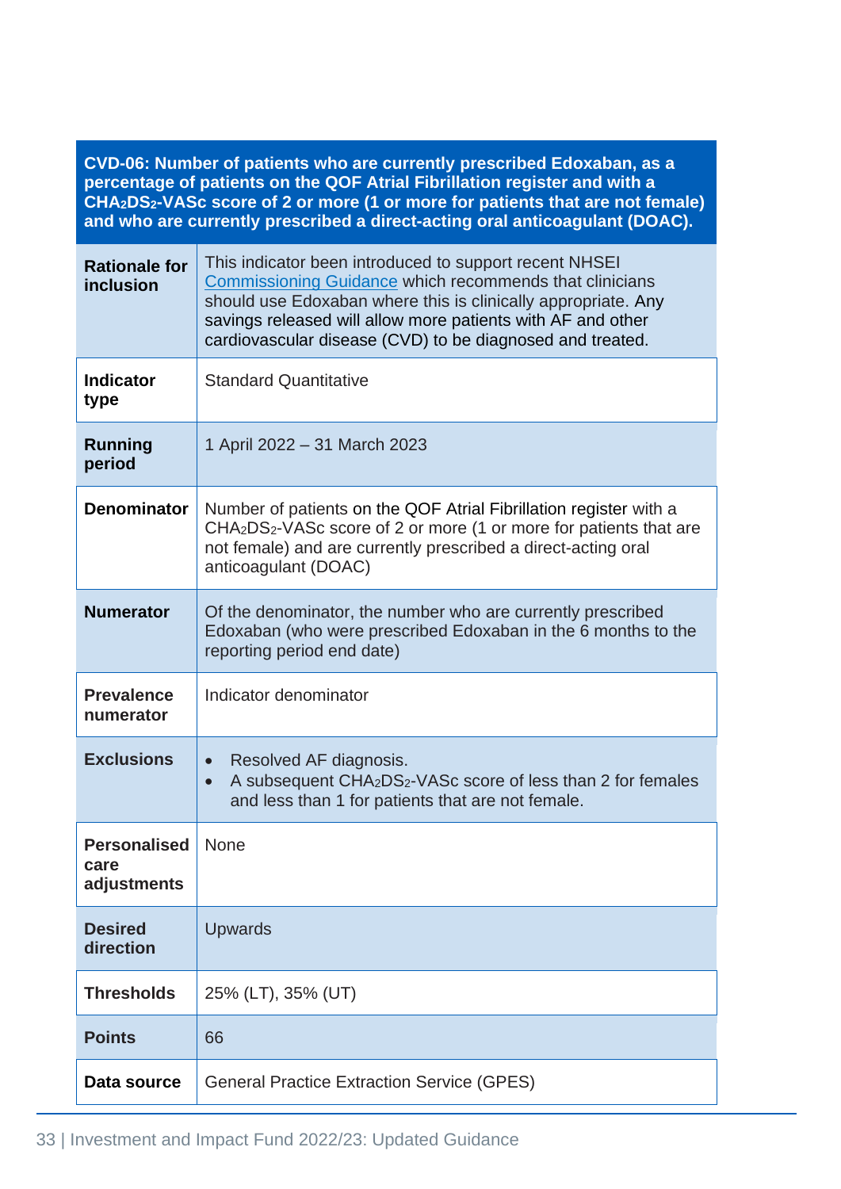| CVD-06: Number of patients who are currently prescribed Edoxaban, as a percentage of patients on the QOF Atrial Fibrillation register and with a $CHA_2DS_2$-VASc score of 2 or more (1 or more for patients that are not female) and who are currently prescribed a direct-acting oral anticoagulant (DOAC). | |
|---|---|
| **Rationale for inclusion** | This indicator been introduced to support recent NHSEI Commissioning Guidance which recommends that clinicians should use Edoxaban where this is clinically appropriate. Any savings released will allow more patients with AF and other cardiovascular disease (CVD) to be diagnosed and treated. |
| **Indicator type** | Standard Quantitative |
| **Running period** | 1 April 2022 – 31 March 2023 |
| **Denominator** | Number of patients on the QOF Atrial Fibrillation register with a $CHA_2DS_2$-VASc score of 2 or more (1 or more for patients that are not female) and are currently prescribed a direct-acting oral anticoagulant (DOAC) |
| **Numerator** | Of the denominator, the number who are currently prescribed Edoxaban (who were prescribed Edoxaban in the 6 months to the reporting period end date) |
| **Prevalence numerator** | Indicator denominator |
| **Exclusions** | • Resolved AF diagnosis.<br>• A subsequent $CHA_2DS_2$-VASc score of less than 2 for females and less than 1 for patients that are not female. |
| **Personalised care adjustments** | None |
| **Desired direction** | Upwards |
| **Thresholds** | 25% (LT), 35% (UT) |
| **Points** | 66 |
| **Data source** | General Practice Extraction Service (GPES) |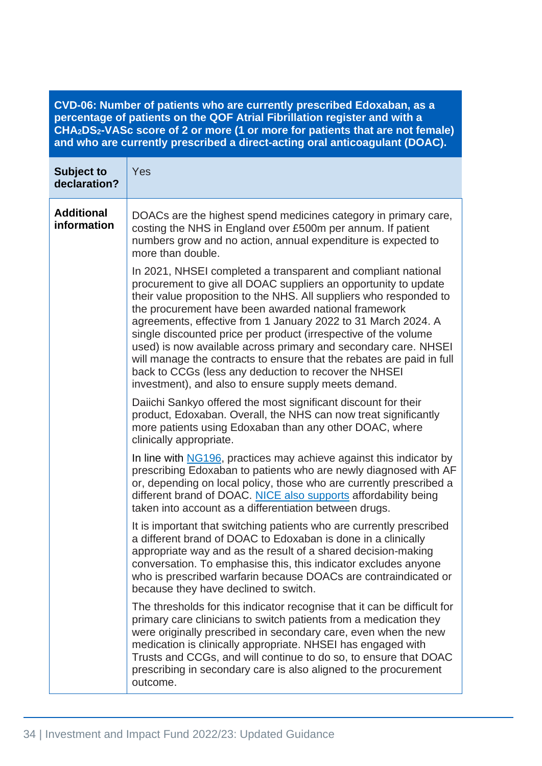| CVD-06: Number of patients who are currently prescribed Edoxaban, as a percentage of patients on the QOF Atrial Fibrillation register and with a $CHA_2DS_2$-VASc score of 2 or more (1 or more for patients that are not female) and who are currently prescribed a direct-acting oral anticoagulant (DOAC). | |
|---|---|
| **Subject to declaration?** | Yes |
| **Additional information** | DOACs are the highest spend medicines category in primary care, costing the NHS in England over £500m per annum. If patient numbers grow and no action, annual expenditure is expected to more than double.<br><br>In 2021, NHSEI completed a transparent and compliant national procurement to give all DOAC suppliers an opportunity to update their value proposition to the NHS. All suppliers who responded to the procurement have been awarded national framework agreements, effective from 1 January 2022 to 31 March 2024. A single discounted price per product (irrespective of the volume used) is now available across primary and secondary care. NHSEI will manage the contracts to ensure that the rebates are paid in full back to CCGs (less any deduction to recover the NHSEI investment), and also to ensure supply meets demand.<br><br>Daiichi Sankyo offered the most significant discount for their product, Edoxaban. Overall, the NHS can now treat significantly more patients using Edoxaban than any other DOAC, where clinically appropriate.<br><br>In line with NG196, practices may achieve against this indicator by prescribing Edoxaban to patients who are newly diagnosed with AF or, depending on local policy, those who are currently prescribed a different brand of DOAC. NICE also supports affordability being taken into account as a differentiation between drugs.<br><br>It is important that switching patients who are currently prescribed a different brand of DOAC to Edoxaban is done in a clinically appropriate way and as the result of a shared decision-making conversation. To emphasise this, this indicator excludes anyone who is prescribed warfarin because DOACs are contraindicated or because they have declined to switch.<br><br>The thresholds for this indicator recognise that it can be difficult for primary care clinicians to switch patients from a medication they were originally prescribed in secondary care, even when the new medication is clinically appropriate. NHSEI has engaged with Trusts and CCGs, and will continue to do so, to ensure that DOAC prescribing in secondary care is also aligned to the procurement outcome. |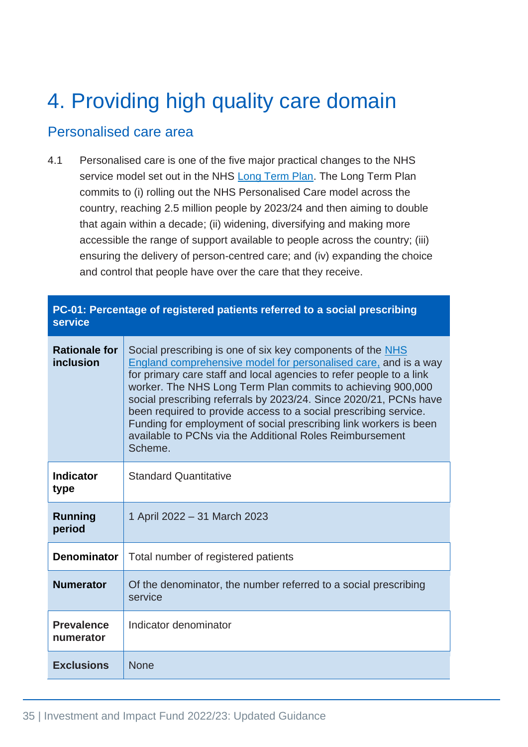# 4. Providing high quality care domain

## Personalised care area

4.1 Personalised care is one of the five major practical changes to the NHS service model set out in the NHS Long Term Plan. The Long Term Plan commits to (i) rolling out the NHS Personalised Care model across the country, reaching 2.5 million people by 2023/24 and then aiming to double that again within a decade; (ii) widening, diversifying and making more accessible the range of support available to people across the country; (iii) ensuring the delivery of person-centred care; and (iv) expanding the choice and control that people have over the care that they receive.

| **PC-01: Percentage of registered patients referred to a social prescribing service** | |
|---|---|
| **Rationale for inclusion** | Social prescribing is one of six key components of the NHS England comprehensive model for personalised care, and is a way for primary care staff and local agencies to refer people to a link worker. The NHS Long Term Plan commits to achieving 900,000 social prescribing referrals by 2023/24. Since 2020/21, PCNs have been required to provide access to a social prescribing service. Funding for employment of social prescribing link workers is been available to PCNs via the Additional Roles Reimbursement Scheme. |
| **Indicator type** | Standard Quantitative |
| **Running period** | 1 April 2022 – 31 March 2023 |
| **Denominator** | Total number of registered patients |
| **Numerator** | Of the denominator, the number referred to a social prescribing service |
| **Prevalence numerator** | Indicator denominator |
| **Exclusions** | None |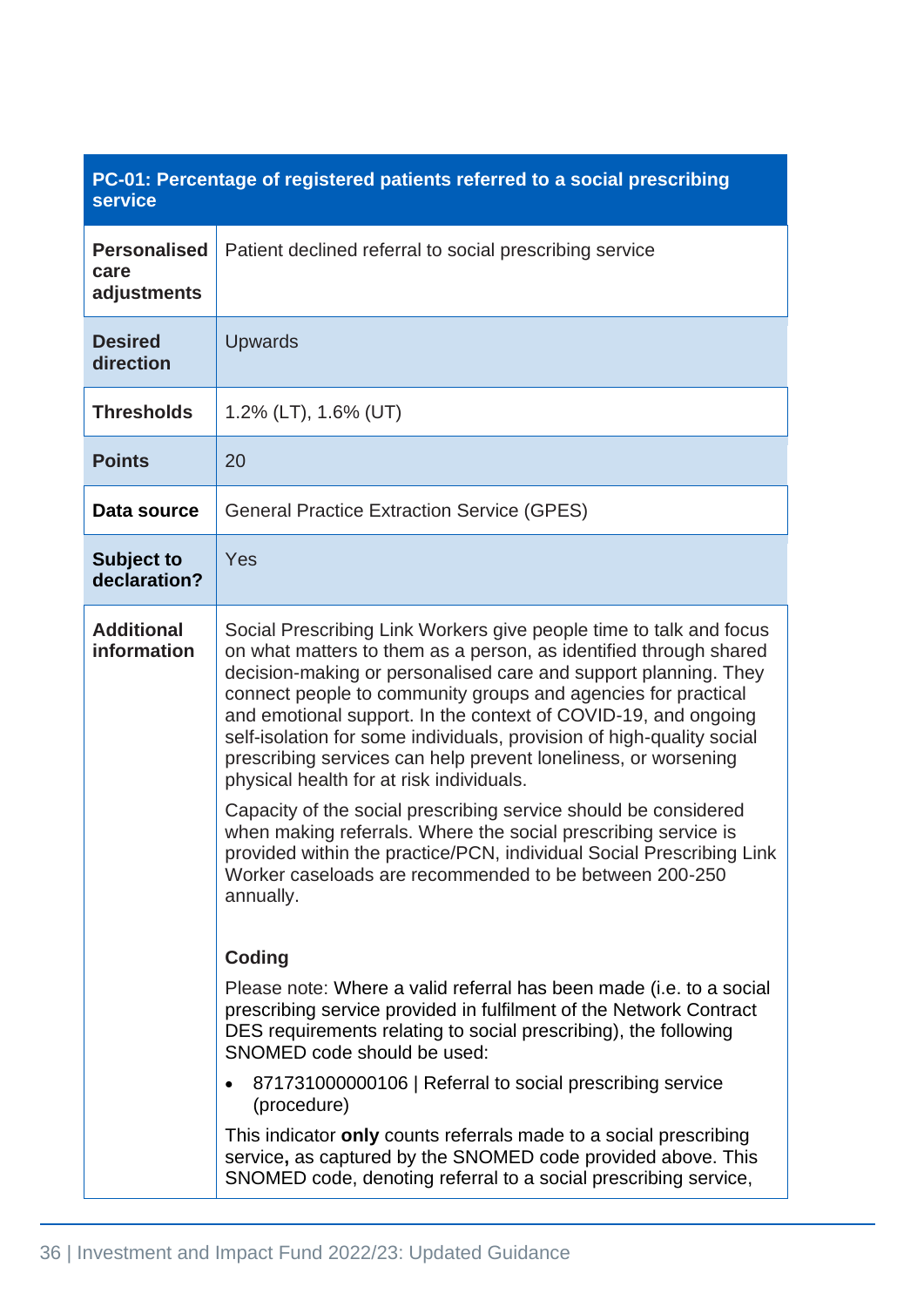| PC-01: Percentage of registered patients referred to a social prescribing service | |
|---|---|
| **Personalised care adjustments** | Patient declined referral to social prescribing service |
| **Desired direction** | Upwards |
| **Thresholds** | 1.2% (LT), 1.6% (UT) |
| **Points** | 20 |
| **Data source** | General Practice Extraction Service (GPES) |
| **Subject to declaration?** | Yes |
| **Additional information** | Social Prescribing Link Workers give people time to talk and focus on what matters to them as a person, as identified through shared decision-making or personalised care and support planning. They connect people to community groups and agencies for practical and emotional support. In the context of COVID-19, and ongoing self-isolation for some individuals, provision of high-quality social prescribing services can help prevent loneliness, or worsening physical health for at risk individuals.<br><br>Capacity of the social prescribing service should be considered when making referrals. Where the social prescribing service is provided within the practice/PCN, individual Social Prescribing Link Worker caseloads are recommended to be between 200-250 annually.<br><br>**Coding**<br><br>Please note: Where a valid referral has been made (i.e. to a social prescribing service provided in fulfilment of the Network Contract DES requirements relating to social prescribing), the following SNOMED code should be used:<br><br>• 871731000000106 \| Referral to social prescribing service (procedure)<br><br>This indicator **only** counts referrals made to a social prescribing service**,** as captured by the SNOMED code provided above. This SNOMED code, denoting referral to a social prescribing service, |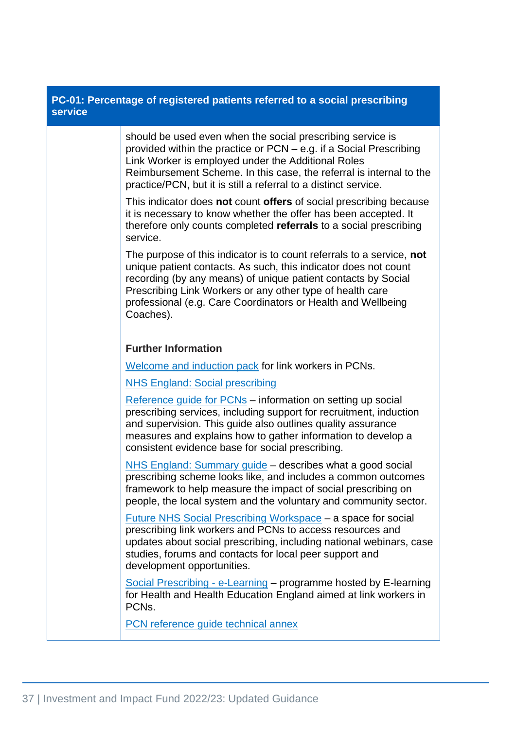| PC-01: Percentage of registered patients referred to a social prescribing service | |
|---|---|
| | should be used even when the social prescribing service is provided within the practice or PCN – e.g. if a Social Prescribing Link Worker is employed under the Additional Roles Reimbursement Scheme. In this case, the referral is internal to the practice/PCN, but it is still a referral to a distinct service.<br><br>This indicator does **not** count **offers** of social prescribing because it is necessary to know whether the offer has been accepted. It therefore only counts completed **referrals** to a social prescribing service.<br><br>The purpose of this indicator is to count referrals to a service, **not** unique patient contacts. As such, this indicator does not count recording (by any means) of unique patient contacts by Social Prescribing Link Workers or any other type of health care professional (e.g. Care Coordinators or Health and Wellbeing Coaches).<br><br>**Further Information**<br><br>Welcome and induction pack for link workers in PCNs.<br><br>NHS England: Social prescribing<br><br>Reference guide for PCNs – information on setting up social prescribing services, including support for recruitment, induction and supervision. This guide also outlines quality assurance measures and explains how to gather information to develop a consistent evidence base for social prescribing.<br><br>NHS England: Summary guide – describes what a good social prescribing scheme looks like, and includes a common outcomes framework to help measure the impact of social prescribing on people, the local system and the voluntary and community sector.<br><br>Future NHS Social Prescribing Workspace – a space for social prescribing link workers and PCNs to access resources and updates about social prescribing, including national webinars, case studies, forums and contacts for local peer support and development opportunities.<br><br>Social Prescribing - e-Learning – programme hosted by E-learning for Health and Health Education England aimed at link workers in PCNs.<br><br>PCN reference guide technical annex |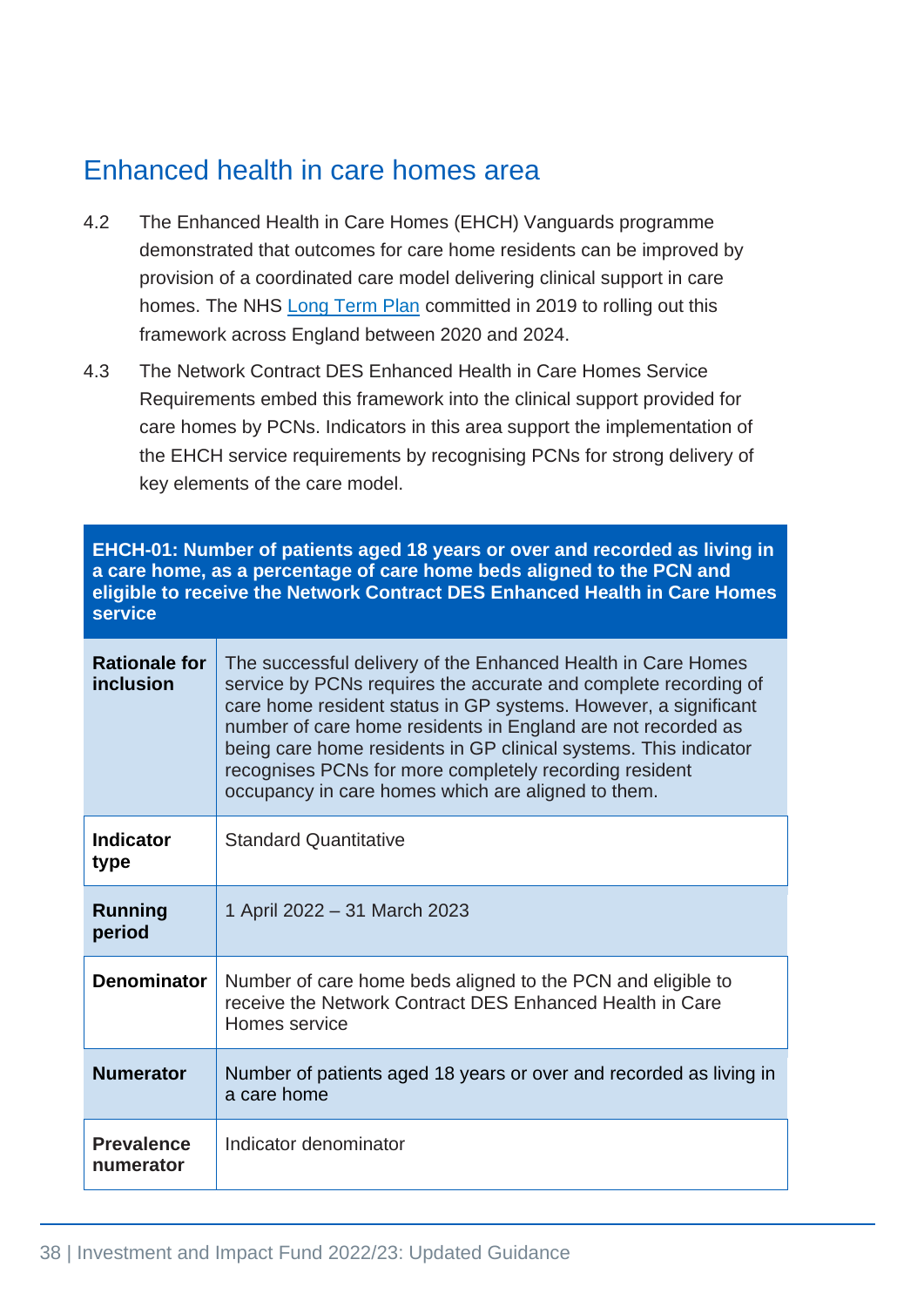## Enhanced health in care homes area

4.2 The Enhanced Health in Care Homes (EHCH) Vanguards programme demonstrated that outcomes for care home residents can be improved by provision of a coordinated care model delivering clinical support in care homes. The NHS Long Term Plan committed in 2019 to rolling out this framework across England between 2020 and 2024.

4.3 The Network Contract DES Enhanced Health in Care Homes Service Requirements embed this framework into the clinical support provided for care homes by PCNs. Indicators in this area support the implementation of the EHCH service requirements by recognising PCNs for strong delivery of key elements of the care model.

| **EHCH-01: Number of patients aged 18 years or over and recorded as living in a care home, as a percentage of care home beds aligned to the PCN and eligible to receive the Network Contract DES Enhanced Health in Care Homes service** | |
|---|---|
| **Rationale for inclusion** | The successful delivery of the Enhanced Health in Care Homes service by PCNs requires the accurate and complete recording of care home resident status in GP systems. However, a significant number of care home residents in England are not recorded as being care home residents in GP clinical systems. This indicator recognises PCNs for more completely recording resident occupancy in care homes which are aligned to them. |
| **Indicator type** | Standard Quantitative |
| **Running period** | 1 April 2022 – 31 March 2023 |
| **Denominator** | Number of care home beds aligned to the PCN and eligible to receive the Network Contract DES Enhanced Health in Care Homes service |
| **Numerator** | Number of patients aged 18 years or over and recorded as living in a care home |
| **Prevalence numerator** | Indicator denominator |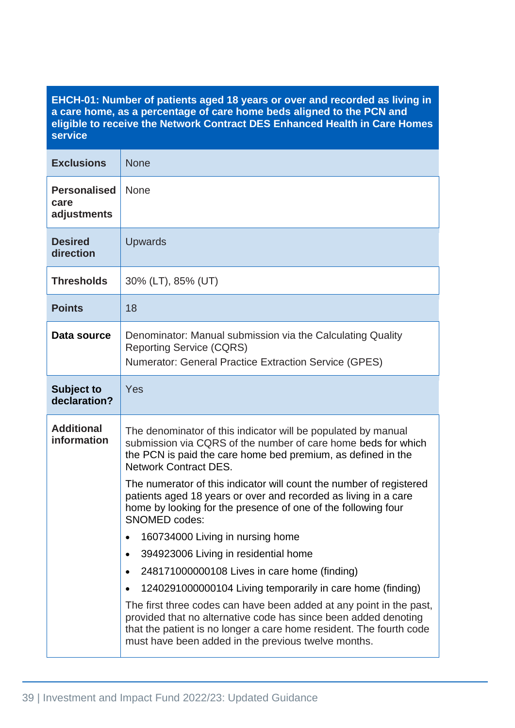| EHCH-01: Number of patients aged 18 years or over and recorded as living in a care home, as a percentage of care home beds aligned to the PCN and eligible to receive the Network Contract DES Enhanced Health in Care Homes service | |
|---|---|
| **Exclusions** | None |
| **Personalised care adjustments** | None |
| **Desired direction** | Upwards |
| **Thresholds** | 30% (LT), 85% (UT) |
| **Points** | 18 |
| **Data source** | Denominator: Manual submission via the Calculating Quality Reporting Service (CQRS)<br>Numerator: General Practice Extraction Service (GPES) |
| **Subject to declaration?** | Yes |
| **Additional information** | The denominator of this indicator will be populated by manual submission via CQRS of the number of care home beds for which the PCN is paid the care home bed premium, as defined in the Network Contract DES.<br><br>The numerator of this indicator will count the number of registered patients aged 18 years or over and recorded as living in a care home by looking for the presence of one of the following four SNOMED codes:<br>• 160734000 Living in nursing home<br>• 394923006 Living in residential home<br>• 248171000000108 Lives in care home (finding)<br>• 1240291000000104 Living temporarily in care home (finding)<br><br>The first three codes can have been added at any point in the past, provided that no alternative code has since been added denoting that the patient is no longer a care home resident. The fourth code must have been added in the previous twelve months. |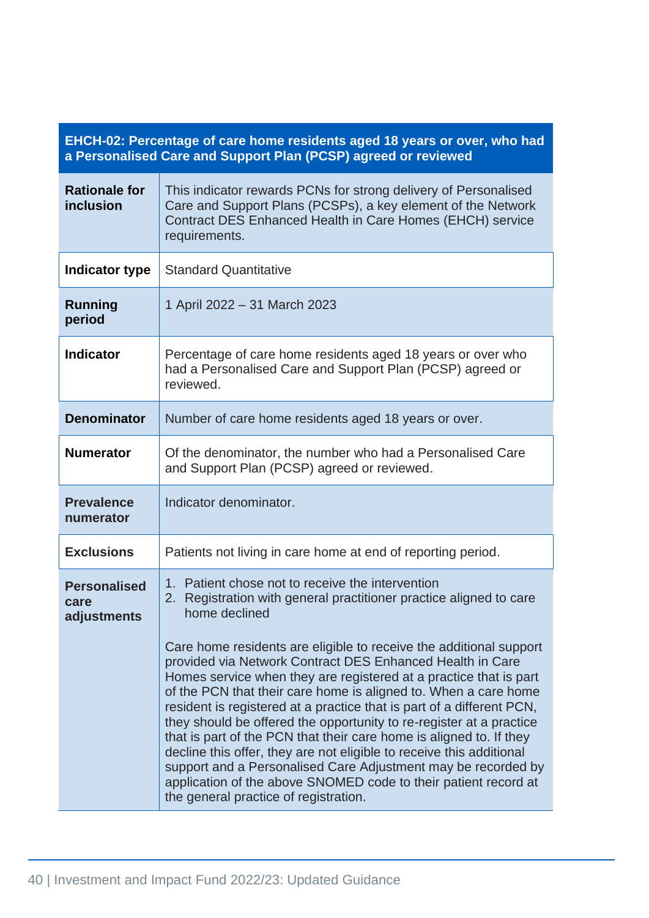| EHCH-02: Percentage of care home residents aged 18 years or over, who had a Personalised Care and Support Plan (PCSP) agreed or reviewed | |
|---|---|
| **Rationale for inclusion** | This indicator rewards PCNs for strong delivery of Personalised Care and Support Plans (PCSPs), a key element of the Network Contract DES Enhanced Health in Care Homes (EHCH) service requirements. |
| **Indicator type** | Standard Quantitative |
| **Running period** | 1 April 2022 – 31 March 2023 |
| **Indicator** | Percentage of care home residents aged 18 years or over who had a Personalised Care and Support Plan (PCSP) agreed or reviewed. |
| **Denominator** | Number of care home residents aged 18 years or over. |
| **Numerator** | Of the denominator, the number who had a Personalised Care and Support Plan (PCSP) agreed or reviewed. |
| **Prevalence numerator** | Indicator denominator. |
| **Exclusions** | Patients not living in care home at end of reporting period. |
| **Personalised care adjustments** | 1. Patient chose not to receive the intervention<br>2. Registration with general practitioner practice aligned to care home declined<br><br>Care home residents are eligible to receive the additional support provided via Network Contract DES Enhanced Health in Care Homes service when they are registered at a practice that is part of the PCN that their care home is aligned to. When a care home resident is registered at a practice that is part of a different PCN, they should be offered the opportunity to re-register at a practice that is part of the PCN that their care home is aligned to. If they decline this offer, they are not eligible to receive this additional support and a Personalised Care Adjustment may be recorded by application of the above SNOMED code to their patient record at the general practice of registration. |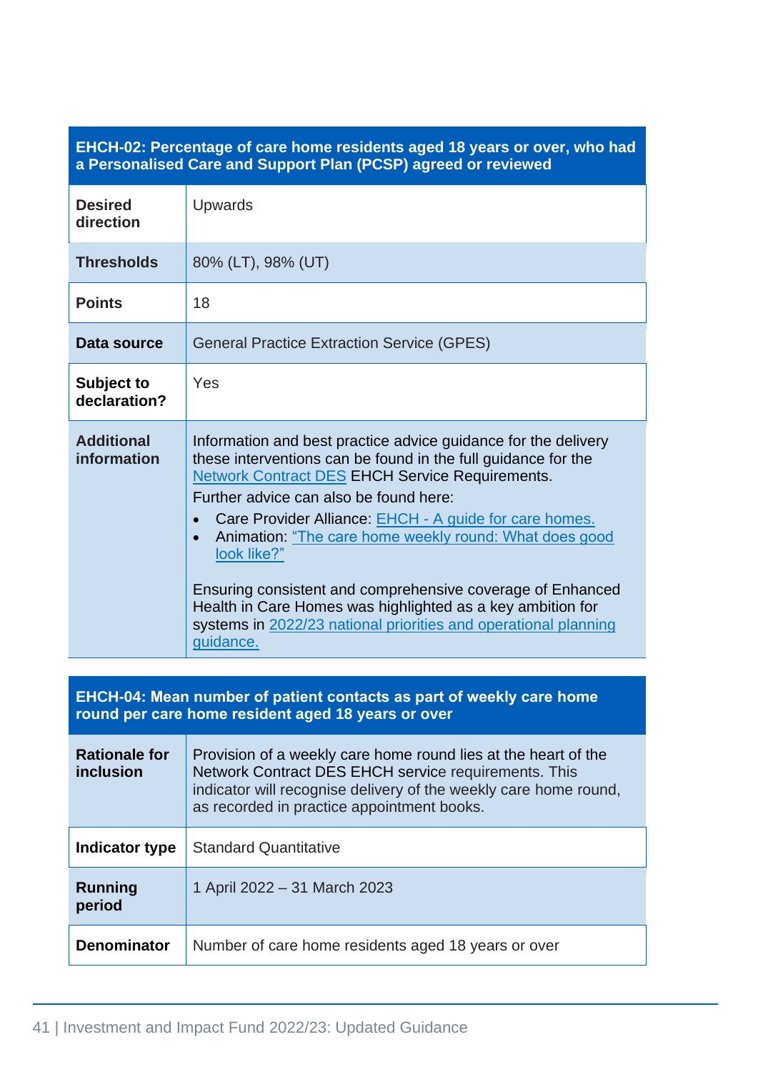| EHCH-02: Percentage of care home residents aged 18 years or over, who had a Personalised Care and Support Plan (PCSP) agreed or reviewed | |
|---|---|
| **Desired direction** | Upwards |
| **Thresholds** | 80% (LT), 98% (UT) |
| **Points** | 18 |
| **Data source** | General Practice Extraction Service (GPES) |
| **Subject to declaration?** | Yes |
| **Additional information** | Information and best practice advice guidance for the delivery these interventions can be found in the full guidance for the Network Contract DES EHCH Service Requirements. Further advice can also be found here: • Care Provider Alliance: EHCH - A guide for care homes. • Animation: "The care home weekly round: What does good look like?" Ensuring consistent and comprehensive coverage of Enhanced Health in Care Homes was highlighted as a key ambition for systems in 2022/23 national priorities and operational planning guidance. |

| EHCH-04: Mean number of patient contacts as part of weekly care home round per care home resident aged 18 years or over | |
|---|---|
| **Rationale for inclusion** | Provision of a weekly care home round lies at the heart of the Network Contract DES EHCH service requirements. This indicator will recognise delivery of the weekly care home round, as recorded in practice appointment books. |
| **Indicator type** | Standard Quantitative |
| **Running period** | 1 April 2022 – 31 March 2023 |
| **Denominator** | Number of care home residents aged 18 years or over |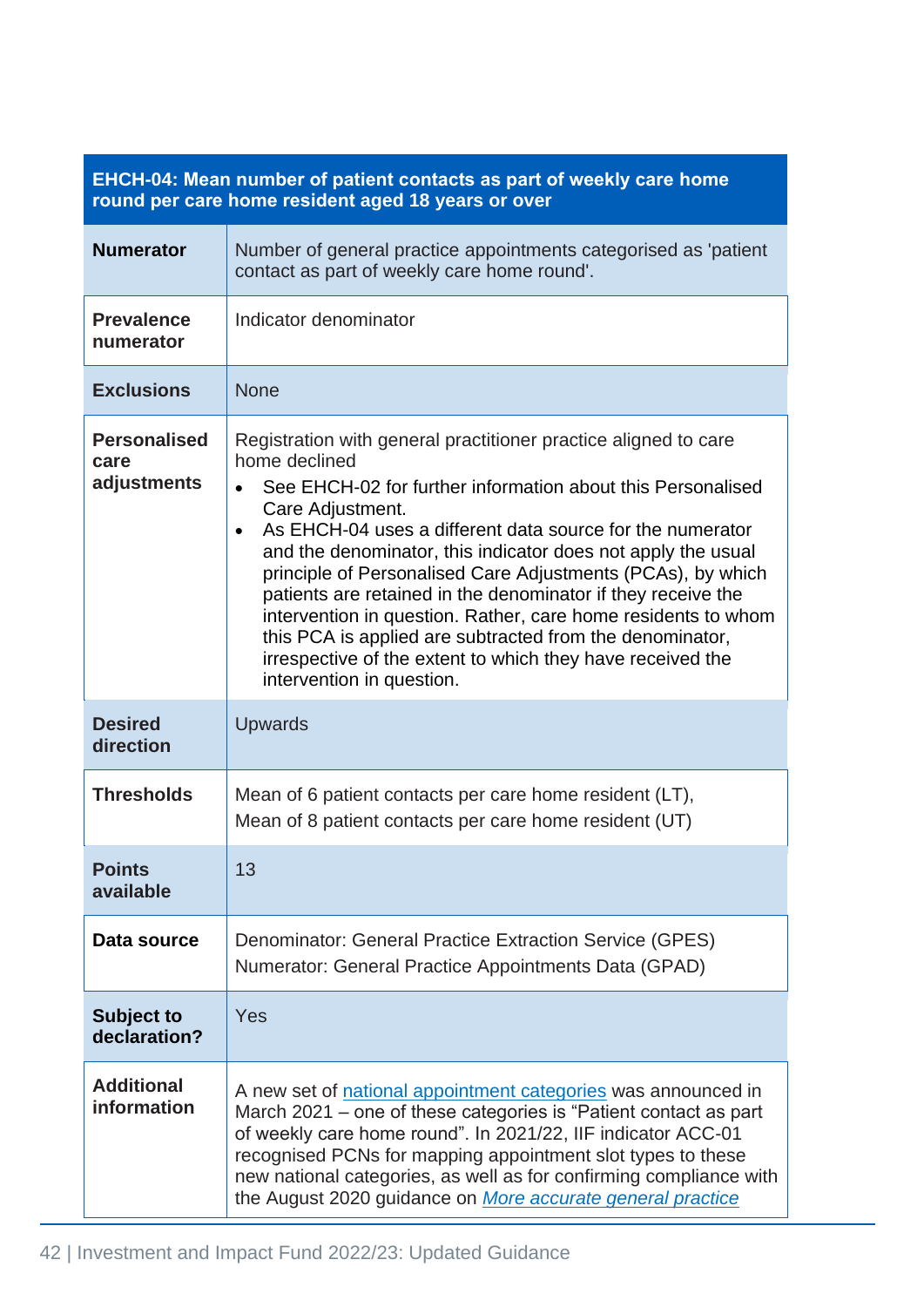| EHCH-04: Mean number of patient contacts as part of weekly care home round per care home resident aged 18 years or over | |
|---|---|
| **Numerator** | Number of general practice appointments categorised as 'patient contact as part of weekly care home round'. |
| **Prevalence numerator** | Indicator denominator |
| **Exclusions** | None |
| **Personalised care adjustments** | Registration with general practitioner practice aligned to care home declined<br>• See EHCH-02 for further information about this Personalised Care Adjustment.<br>• As EHCH-04 uses a different data source for the numerator and the denominator, this indicator does not apply the usual principle of Personalised Care Adjustments (PCAs), by which patients are retained in the denominator if they receive the intervention in question. Rather, care home residents to whom this PCA is applied are subtracted from the denominator, irrespective of the extent to which they have received the intervention in question. |
| **Desired direction** | Upwards |
| **Thresholds** | Mean of 6 patient contacts per care home resident (LT),<br>Mean of 8 patient contacts per care home resident (UT) |
| **Points available** | 13 |
| **Data source** | Denominator: General Practice Extraction Service (GPES)<br>Numerator: General Practice Appointments Data (GPAD) |
| **Subject to declaration?** | Yes |
| **Additional information** | A new set of national appointment categories was announced in March 2021 – one of these categories is "Patient contact as part of weekly care home round". In 2021/22, IIF indicator ACC-01 recognised PCNs for mapping appointment slot types to these new national categories, as well as for confirming compliance with the August 2020 guidance on *More accurate general practice* |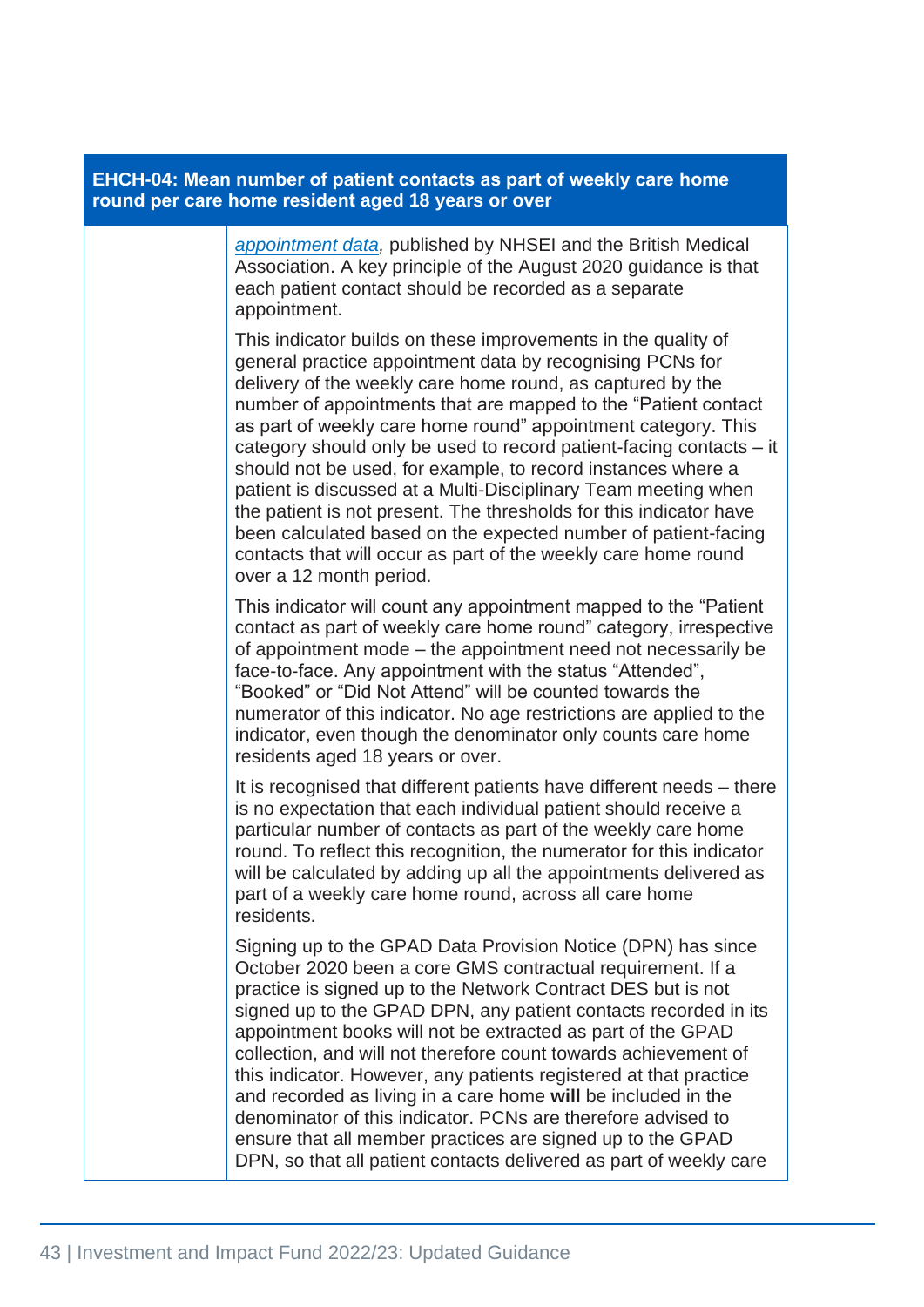| EHCH-04: Mean number of patient contacts as part of weekly care home round per care home resident aged 18 years or over | |
| --- | --- |
| | *appointment data*, published by NHSEI and the British Medical Association. A key principle of the August 2020 guidance is that each patient contact should be recorded as a separate appointment.<br><br>This indicator builds on these improvements in the quality of general practice appointment data by recognising PCNs for delivery of the weekly care home round, as captured by the number of appointments that are mapped to the "Patient contact as part of weekly care home round" appointment category. This category should only be used to record patient-facing contacts – it should not be used, for example, to record instances where a patient is discussed at a Multi-Disciplinary Team meeting when the patient is not present. The thresholds for this indicator have been calculated based on the expected number of patient-facing contacts that will occur as part of the weekly care home round over a 12 month period.<br><br>This indicator will count any appointment mapped to the "Patient contact as part of weekly care home round" category, irrespective of appointment mode – the appointment need not necessarily be face-to-face. Any appointment with the status "Attended", "Booked" or "Did Not Attend" will be counted towards the numerator of this indicator. No age restrictions are applied to the indicator, even though the denominator only counts care home residents aged 18 years or over.<br><br>It is recognised that different patients have different needs – there is no expectation that each individual patient should receive a particular number of contacts as part of the weekly care home round. To reflect this recognition, the numerator for this indicator will be calculated by adding up all the appointments delivered as part of a weekly care home round, across all care home residents.<br><br>Signing up to the GPAD Data Provision Notice (DPN) has since October 2020 been a core GMS contractual requirement. If a practice is signed up to the Network Contract DES but is not signed up to the GPAD DPN, any patient contacts recorded in its appointment books will not be extracted as part of the GPAD collection, and will not therefore count towards achievement of this indicator. However, any patients registered at that practice and recorded as living in a care home **will** be included in the denominator of this indicator. PCNs are therefore advised to ensure that all member practices are signed up to the GPAD DPN, so that all patient contacts delivered as part of weekly care |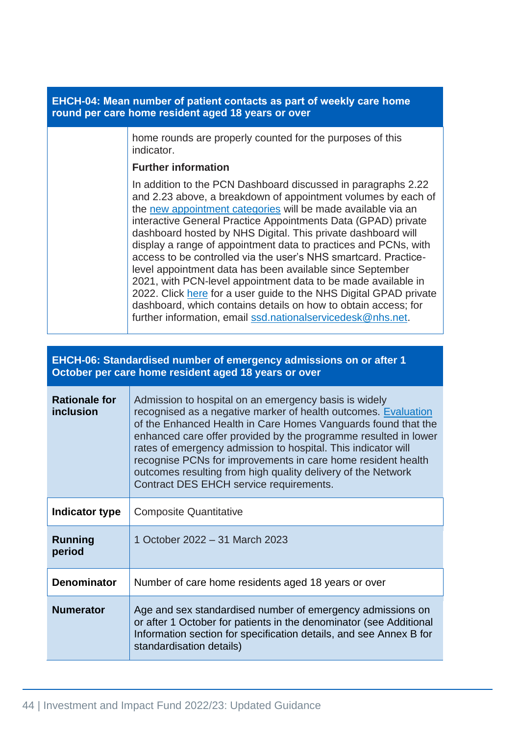| EHCH-04: Mean number of patient contacts as part of weekly care home round per care home resident aged 18 years or over | |
|---|---|
| | home rounds are properly counted for the purposes of this indicator.<br>**Further information**<br>In addition to the PCN Dashboard discussed in paragraphs 2.22 and 2.23 above, a breakdown of appointment volumes by each of the new appointment categories will be made available via an interactive General Practice Appointments Data (GPAD) private dashboard hosted by NHS Digital. This private dashboard will display a range of appointment data to practices and PCNs, with access to be controlled via the user's NHS smartcard. Practice-level appointment data has been available since September 2021, with PCN-level appointment data to be made available in 2022. Click here for a user guide to the NHS Digital GPAD private dashboard, which contains details on how to obtain access; for further information, email ssd.nationalservicedesk@nhs.net. |

| EHCH-06: Standardised number of emergency admissions on or after 1 October per care home resident aged 18 years or over | |
|---|---|
| **Rationale for inclusion** | Admission to hospital on an emergency basis is widely recognised as a negative marker of health outcomes. Evaluation of the Enhanced Health in Care Homes Vanguards found that the enhanced care offer provided by the programme resulted in lower rates of emergency admission to hospital. This indicator will recognise PCNs for improvements in care home resident health outcomes resulting from high quality delivery of the Network Contract DES EHCH service requirements. |
| **Indicator type** | Composite Quantitative |
| **Running period** | 1 October 2022 – 31 March 2023 |
| **Denominator** | Number of care home residents aged 18 years or over |
| **Numerator** | Age and sex standardised number of emergency admissions on or after 1 October for patients in the denominator (see Additional Information section for specification details, and see Annex B for standardisation details) |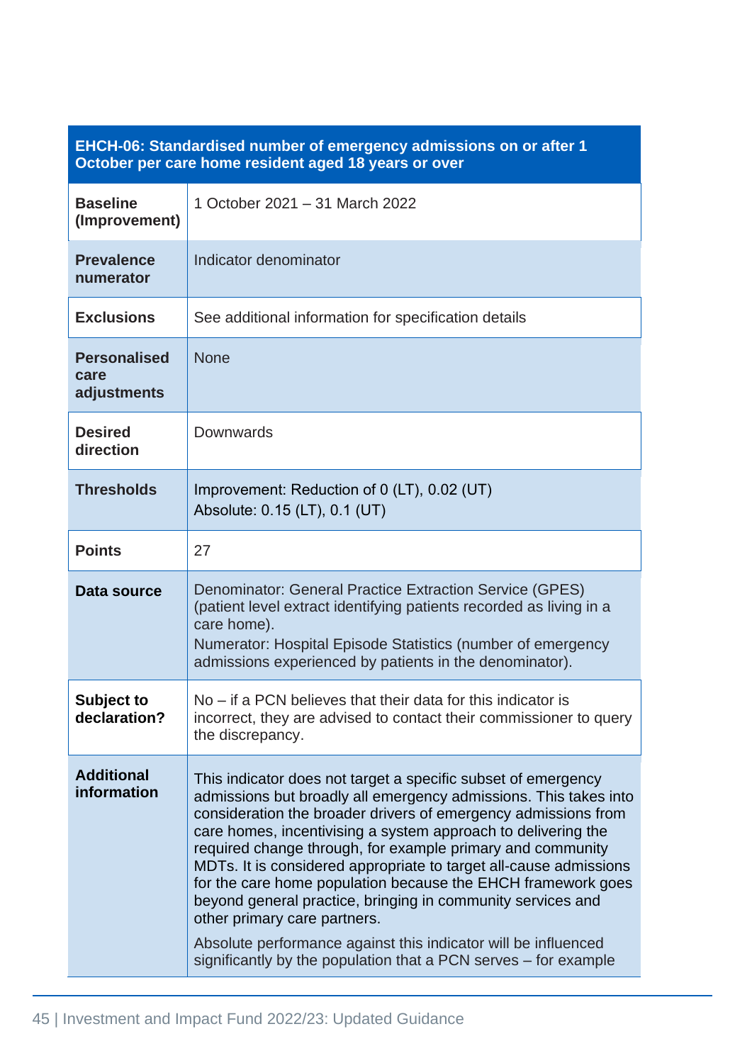| EHCH-06: Standardised number of emergency admissions on or after 1 October per care home resident aged 18 years or over | |
|---|---|
| **Baseline (Improvement)** | 1 October 2021 – 31 March 2022 |
| **Prevalence numerator** | Indicator denominator |
| **Exclusions** | See additional information for specification details |
| **Personalised care adjustments** | None |
| **Desired direction** | Downwards |
| **Thresholds** | Improvement: Reduction of 0 (LT), 0.02 (UT)<br>Absolute: 0.15 (LT), 0.1 (UT) |
| **Points** | 27 |
| **Data source** | Denominator: General Practice Extraction Service (GPES) (patient level extract identifying patients recorded as living in a care home).<br>Numerator: Hospital Episode Statistics (number of emergency admissions experienced by patients in the denominator). |
| **Subject to declaration?** | No – if a PCN believes that their data for this indicator is incorrect, they are advised to contact their commissioner to query the discrepancy. |
| **Additional information** | This indicator does not target a specific subset of emergency admissions but broadly all emergency admissions. This takes into consideration the broader drivers of emergency admissions from care homes, incentivising a system approach to delivering the required change through, for example primary and community MDTs. It is considered appropriate to target all-cause admissions for the care home population because the EHCH framework goes beyond general practice, bringing in community services and other primary care partners.<br>Absolute performance against this indicator will be influenced significantly by the population that a PCN serves – for example |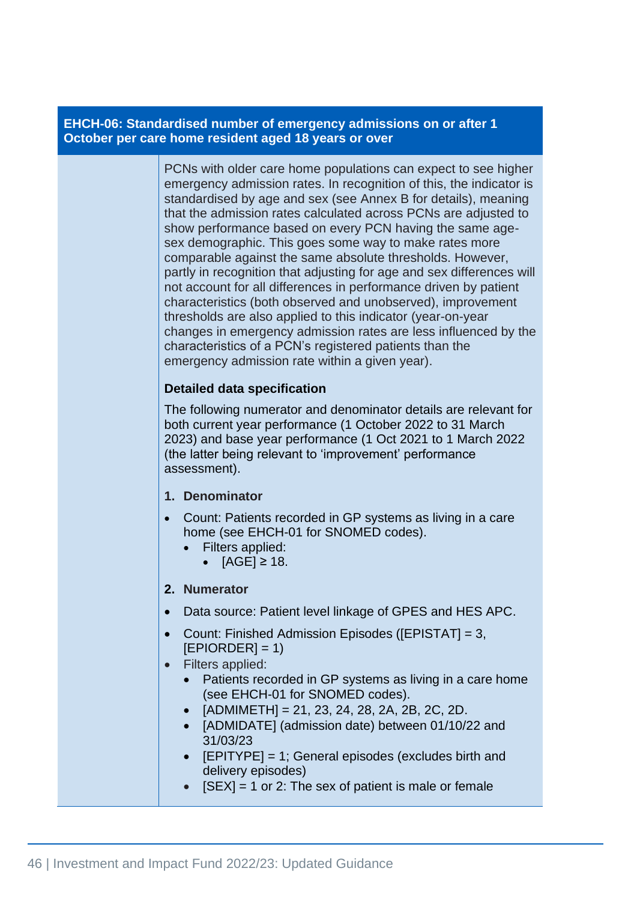| EHCH-06: Standardised number of emergency admissions on or after 1 October per care home resident aged 18 years or over | |
|---|---|
| | PCNs with older care home populations can expect to see higher emergency admission rates. In recognition of this, the indicator is standardised by age and sex (see Annex B for details), meaning that the admission rates calculated across PCNs are adjusted to show performance based on every PCN having the same age-sex demographic. This goes some way to make rates more comparable against the same absolute thresholds. However, partly in recognition that adjusting for age and sex differences will not account for all differences in performance driven by patient characteristics (both observed and unobserved), improvement thresholds are also applied to this indicator (year-on-year changes in emergency admission rates are less influenced by the characteristics of a PCN's registered patients than the emergency admission rate within a given year).<br><br>**Detailed data specification**<br><br>The following numerator and denominator details are relevant for both current year performance (1 October 2022 to 31 March 2023) and base year performance (1 Oct 2021 to 1 March 2022 (the latter being relevant to 'improvement' performance assessment).<br><br>**1. Denominator**<br><br>• Count: Patients recorded in GP systems as living in a care home (see EHCH-01 for SNOMED codes).<br>  ◦ Filters applied:<br>    ▪ [AGE] ≥ 18.<br><br>**2. Numerator**<br><br>• Data source: Patient level linkage of GPES and HES APC.<br>• Count: Finished Admission Episodes ([EPISTAT] = 3, [EPIORDER] = 1)<br>• Filters applied:<br>  ◦ Patients recorded in GP systems as living in a care home (see EHCH-01 for SNOMED codes).<br>  ◦ [ADMIMETH] = 21, 23, 24, 28, 2A, 2B, 2C, 2D.<br>  ◦ [ADMIDATE] (admission date) between 01/10/22 and 31/03/23<br>  ◦ [EPITYPE] = 1; General episodes (excludes birth and delivery episodes)<br>  ◦ [SEX] = 1 or 2: The sex of patient is male or female |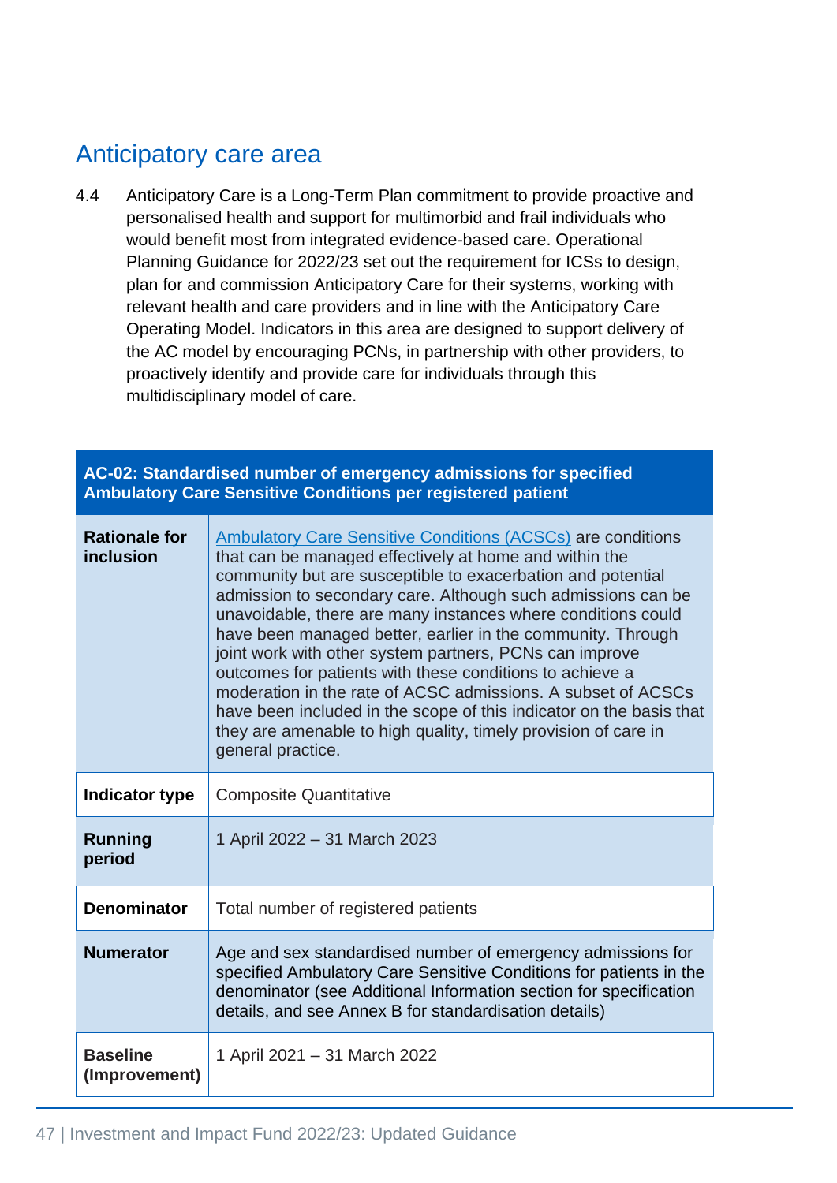## Anticipatory care area

4.4 Anticipatory Care is a Long-Term Plan commitment to provide proactive and personalised health and support for multimorbid and frail individuals who would benefit most from integrated evidence-based care. Operational Planning Guidance for 2022/23 set out the requirement for ICSs to design, plan for and commission Anticipatory Care for their systems, working with relevant health and care providers and in line with the Anticipatory Care Operating Model. Indicators in this area are designed to support delivery of the AC model by encouraging PCNs, in partnership with other providers, to proactively identify and provide care for individuals through this multidisciplinary model of care.

| **AC-02: Standardised number of emergency admissions for specified Ambulatory Care Sensitive Conditions per registered patient** | |
|---|---|
| **Rationale for inclusion** | Ambulatory Care Sensitive Conditions (ACSCs) are conditions that can be managed effectively at home and within the community but are susceptible to exacerbation and potential admission to secondary care. Although such admissions can be unavoidable, there are many instances where conditions could have been managed better, earlier in the community. Through joint work with other system partners, PCNs can improve outcomes for patients with these conditions to achieve a moderation in the rate of ACSC admissions. A subset of ACSCs have been included in the scope of this indicator on the basis that they are amenable to high quality, timely provision of care in general practice. |
| **Indicator type** | Composite Quantitative |
| **Running period** | 1 April 2022 – 31 March 2023 |
| **Denominator** | Total number of registered patients |
| **Numerator** | Age and sex standardised number of emergency admissions for specified Ambulatory Care Sensitive Conditions for patients in the denominator (see Additional Information section for specification details, and see Annex B for standardisation details) |
| **Baseline (Improvement)** | 1 April 2021 – 31 March 2022 |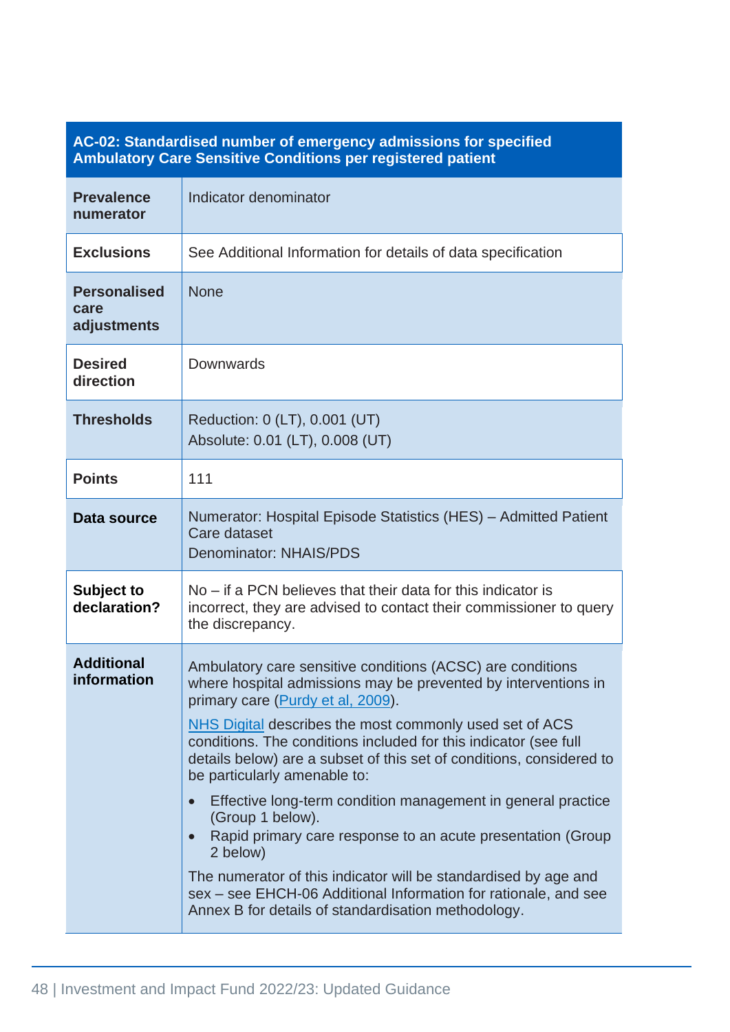| AC-02: Standardised number of emergency admissions for specified Ambulatory Care Sensitive Conditions per registered patient | |
|---|---|
| **Prevalence numerator** | Indicator denominator |
| **Exclusions** | See Additional Information for details of data specification |
| **Personalised care adjustments** | None |
| **Desired direction** | Downwards |
| **Thresholds** | Reduction: 0 (LT), 0.001 (UT)<br>Absolute: 0.01 (LT), 0.008 (UT) |
| **Points** | 111 |
| **Data source** | Numerator: Hospital Episode Statistics (HES) – Admitted Patient Care dataset<br>Denominator: NHAIS/PDS |
| **Subject to declaration?** | No – if a PCN believes that their data for this indicator is incorrect, they are advised to contact their commissioner to query the discrepancy. |
| **Additional information** | Ambulatory care sensitive conditions (ACSC) are conditions where hospital admissions may be prevented by interventions in primary care (Purdy et al, 2009).<br><br>NHS Digital describes the most commonly used set of ACS conditions. The conditions included for this indicator (see full details below) are a subset of this set of conditions, considered to be particularly amenable to:<br><br>• Effective long-term condition management in general practice (Group 1 below).<br>• Rapid primary care response to an acute presentation (Group 2 below)<br><br>The numerator of this indicator will be standardised by age and sex – see EHCH-06 Additional Information for rationale, and see Annex B for details of standardisation methodology. |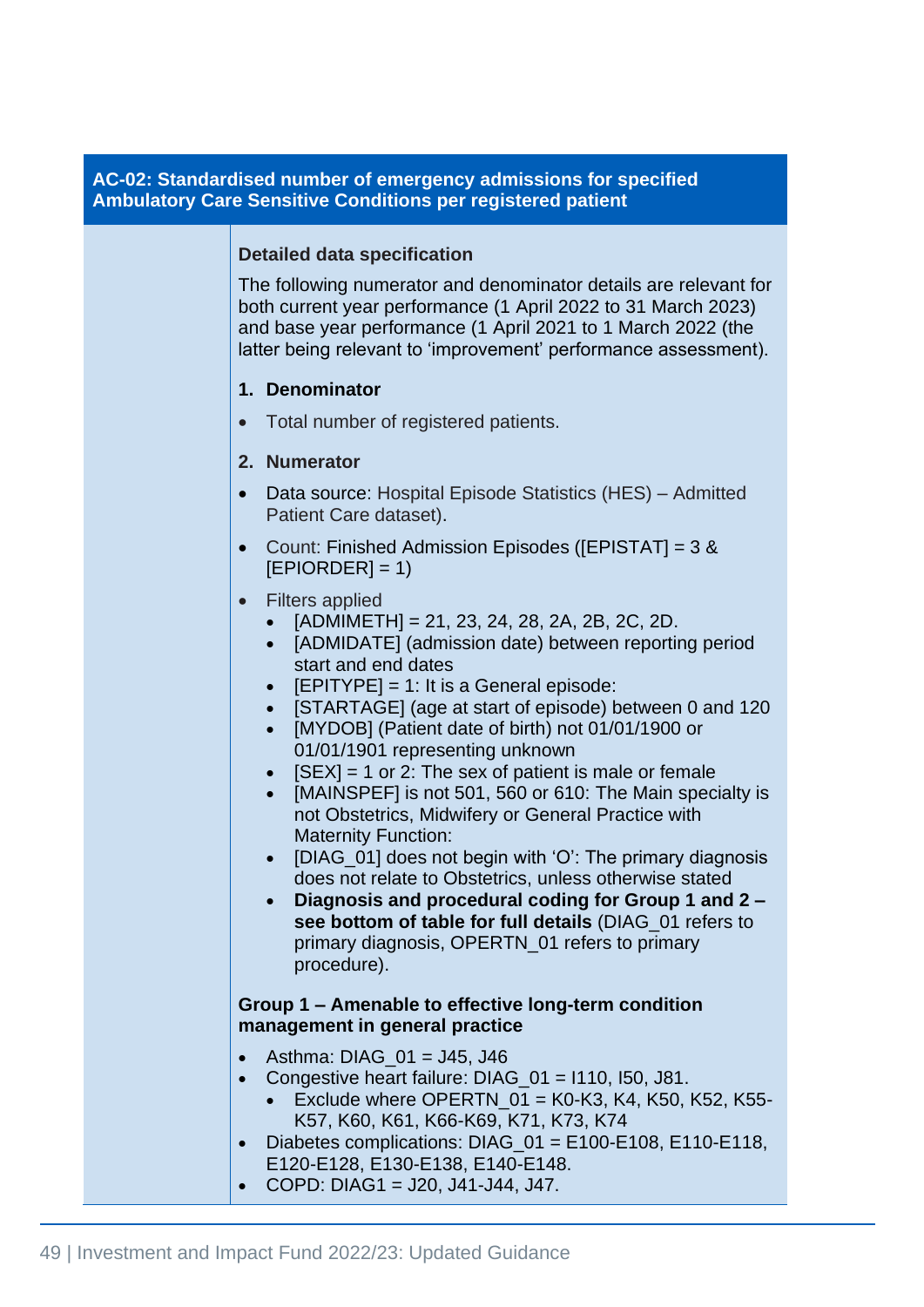## AC-02: Standardised number of emergency admissions for specified Ambulatory Care Sensitive Conditions per registered patient

**Detailed data specification**

The following numerator and denominator details are relevant for both current year performance (1 April 2022 to 31 March 2023) and base year performance (1 April 2021 to 1 March 2022 (the latter being relevant to 'improvement' performance assessment).

1. **Denominator**

- Total number of registered patients.

2. **Numerator**

- Data source: Hospital Episode Statistics (HES) – Admitted Patient Care dataset).
- Count: Finished Admission Episodes ([EPISTAT] = 3 & [EPIORDER] = 1)
- Filters applied
  - [ADMIMETH] = 21, 23, 24, 28, 2A, 2B, 2C, 2D.
  - [ADMIDATE] (admission date) between reporting period start and end dates
  - [EPITYPE] = 1: It is a General episode:
  - [STARTAGE] (age at start of episode) between 0 and 120
  - [MYDOB] (Patient date of birth) not 01/01/1900 or 01/01/1901 representing unknown
  - [SEX] = 1 or 2: The sex of patient is male or female
  - [MAINSPEF] is not 501, 560 or 610: The Main specialty is not Obstetrics, Midwifery or General Practice with Maternity Function:
  - [DIAG_01] does not begin with 'O': The primary diagnosis does not relate to Obstetrics, unless otherwise stated
  - **Diagnosis and procedural coding for Group 1 and 2 – see bottom of table for full details** (DIAG_01 refers to primary diagnosis, OPERTN_01 refers to primary procedure).

**Group 1 – Amenable to effective long-term condition management in general practice**

- Asthma: DIAG_01 = J45, J46
- Congestive heart failure: DIAG_01 = I110, I50, J81.
  - Exclude where OPERTN_01 = K0-K3, K4, K50, K52, K55-K57, K60, K61, K66-K69, K71, K73, K74
- Diabetes complications: DIAG_01 = E100-E108, E110-E118, E120-E128, E130-E138, E140-E148.
- COPD: DIAG1 = J20, J41-J44, J47.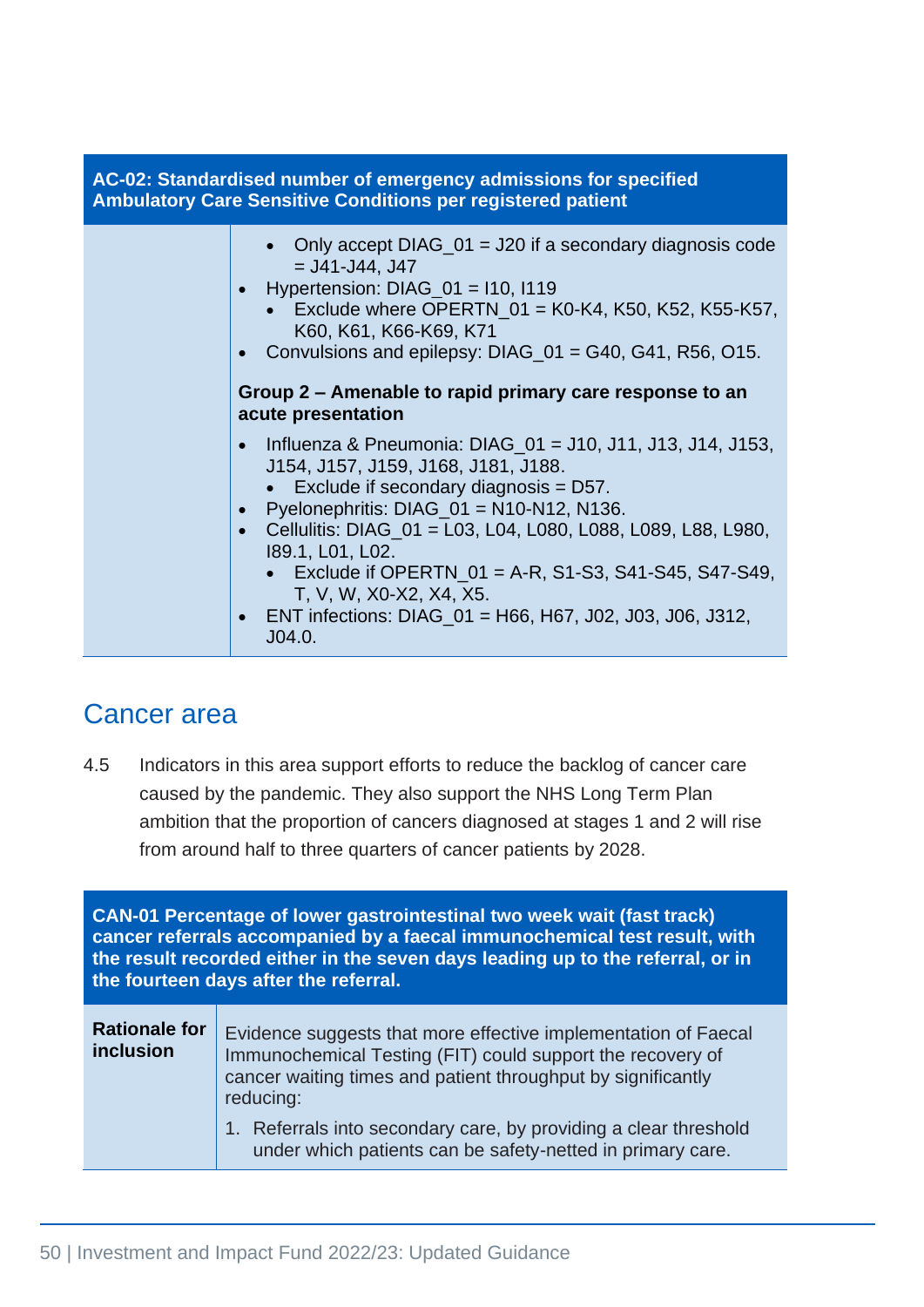| AC-02: Standardised number of emergency admissions for specified Ambulatory Care Sensitive Conditions per registered patient | |
|---|---|
| | <ul><li>Only accept DIAG_01 = J20 if a secondary diagnosis code = J41-J44, J47</li></ul><ul><li>Hypertension: DIAG_01 = I10, I119<ul><li>Exclude where OPERTN_01 = K0-K4, K50, K52, K55-K57, K60, K61, K66-K69, K71</li></ul></li><li>Convulsions and epilepsy: DIAG_01 = G40, G41, R56, O15.</li></ul>**Group 2 – Amenable to rapid primary care response to an acute presentation**<ul><li>Influenza & Pneumonia: DIAG_01 = J10, J11, J13, J14, J153, J154, J157, J159, J168, J181, J188.<ul><li>Exclude if secondary diagnosis = D57.</li></ul></li><li>Pyelonephritis: DIAG_01 = N10-N12, N136.</li><li>Cellulitis: DIAG_01 = L03, L04, L080, L088, L089, L88, L980, I89.1, L01, L02.<ul><li>Exclude if OPERTN_01 = A-R, S1-S3, S41-S45, S47-S49, T, V, W, X0-X2, X4, X5.</li></ul></li><li>ENT infections: DIAG_01 = H66, H67, J02, J03, J06, J312, J04.0.</li></ul> |

## Cancer area

4.5 Indicators in this area support efforts to reduce the backlog of cancer care caused by the pandemic. They also support the NHS Long Term Plan ambition that the proportion of cancers diagnosed at stages 1 and 2 will rise from around half to three quarters of cancer patients by 2028.

| CAN-01 Percentage of lower gastrointestinal two week wait (fast track) cancer referrals accompanied by a faecal immunochemical test result, with the result recorded either in the seven days leading up to the referral, or in the fourteen days after the referral. | |
|---|---|
| **Rationale for inclusion** | Evidence suggests that more effective implementation of Faecal Immunochemical Testing (FIT) could support the recovery of cancer waiting times and patient throughput by significantly reducing:<br>1. Referrals into secondary care, by providing a clear threshold under which patients can be safety-netted in primary care. |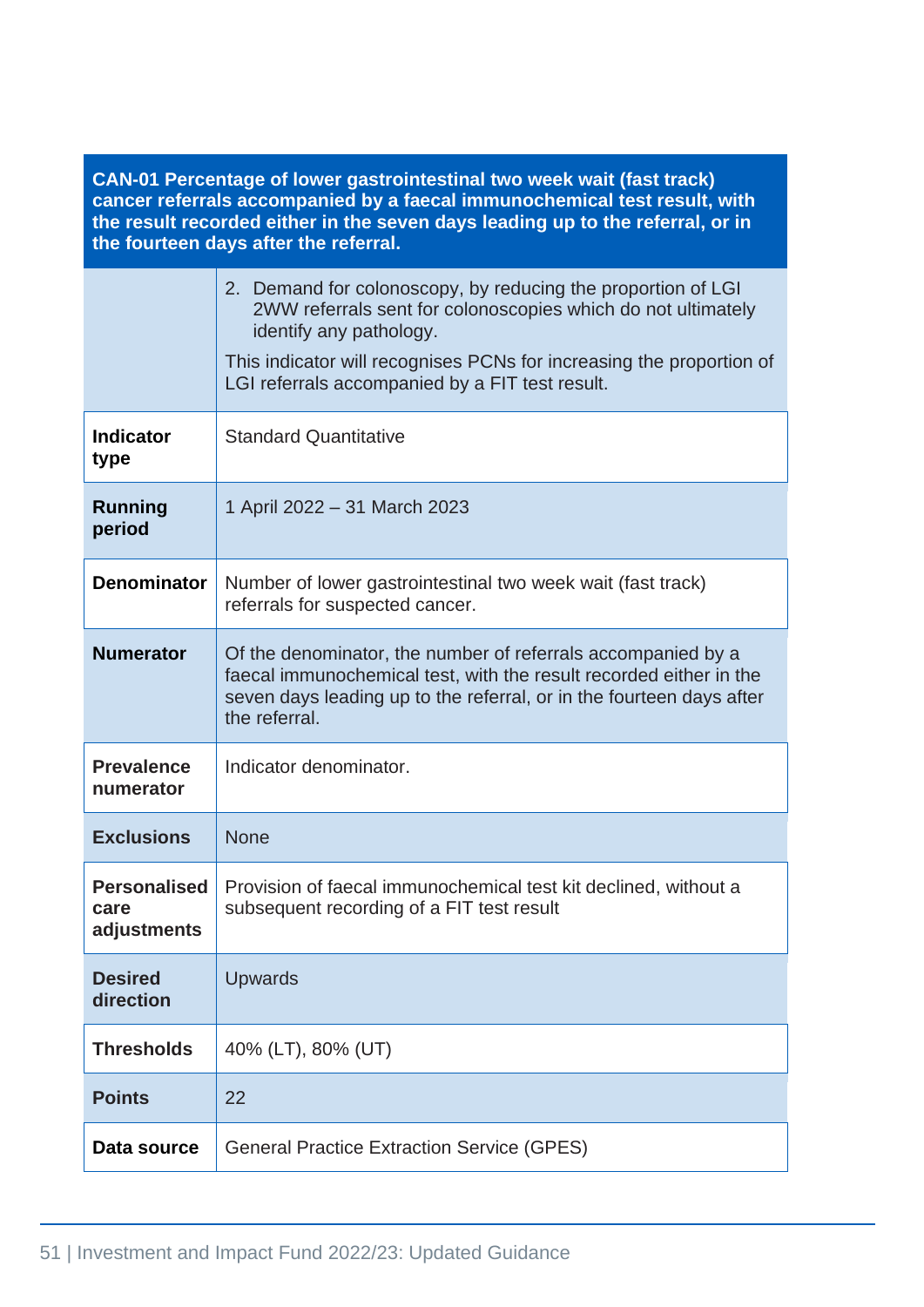| CAN-01 Percentage of lower gastrointestinal two week wait (fast track) cancer referrals accompanied by a faecal immunochemical test result, with the result recorded either in the seven days leading up to the referral, or in the fourteen days after the referral. | |
|---|---|
| | 2. Demand for colonoscopy, by reducing the proportion of LGI 2WW referrals sent for colonoscopies which do not ultimately identify any pathology.<br><br>This indicator will recognises PCNs for increasing the proportion of LGI referrals accompanied by a FIT test result. |
| **Indicator type** | Standard Quantitative |
| **Running period** | 1 April 2022 – 31 March 2023 |
| **Denominator** | Number of lower gastrointestinal two week wait (fast track) referrals for suspected cancer. |
| **Numerator** | Of the denominator, the number of referrals accompanied by a faecal immunochemical test, with the result recorded either in the seven days leading up to the referral, or in the fourteen days after the referral. |
| **Prevalence numerator** | Indicator denominator. |
| **Exclusions** | None |
| **Personalised care adjustments** | Provision of faecal immunochemical test kit declined, without a subsequent recording of a FIT test result |
| **Desired direction** | Upwards |
| **Thresholds** | 40% (LT), 80% (UT) |
| **Points** | 22 |
| **Data source** | General Practice Extraction Service (GPES) |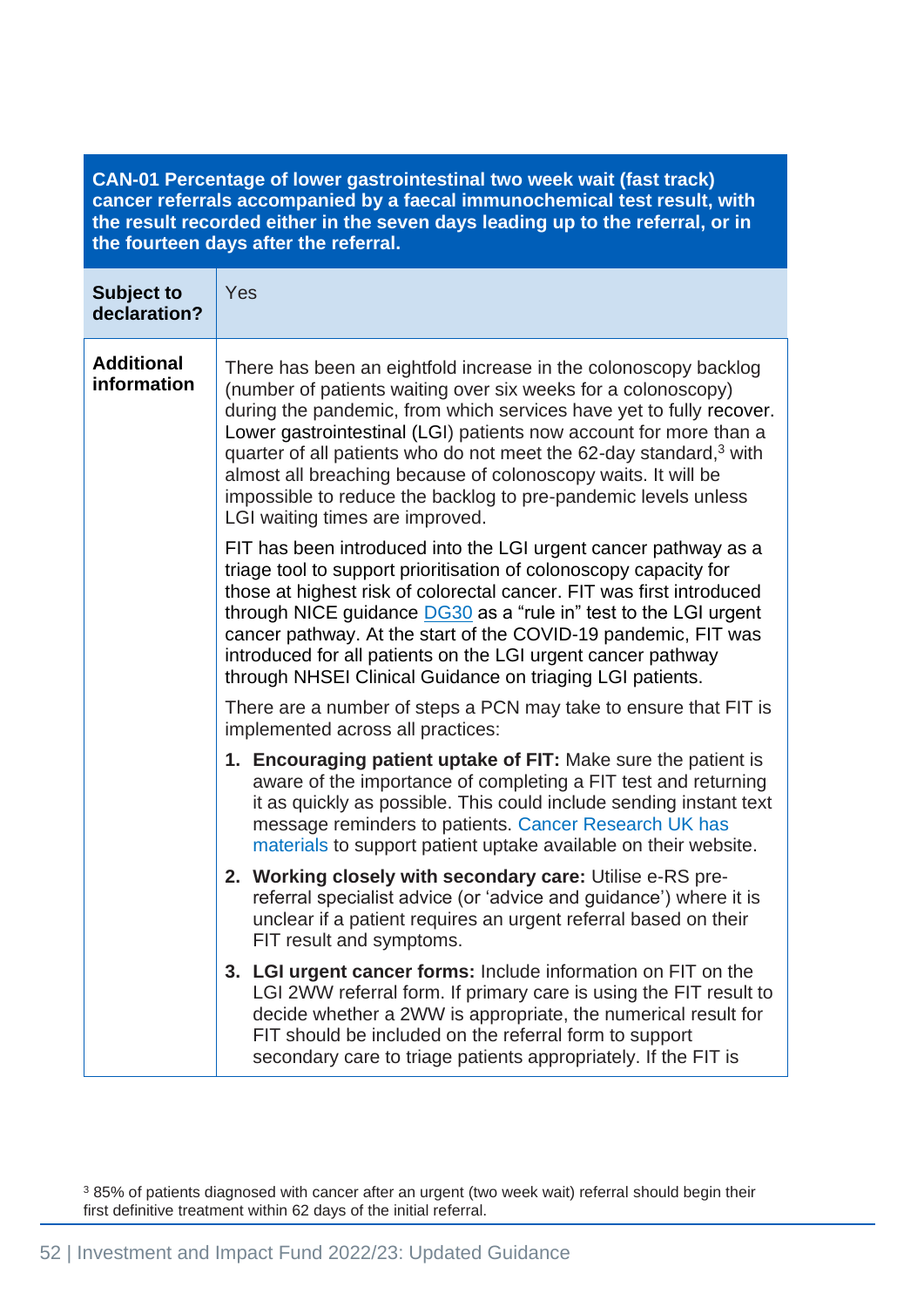| CAN-01 Percentage of lower gastrointestinal two week wait (fast track) cancer referrals accompanied by a faecal immunochemical test result, with the result recorded either in the seven days leading up to the referral, or in the fourteen days after the referral. | |
|---|---|
| **Subject to declaration?** | Yes |
| **Additional information** | There has been an eightfold increase in the colonoscopy backlog (number of patients waiting over six weeks for a colonoscopy) during the pandemic, from which services have yet to fully recover. Lower gastrointestinal (LGI) patients now account for more than a quarter of all patients who do not meet the 62-day standard,[3] with almost all breaching because of colonoscopy waits. It will be impossible to reduce the backlog to pre-pandemic levels unless LGI waiting times are improved.<br><br>FIT has been introduced into the LGI urgent cancer pathway as a triage tool to support prioritisation of colonoscopy capacity for those at highest risk of colorectal cancer. FIT was first introduced through NICE guidance DG30 as a "rule in" test to the LGI urgent cancer pathway. At the start of the COVID-19 pandemic, FIT was introduced for all patients on the LGI urgent cancer pathway through NHSEI Clinical Guidance on triaging LGI patients.<br><br>There are a number of steps a PCN may take to ensure that FIT is implemented across all practices:<br><br>1. **Encouraging patient uptake of FIT:** Make sure the patient is aware of the importance of completing a FIT test and returning it as quickly as possible. This could include sending instant text message reminders to patients. Cancer Research UK has materials to support patient uptake available on their website.<br>2. **Working closely with secondary care:** Utilise e-RS pre-referral specialist advice (or 'advice and guidance') where it is unclear if a patient requires an urgent referral based on their FIT result and symptoms.<br>3. **LGI urgent cancer forms:** Include information on FIT on the LGI 2WW referral form. If primary care is using the FIT result to decide whether a 2WW is appropriate, the numerical result for FIT should be included on the referral form to support secondary care to triage patients appropriately. If the FIT is |

[3] 85% of patients diagnosed with cancer after an urgent (two week wait) referral should begin their first definitive treatment within 62 days of the initial referral.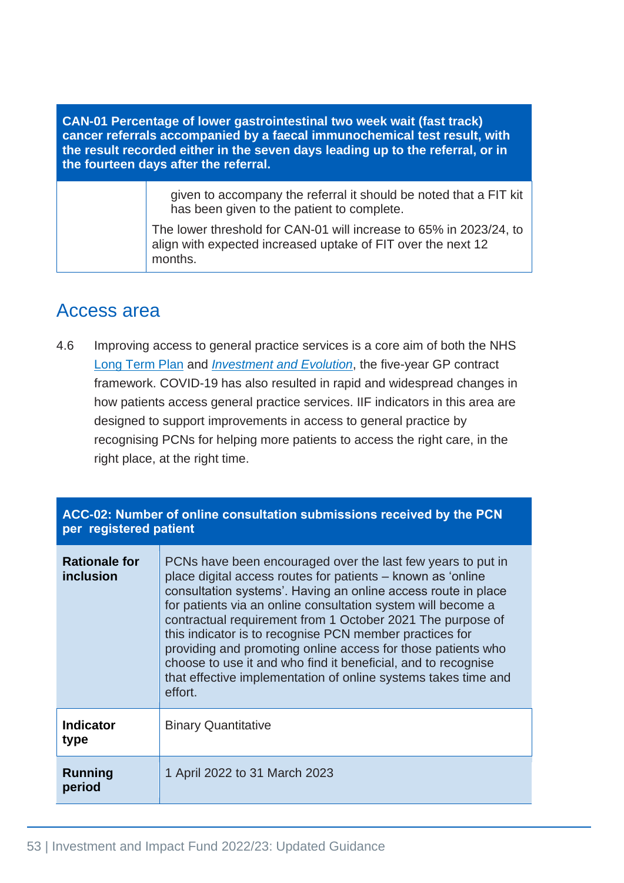| CAN-01 Percentage of lower gastrointestinal two week wait (fast track) cancer referrals accompanied by a faecal immunochemical test result, with the result recorded either in the seven days leading up to the referral, or in the fourteen days after the referral. | |
|---|---|
| | given to accompany the referral it should be noted that a FIT kit has been given to the patient to complete.<br>The lower threshold for CAN-01 will increase to 65% in 2023/24, to align with expected increased uptake of FIT over the next 12 months. |

## Access area

4.6 Improving access to general practice services is a core aim of both the NHS Long Term Plan and *Investment and Evolution*, the five-year GP contract framework. COVID-19 has also resulted in rapid and widespread changes in how patients access general practice services. IIF indicators in this area are designed to support improvements in access to general practice by recognising PCNs for helping more patients to access the right care, in the right place, at the right time.

| ACC-02: Number of online consultation submissions received by the PCN per registered patient | |
|---|---|
| **Rationale for inclusion** | PCNs have been encouraged over the last few years to put in place digital access routes for patients – known as 'online consultation systems'. Having an online access route in place for patients via an online consultation system will become a contractual requirement from 1 October 2021 The purpose of this indicator is to recognise PCN member practices for providing and promoting online access for those patients who choose to use it and who find it beneficial, and to recognise that effective implementation of online systems takes time and effort. |
| **Indicator type** | Binary Quantitative |
| **Running period** | 1 April 2022 to 31 March 2023 |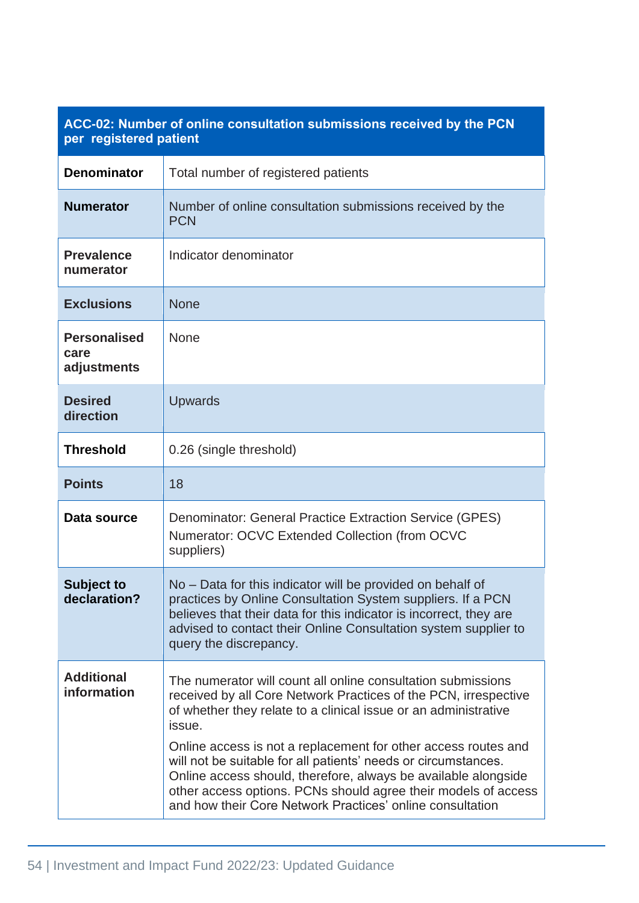| ACC-02: Number of online consultation submissions received by the PCN per registered patient | |
|---|---|
| **Denominator** | Total number of registered patients |
| **Numerator** | Number of online consultation submissions received by the PCN |
| **Prevalence numerator** | Indicator denominator |
| **Exclusions** | None |
| **Personalised care adjustments** | None |
| **Desired direction** | Upwards |
| **Threshold** | 0.26 (single threshold) |
| **Points** | 18 |
| **Data source** | Denominator: General Practice Extraction Service (GPES)<br>Numerator: OCVC Extended Collection (from OCVC suppliers) |
| **Subject to declaration?** | No – Data for this indicator will be provided on behalf of practices by Online Consultation System suppliers. If a PCN believes that their data for this indicator is incorrect, they are advised to contact their Online Consultation system supplier to query the discrepancy. |
| **Additional information** | The numerator will count all online consultation submissions received by all Core Network Practices of the PCN, irrespective of whether they relate to a clinical issue or an administrative issue.<br>Online access is not a replacement for other access routes and will not be suitable for all patients' needs or circumstances. Online access should, therefore, always be available alongside other access options. PCNs should agree their models of access and how their Core Network Practices' online consultation |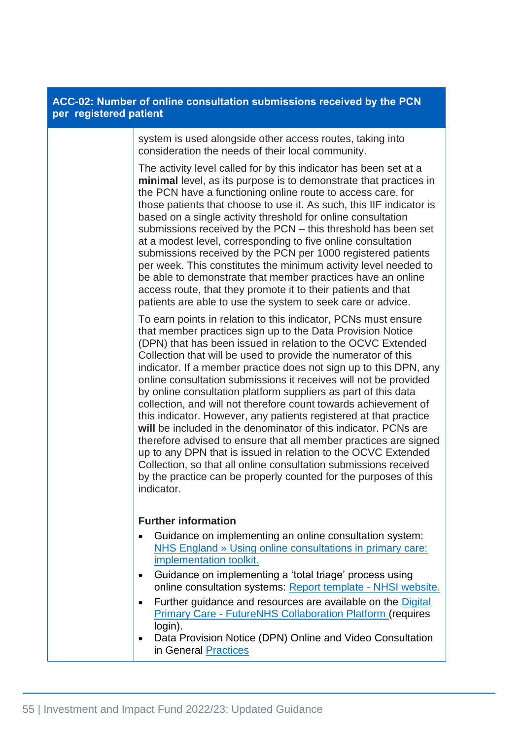| ACC-02: Number of online consultation submissions received by the PCN per registered patient | |
|---|---|
| | system is used alongside other access routes, taking into consideration the needs of their local community.<br><br>The activity level called for by this indicator has been set at a **minimal** level, as its purpose is to demonstrate that practices in the PCN have a functioning online route to access care, for those patients that choose to use it. As such, this IIF indicator is based on a single activity threshold for online consultation submissions received by the PCN – this threshold has been set at a modest level, corresponding to five online consultation submissions received by the PCN per 1000 registered patients per week. This constitutes the minimum activity level needed to be able to demonstrate that member practices have an online access route, that they promote it to their patients and that patients are able to use the system to seek care or advice.<br><br>To earn points in relation to this indicator, PCNs must ensure that member practices sign up to the Data Provision Notice (DPN) that has been issued in relation to the OCVC Extended Collection that will be used to provide the numerator of this indicator. If a member practice does not sign up to this DPN, any online consultation submissions it receives will not be provided by online consultation platform suppliers as part of this data collection, and will not therefore count towards achievement of this indicator. However, any patients registered at that practice **will** be included in the denominator of this indicator. PCNs are therefore advised to ensure that all member practices are signed up to any DPN that is issued in relation to the OCVC Extended Collection, so that all online consultation submissions received by the practice can be properly counted for the purposes of this indicator.<br><br>**Further information**<br>• Guidance on implementing an online consultation system: NHS England » Using online consultations in primary care: implementation toolkit.<br>• Guidance on implementing a 'total triage' process using online consultation systems: Report template - NHSI website.<br>• Further guidance and resources are available on the Digital Primary Care - FutureNHS Collaboration Platform (requires login).<br>• Data Provision Notice (DPN) Online and Video Consultation in General Practices |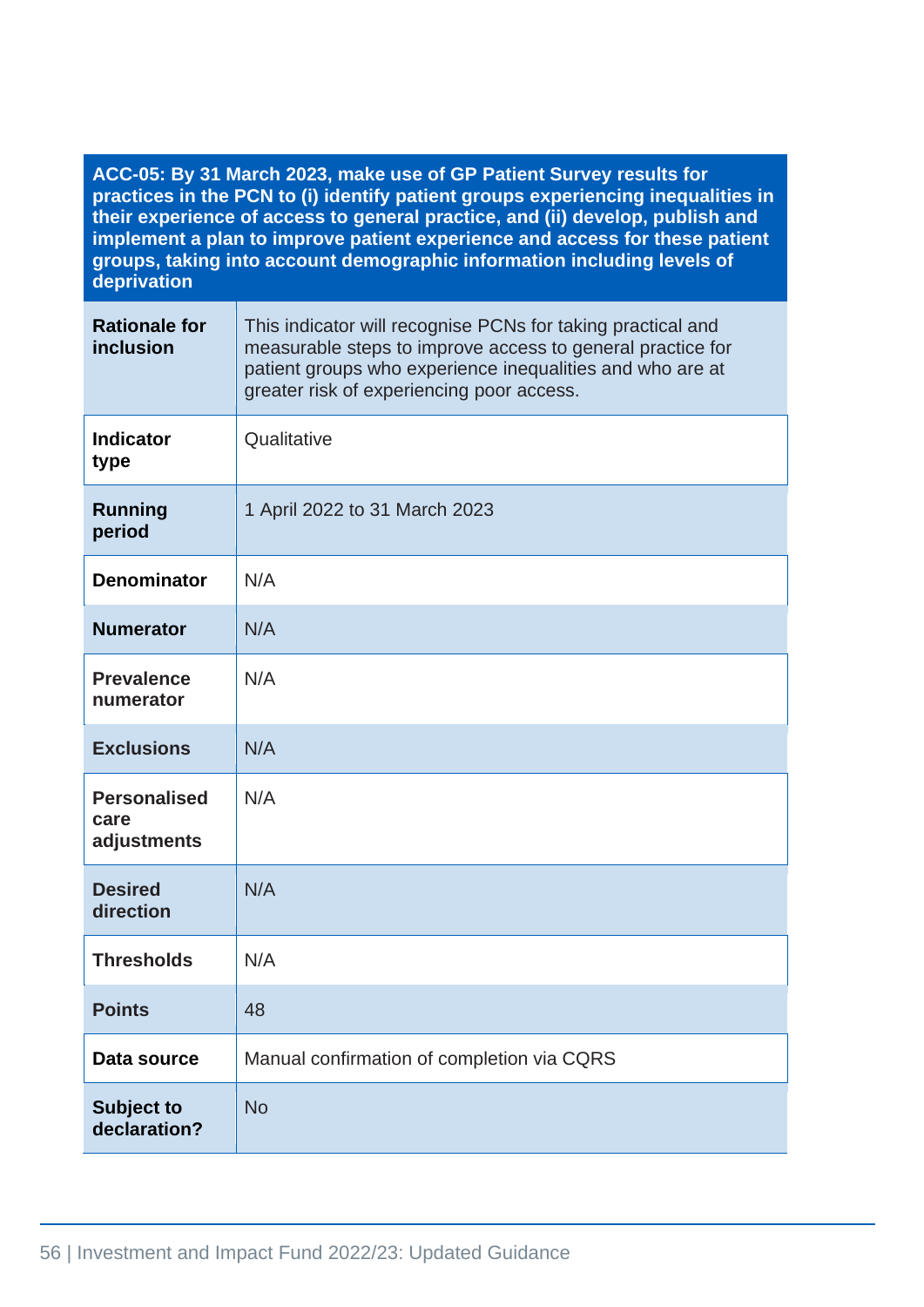| ACC-05: By 31 March 2023, make use of GP Patient Survey results for practices in the PCN to (i) identify patient groups experiencing inequalities in their experience of access to general practice, and (ii) develop, publish and implement a plan to improve patient experience and access for these patient groups, taking into account demographic information including levels of deprivation | |
|---|---|
| **Rationale for inclusion** | This indicator will recognise PCNs for taking practical and measurable steps to improve access to general practice for patient groups who experience inequalities and who are at greater risk of experiencing poor access. |
| **Indicator type** | Qualitative |
| **Running period** | 1 April 2022 to 31 March 2023 |
| **Denominator** | N/A |
| **Numerator** | N/A |
| **Prevalence numerator** | N/A |
| **Exclusions** | N/A |
| **Personalised care adjustments** | N/A |
| **Desired direction** | N/A |
| **Thresholds** | N/A |
| **Points** | 48 |
| **Data source** | Manual confirmation of completion via CQRS |
| **Subject to declaration?** | No |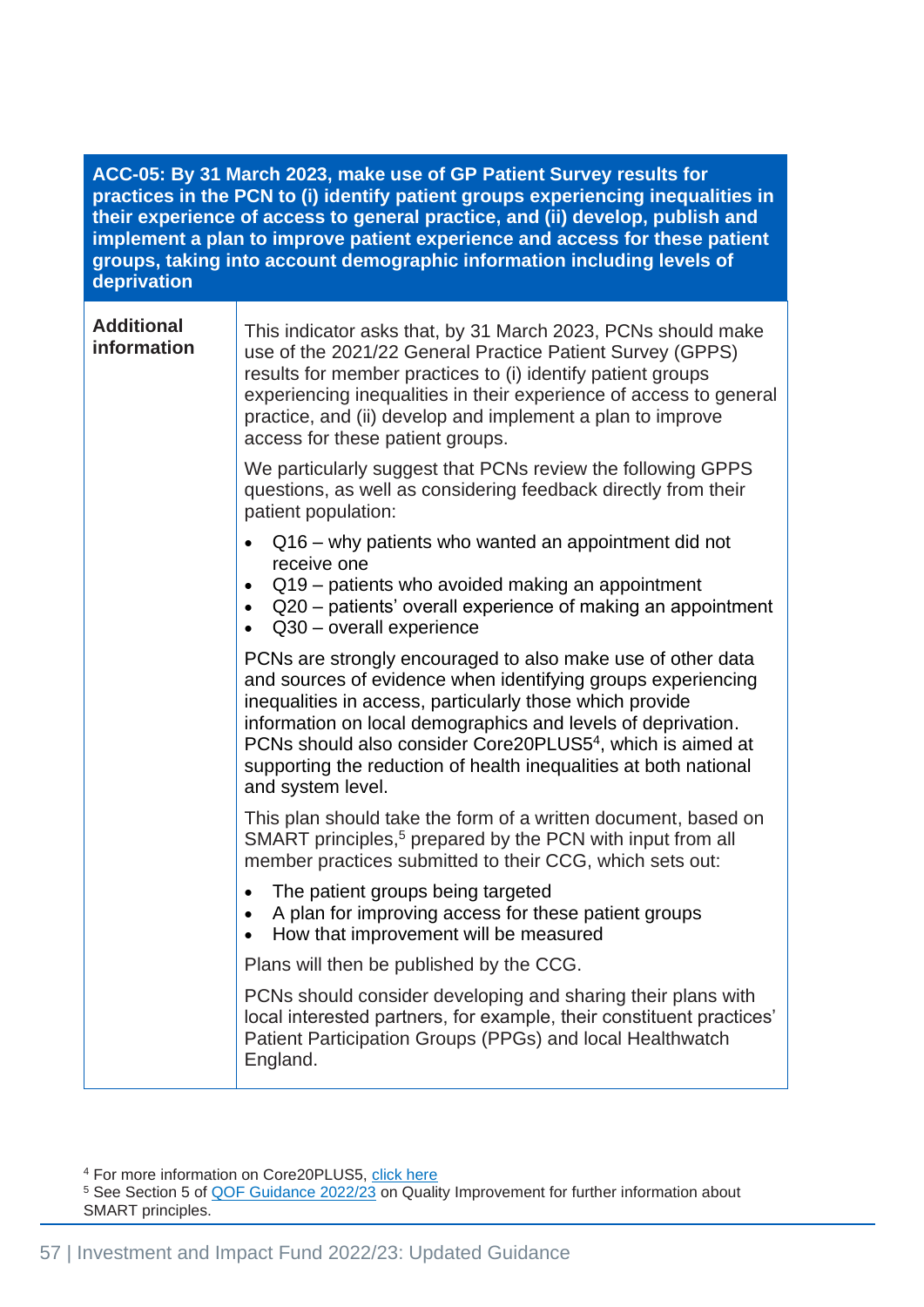| ACC-05: By 31 March 2023, make use of GP Patient Survey results for practices in the PCN to (i) identify patient groups experiencing inequalities in their experience of access to general practice, and (ii) develop, publish and implement a plan to improve patient experience and access for these patient groups, taking into account demographic information including levels of deprivation | |
|---|---|
| **Additional information** | This indicator asks that, by 31 March 2023, PCNs should make use of the 2021/22 General Practice Patient Survey (GPPS) results for member practices to (i) identify patient groups experiencing inequalities in their experience of access to general practice, and (ii) develop and implement a plan to improve access for these patient groups.<br><br>We particularly suggest that PCNs review the following GPPS questions, as well as considering feedback directly from their patient population:<br><br>• Q16 – why patients who wanted an appointment did not receive one<br>• Q19 – patients who avoided making an appointment<br>• Q20 – patients' overall experience of making an appointment<br>• Q30 – overall experience<br><br>PCNs are strongly encouraged to also make use of other data and sources of evidence when identifying groups experiencing inequalities in access, particularly those which provide information on local demographics and levels of deprivation. PCNs should also consider Core20PLUS5[4], which is aimed at supporting the reduction of health inequalities at both national and system level.<br><br>This plan should take the form of a written document, based on SMART principles,[5] prepared by the PCN with input from all member practices submitted to their CCG, which sets out:<br><br>• The patient groups being targeted<br>• A plan for improving access for these patient groups<br>• How that improvement will be measured<br><br>Plans will then be published by the CCG.<br><br>PCNs should consider developing and sharing their plans with local interested partners, for example, their constituent practices' Patient Participation Groups (PPGs) and local Healthwatch England. |

[4] For more information on Core20PLUS5, click here

[5] See Section 5 of QOF Guidance 2022/23 on Quality Improvement for further information about SMART principles.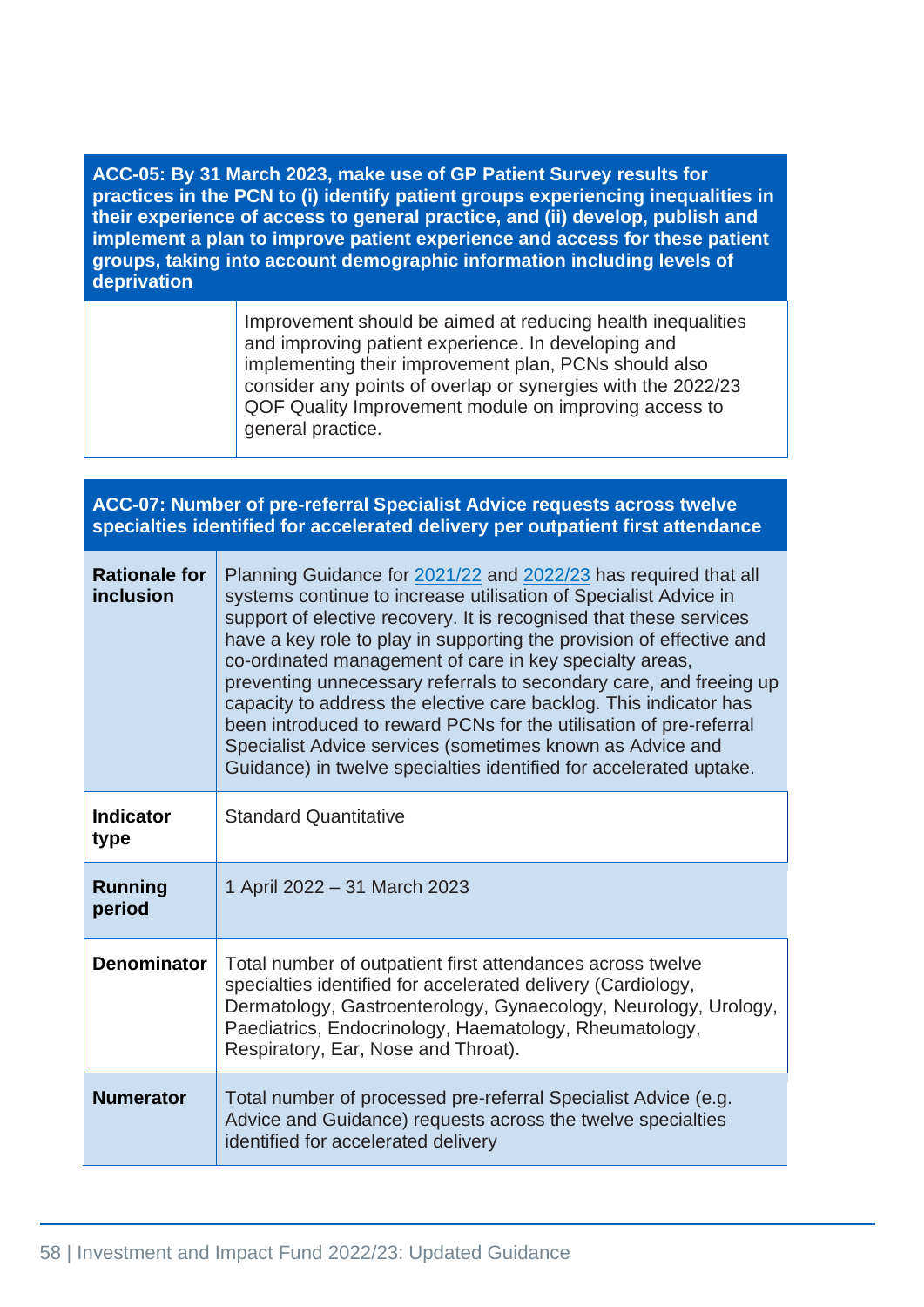| ACC-05: By 31 March 2023, make use of GP Patient Survey results for practices in the PCN to (i) identify patient groups experiencing inequalities in their experience of access to general practice, and (ii) develop, publish and implement a plan to improve patient experience and access for these patient groups, taking into account demographic information including levels of deprivation | |
|---|---|
| | Improvement should be aimed at reducing health inequalities and improving patient experience. In developing and implementing their improvement plan, PCNs should also consider any points of overlap or synergies with the 2022/23 QOF Quality Improvement module on improving access to general practice. |

| ACC-07: Number of pre-referral Specialist Advice requests across twelve specialties identified for accelerated delivery per outpatient first attendance | |
|---|---|
| **Rationale for inclusion** | Planning Guidance for 2021/22 and 2022/23 has required that all systems continue to increase utilisation of Specialist Advice in support of elective recovery. It is recognised that these services have a key role to play in supporting the provision of effective and co-ordinated management of care in key specialty areas, preventing unnecessary referrals to secondary care, and freeing up capacity to address the elective care backlog. This indicator has been introduced to reward PCNs for the utilisation of pre-referral Specialist Advice services (sometimes known as Advice and Guidance) in twelve specialties identified for accelerated uptake. |
| **Indicator type** | Standard Quantitative |
| **Running period** | 1 April 2022 – 31 March 2023 |
| **Denominator** | Total number of outpatient first attendances across twelve specialties identified for accelerated delivery (Cardiology, Dermatology, Gastroenterology, Gynaecology, Neurology, Urology, Paediatrics, Endocrinology, Haematology, Rheumatology, Respiratory, Ear, Nose and Throat). |
| **Numerator** | Total number of processed pre-referral Specialist Advice (e.g. Advice and Guidance) requests across the twelve specialties identified for accelerated delivery |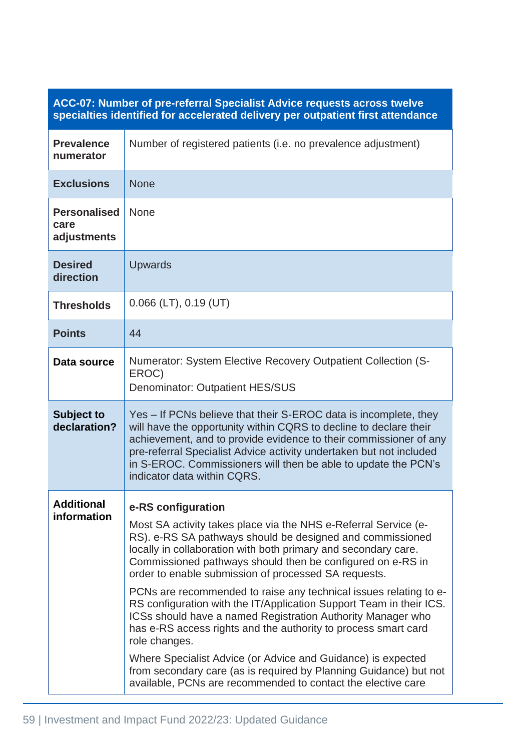| ACC-07: Number of pre-referral Specialist Advice requests across twelve specialties identified for accelerated delivery per outpatient first attendance | |
|---|---|
| **Prevalence numerator** | Number of registered patients (i.e. no prevalence adjustment) |
| **Exclusions** | None |
| **Personalised care adjustments** | None |
| **Desired direction** | Upwards |
| **Thresholds** | 0.066 (LT), 0.19 (UT) |
| **Points** | 44 |
| **Data source** | Numerator: System Elective Recovery Outpatient Collection (S-EROC)<br>Denominator: Outpatient HES/SUS |
| **Subject to declaration?** | Yes – If PCNs believe that their S-EROC data is incomplete, they will have the opportunity within CQRS to decline to declare their achievement, and to provide evidence to their commissioner of any pre-referral Specialist Advice activity undertaken but not included in S-EROC. Commissioners will then be able to update the PCN's indicator data within CQRS. |
| **Additional information** | **e-RS configuration**<br><br>Most SA activity takes place via the NHS e-Referral Service (e-RS). e-RS SA pathways should be designed and commissioned locally in collaboration with both primary and secondary care. Commissioned pathways should then be configured on e-RS in order to enable submission of processed SA requests.<br><br>PCNs are recommended to raise any technical issues relating to e-RS configuration with the IT/Application Support Team in their ICS. ICSs should have a named Registration Authority Manager who has e-RS access rights and the authority to process smart card role changes.<br><br>Where Specialist Advice (or Advice and Guidance) is expected from secondary care (as is required by Planning Guidance) but not available, PCNs are recommended to contact the elective care |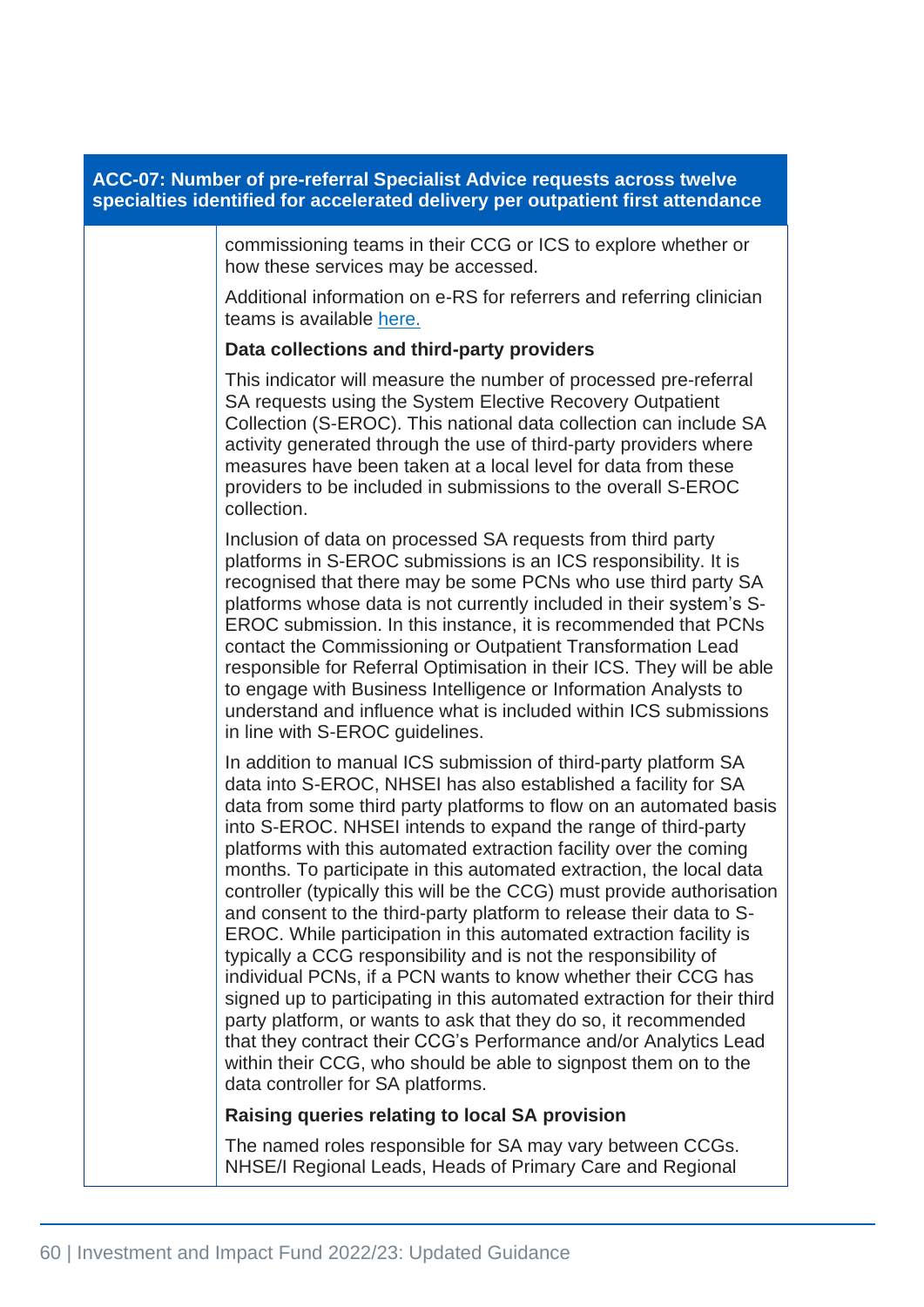| ACC-07: Number of pre-referral Specialist Advice requests across twelve specialties identified for accelerated delivery per outpatient first attendance | |
|---|---|
| | commissioning teams in their CCG or ICS to explore whether or how these services may be accessed.<br><br>Additional information on e-RS for referrers and referring clinician teams is available here.<br><br>**Data collections and third-party providers**<br><br>This indicator will measure the number of processed pre-referral SA requests using the System Elective Recovery Outpatient Collection (S-EROC). This national data collection can include SA activity generated through the use of third-party providers where measures have been taken at a local level for data from these providers to be included in submissions to the overall S-EROC collection.<br><br>Inclusion of data on processed SA requests from third party platforms in S-EROC submissions is an ICS responsibility. It is recognised that there may be some PCNs who use third party SA platforms whose data is not currently included in their system's S-EROC submission. In this instance, it is recommended that PCNs contact the Commissioning or Outpatient Transformation Lead responsible for Referral Optimisation in their ICS. They will be able to engage with Business Intelligence or Information Analysts to understand and influence what is included within ICS submissions in line with S-EROC guidelines.<br><br>In addition to manual ICS submission of third-party platform SA data into S-EROC, NHSEI has also established a facility for SA data from some third party platforms to flow on an automated basis into S-EROC. NHSEI intends to expand the range of third-party platforms with this automated extraction facility over the coming months. To participate in this automated extraction, the local data controller (typically this will be the CCG) must provide authorisation and consent to the third-party platform to release their data to S-EROC. While participation in this automated extraction facility is typically a CCG responsibility and is not the responsibility of individual PCNs, if a PCN wants to know whether their CCG has signed up to participating in this automated extraction for their third party platform, or wants to ask that they do so, it recommended that they contract their CCG's Performance and/or Analytics Lead within their CCG, who should be able to signpost them on to the data controller for SA platforms.<br><br>**Raising queries relating to local SA provision**<br><br>The named roles responsible for SA may vary between CCGs. NHSE/I Regional Leads, Heads of Primary Care and Regional |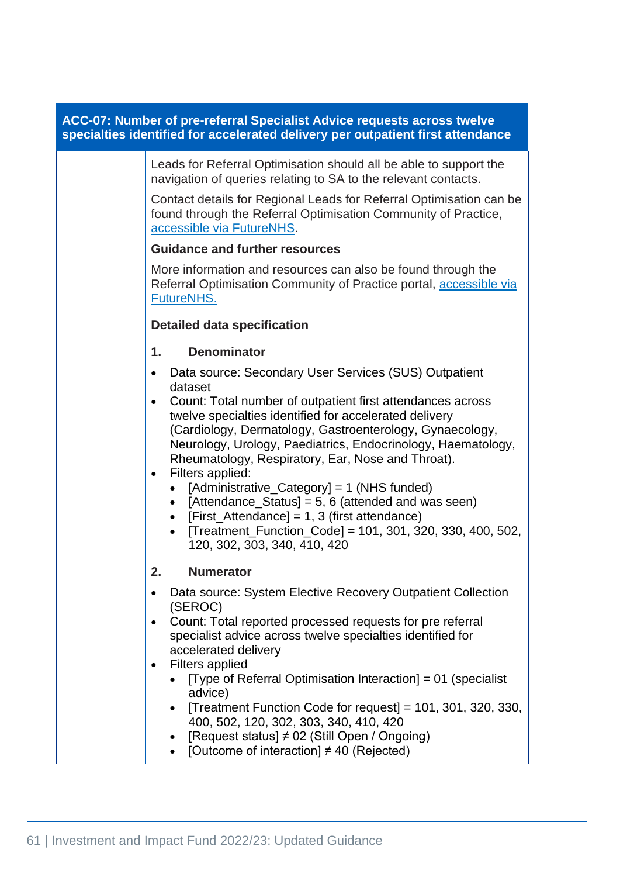**ACC-07: Number of pre-referral Specialist Advice requests across twelve specialties identified for accelerated delivery per outpatient first attendance**

Leads for Referral Optimisation should all be able to support the navigation of queries relating to SA to the relevant contacts.

Contact details for Regional Leads for Referral Optimisation can be found through the Referral Optimisation Community of Practice, accessible via FutureNHS.

**Guidance and further resources**

More information and resources can also be found through the Referral Optimisation Community of Practice portal, accessible via FutureNHS.

**Detailed data specification**

**1. Denominator**

- Data source: Secondary User Services (SUS) Outpatient dataset
- Count: Total number of outpatient first attendances across twelve specialties identified for accelerated delivery (Cardiology, Dermatology, Gastroenterology, Gynaecology, Neurology, Urology, Paediatrics, Endocrinology, Haematology, Rheumatology, Respiratory, Ear, Nose and Throat).
- Filters applied:
  - [Administrative_Category] = 1 (NHS funded)
  - [Attendance_Status] = 5, 6 (attended and was seen)
  - [First_Attendance] = 1, 3 (first attendance)
  - [Treatment_Function_Code] = 101, 301, 320, 330, 400, 502, 120, 302, 303, 340, 410, 420

**2. Numerator**

- Data source: System Elective Recovery Outpatient Collection (SEROC)
- Count: Total reported processed requests for pre referral specialist advice across twelve specialties identified for accelerated delivery
- Filters applied
  - [Type of Referral Optimisation Interaction] = 01 (specialist advice)
  - [Treatment Function Code for request] = 101, 301, 320, 330, 400, 502, 120, 302, 303, 340, 410, 420
  - [Request status] ≠ 02 (Still Open / Ongoing)
  - [Outcome of interaction] ≠ 40 (Rejected)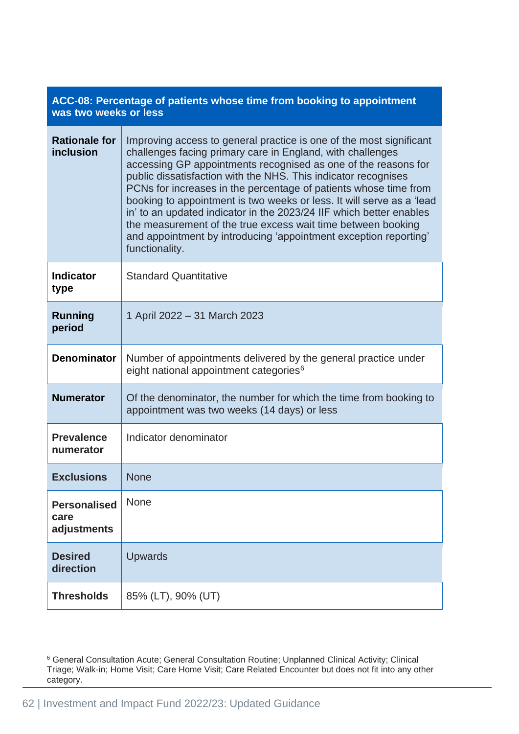| ACC-08: Percentage of patients whose time from booking to appointment was two weeks or less | |
|---|---|
| **Rationale for inclusion** | Improving access to general practice is one of the most significant challenges facing primary care in England, with challenges accessing GP appointments recognised as one of the reasons for public dissatisfaction with the NHS. This indicator recognises PCNs for increases in the percentage of patients whose time from booking to appointment is two weeks or less. It will serve as a 'lead in' to an updated indicator in the 2023/24 IIF which better enables the measurement of the true excess wait time between booking and appointment by introducing 'appointment exception reporting' functionality. |
| **Indicator type** | Standard Quantitative |
| **Running period** | 1 April 2022 – 31 March 2023 |
| **Denominator** | Number of appointments delivered by the general practice under eight national appointment categories[6] |
| **Numerator** | Of the denominator, the number for which the time from booking to appointment was two weeks (14 days) or less |
| **Prevalence numerator** | Indicator denominator |
| **Exclusions** | None |
| **Personalised care adjustments** | None |
| **Desired direction** | Upwards |
| **Thresholds** | 85% (LT), 90% (UT) |

[6] General Consultation Acute; General Consultation Routine; Unplanned Clinical Activity; Clinical Triage; Walk-in; Home Visit; Care Home Visit; Care Related Encounter but does not fit into any other category.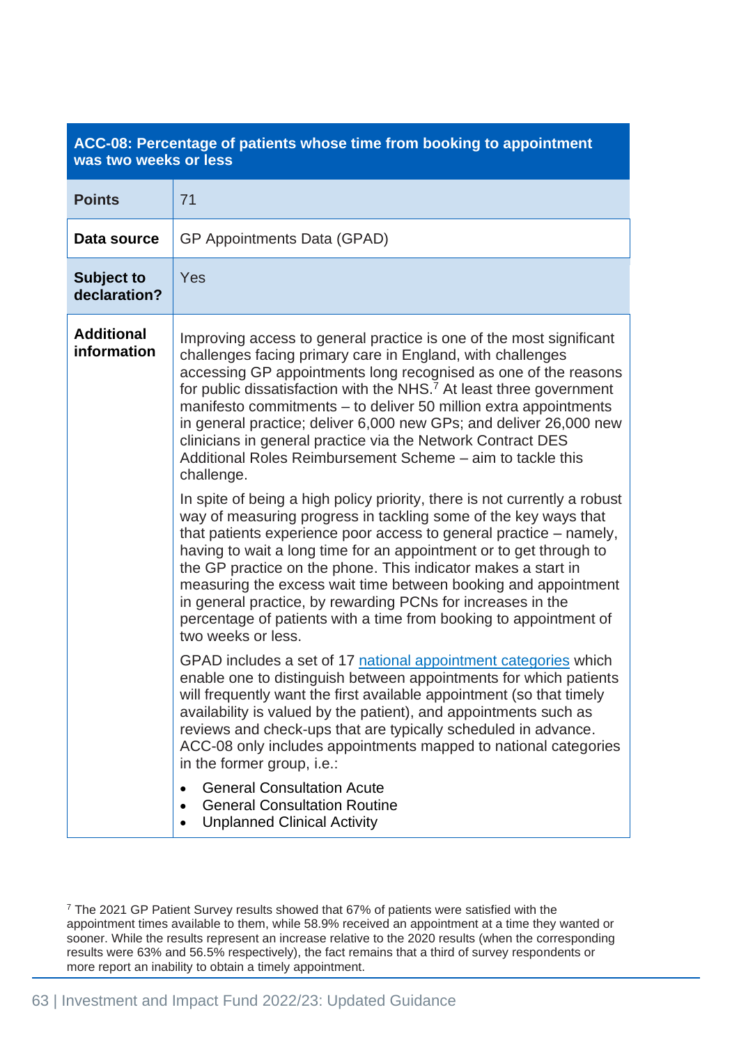| ACC-08: Percentage of patients whose time from booking to appointment was two weeks or less | |
|---|---|
| **Points** | 71 |
| **Data source** | GP Appointments Data (GPAD) |
| **Subject to declaration?** | Yes |
| **Additional information** | Improving access to general practice is one of the most significant challenges facing primary care in England, with challenges accessing GP appointments long recognised as one of the reasons for public dissatisfaction with the NHS.[7] At least three government manifesto commitments – to deliver 50 million extra appointments in general practice; deliver 6,000 new GPs; and deliver 26,000 new clinicians in general practice via the Network Contract DES Additional Roles Reimbursement Scheme – aim to tackle this challenge.<br><br>In spite of being a high policy priority, there is not currently a robust way of measuring progress in tackling some of the key ways that patients experience poor access to general practice – namely, having to wait a long time for an appointment or to get through to the GP practice on the phone. This indicator makes a start in measuring the excess wait time between booking and appointment in general practice, by rewarding PCNs for increases in the percentage of patients with a time from booking to appointment of two weeks or less.<br><br>GPAD includes a set of 17 national appointment categories which enable one to distinguish between appointments for which patients will frequently want the first available appointment (so that timely availability is valued by the patient), and appointments such as reviews and check-ups that are typically scheduled in advance. ACC-08 only includes appointments mapped to national categories in the former group, i.e.:<br><br>• General Consultation Acute<br>• General Consultation Routine<br>• Unplanned Clinical Activity |

[7] The 2021 GP Patient Survey results showed that 67% of patients were satisfied with the appointment times available to them, while 58.9% received an appointment at a time they wanted or sooner. While the results represent an increase relative to the 2020 results (when the corresponding results were 63% and 56.5% respectively), the fact remains that a third of survey respondents or more report an inability to obtain a timely appointment.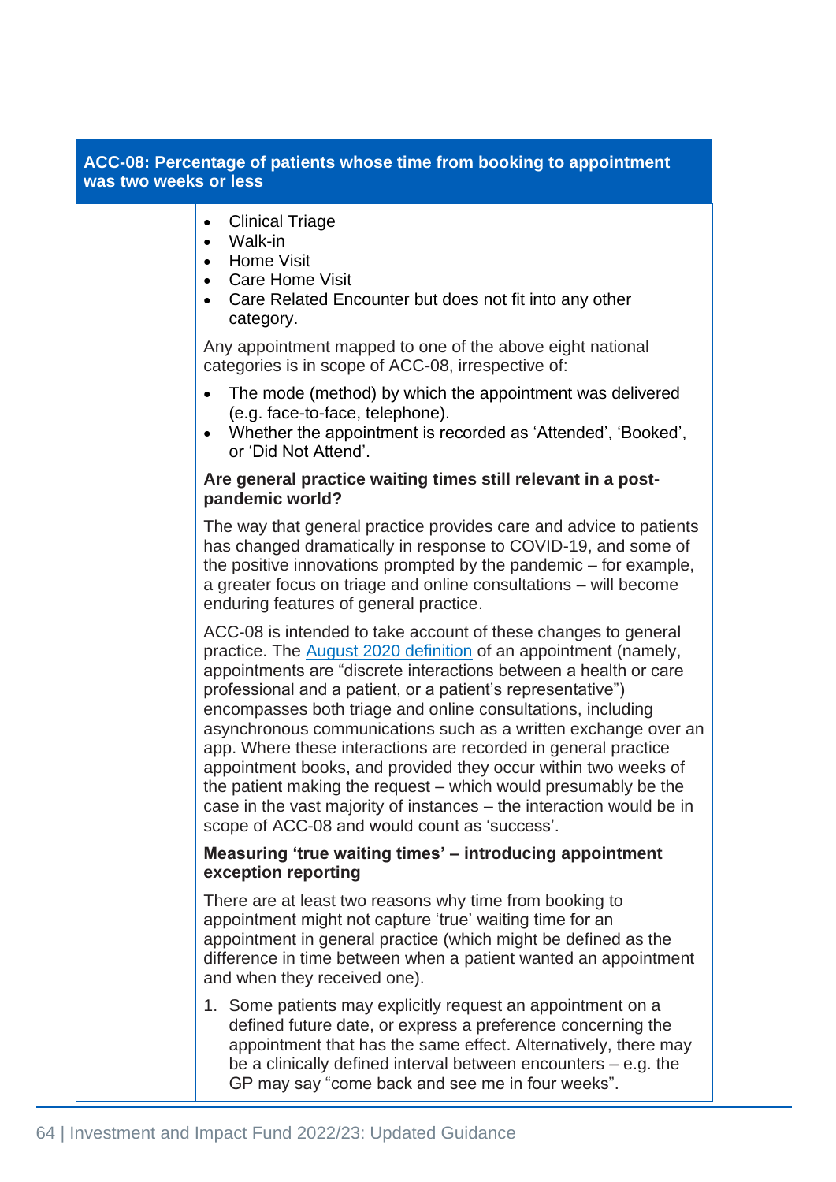| ACC-08: Percentage of patients whose time from booking to appointment was two weeks or less | |
|---|---|
| | • Clinical Triage<br>• Walk-in<br>• Home Visit<br>• Care Home Visit<br>• Care Related Encounter but does not fit into any other category.<br><br>Any appointment mapped to one of the above eight national categories is in scope of ACC-08, irrespective of:<br><br>• The mode (method) by which the appointment was delivered (e.g. face-to-face, telephone).<br>• Whether the appointment is recorded as 'Attended', 'Booked', or 'Did Not Attend'.<br><br>**Are general practice waiting times still relevant in a post-pandemic world?**<br><br>The way that general practice provides care and advice to patients has changed dramatically in response to COVID-19, and some of the positive innovations prompted by the pandemic – for example, a greater focus on triage and online consultations – will become enduring features of general practice.<br><br>ACC-08 is intended to take account of these changes to general practice. The August 2020 definition of an appointment (namely, appointments are "discrete interactions between a health or care professional and a patient, or a patient's representative") encompasses both triage and online consultations, including asynchronous communications such as a written exchange over an app. Where these interactions are recorded in general practice appointment books, and provided they occur within two weeks of the patient making the request – which would presumably be the case in the vast majority of instances – the interaction would be in scope of ACC-08 and would count as 'success'.<br><br>**Measuring 'true waiting times' – introducing appointment exception reporting**<br><br>There are at least two reasons why time from booking to appointment might not capture 'true' waiting time for an appointment in general practice (which might be defined as the difference in time between when a patient wanted an appointment and when they received one).<br><br>1. Some patients may explicitly request an appointment on a defined future date, or express a preference concerning the appointment that has the same effect. Alternatively, there may be a clinically defined interval between encounters – e.g. the GP may say "come back and see me in four weeks". |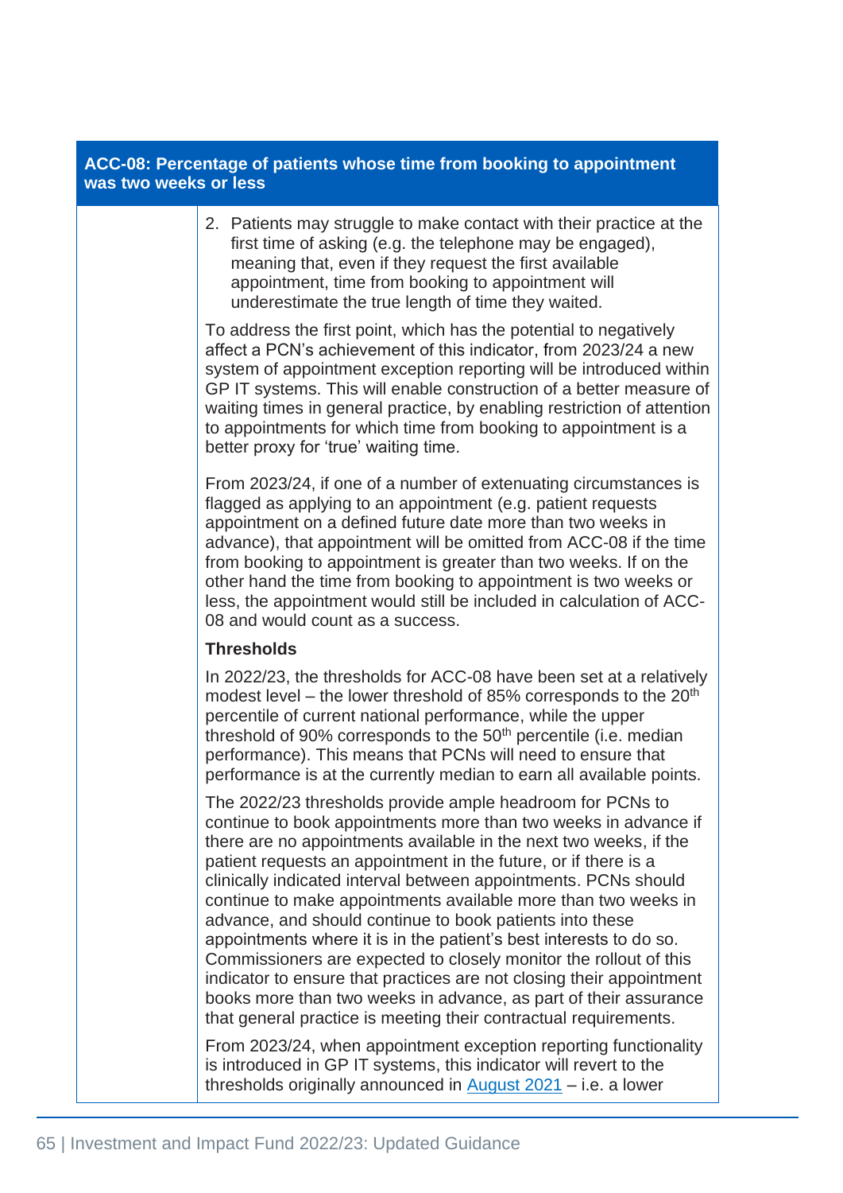| ACC-08: Percentage of patients whose time from booking to appointment was two weeks or less | |
|---|---|
| | 2. Patients may struggle to make contact with their practice at the first time of asking (e.g. the telephone may be engaged), meaning that, even if they request the first available appointment, time from booking to appointment will underestimate the true length of time they waited.<br><br>To address the first point, which has the potential to negatively affect a PCN's achievement of this indicator, from 2023/24 a new system of appointment exception reporting will be introduced within GP IT systems. This will enable construction of a better measure of waiting times in general practice, by enabling restriction of attention to appointments for which time from booking to appointment is a better proxy for 'true' waiting time.<br><br>From 2023/24, if one of a number of extenuating circumstances is flagged as applying to an appointment (e.g. patient requests appointment on a defined future date more than two weeks in advance), that appointment will be omitted from ACC-08 if the time from booking to appointment is greater than two weeks. If on the other hand the time from booking to appointment is two weeks or less, the appointment would still be included in calculation of ACC-08 and would count as a success.<br><br>**Thresholds**<br><br>In 2022/23, the thresholds for ACC-08 have been set at a relatively modest level – the lower threshold of 85% corresponds to the 20th percentile of current national performance, while the upper threshold of 90% corresponds to the 50th percentile (i.e. median performance). This means that PCNs will need to ensure that performance is at the currently median to earn all available points.<br><br>The 2022/23 thresholds provide ample headroom for PCNs to continue to book appointments more than two weeks in advance if there are no appointments available in the next two weeks, if the patient requests an appointment in the future, or if there is a clinically indicated interval between appointments. PCNs should continue to make appointments available more than two weeks in advance, and should continue to book patients into these appointments where it is in the patient's best interests to do so. Commissioners are expected to closely monitor the rollout of this indicator to ensure that practices are not closing their appointment books more than two weeks in advance, as part of their assurance that general practice is meeting their contractual requirements.<br><br>From 2023/24, when appointment exception reporting functionality is introduced in GP IT systems, this indicator will revert to the thresholds originally announced in August 2021 – i.e. a lower |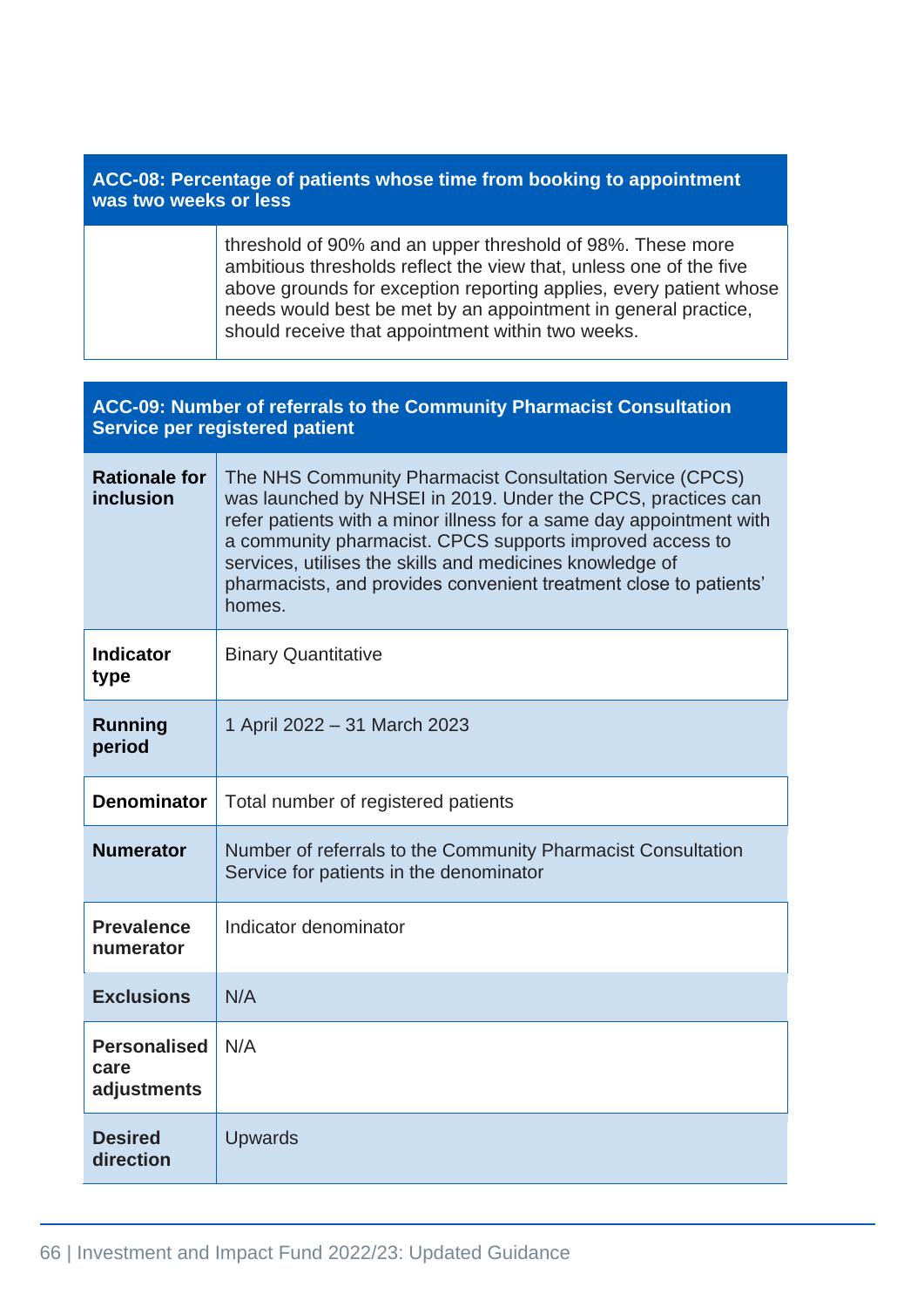| ACC-08: Percentage of patients whose time from booking to appointment was two weeks or less | |
|---|---|
| | threshold of 90% and an upper threshold of 98%. These more ambitious thresholds reflect the view that, unless one of the five above grounds for exception reporting applies, every patient whose needs would best be met by an appointment in general practice, should receive that appointment within two weeks. |

| ACC-09: Number of referrals to the Community Pharmacist Consultation Service per registered patient | |
|---|---|
| **Rationale for inclusion** | The NHS Community Pharmacist Consultation Service (CPCS) was launched by NHSEI in 2019. Under the CPCS, practices can refer patients with a minor illness for a same day appointment with a community pharmacist. CPCS supports improved access to services, utilises the skills and medicines knowledge of pharmacists, and provides convenient treatment close to patients' homes. |
| **Indicator type** | Binary Quantitative |
| **Running period** | 1 April 2022 – 31 March 2023 |
| **Denominator** | Total number of registered patients |
| **Numerator** | Number of referrals to the Community Pharmacist Consultation Service for patients in the denominator |
| **Prevalence numerator** | Indicator denominator |
| **Exclusions** | N/A |
| **Personalised care adjustments** | N/A |
| **Desired direction** | Upwards |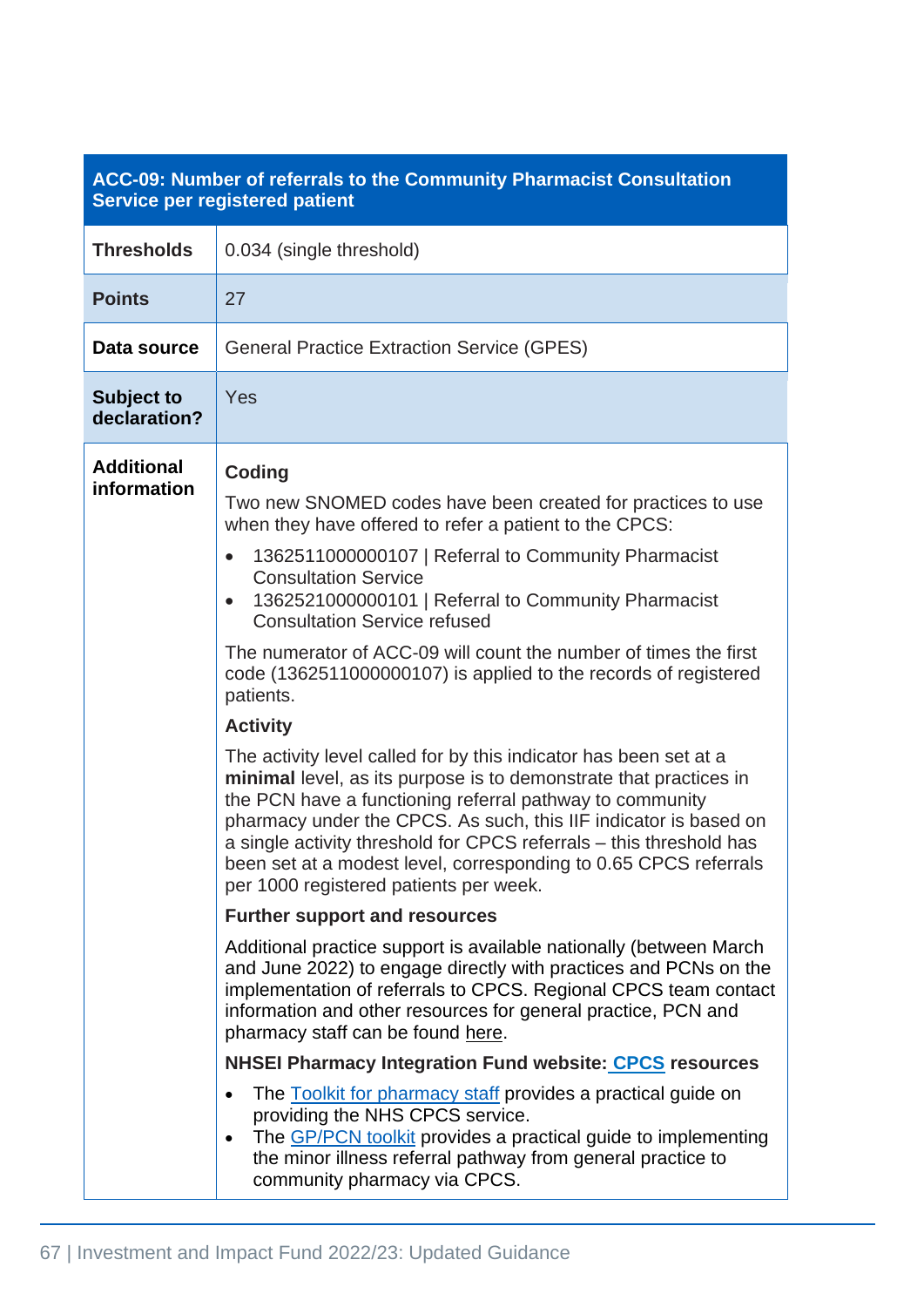| ACC-09: Number of referrals to the Community Pharmacist Consultation Service per registered patient | |
|---|---|
| **Thresholds** | 0.034 (single threshold) |
| **Points** | 27 |
| **Data source** | General Practice Extraction Service (GPES) |
| **Subject to declaration?** | Yes |
| **Additional information** | **Coding**<br><br>Two new SNOMED codes have been created for practices to use when they have offered to refer a patient to the CPCS:<br><br>• 1362511000000107 \| Referral to Community Pharmacist Consultation Service<br>• 1362521000000101 \| Referral to Community Pharmacist Consultation Service refused<br><br>The numerator of ACC-09 will count the number of times the first code (1362511000000107) is applied to the records of registered patients.<br><br>**Activity**<br><br>The activity level called for by this indicator has been set at a **minimal** level, as its purpose is to demonstrate that practices in the PCN have a functioning referral pathway to community pharmacy under the CPCS. As such, this IIF indicator is based on a single activity threshold for CPCS referrals – this threshold has been set at a modest level, corresponding to 0.65 CPCS referrals per 1000 registered patients per week.<br><br>**Further support and resources**<br><br>Additional practice support is available nationally (between March and June 2022) to engage directly with practices and PCNs on the implementation of referrals to CPCS. Regional CPCS team contact information and other resources for general practice, PCN and pharmacy staff can be found here.<br><br>**NHSEI Pharmacy Integration Fund website: CPCS resources**<br><br>• The Toolkit for pharmacy staff provides a practical guide on providing the NHS CPCS service.<br>• The GP/PCN toolkit provides a practical guide to implementing the minor illness referral pathway from general practice to community pharmacy via CPCS. |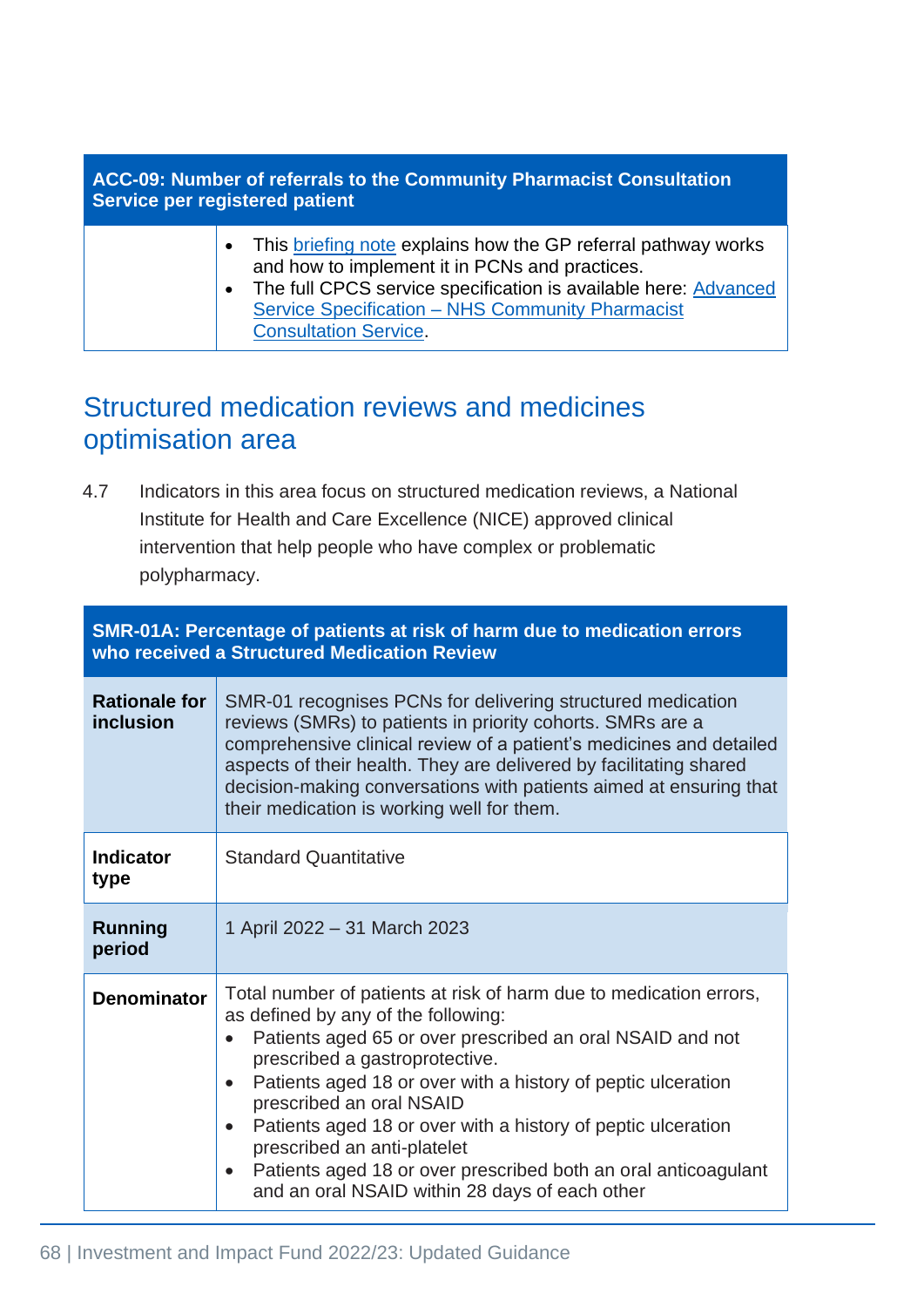| ACC-09: Number of referrals to the Community Pharmacist Consultation Service per registered patient | |
|---|---|
| | • This briefing note explains how the GP referral pathway works and how to implement it in PCNs and practices.<br>• The full CPCS service specification is available here: Advanced Service Specification – NHS Community Pharmacist Consultation Service. |

## Structured medication reviews and medicines optimisation area

4.7 Indicators in this area focus on structured medication reviews, a National Institute for Health and Care Excellence (NICE) approved clinical intervention that help people who have complex or problematic polypharmacy.

| SMR-01A: Percentage of patients at risk of harm due to medication errors who received a Structured Medication Review | |
|---|---|
| **Rationale for inclusion** | SMR-01 recognises PCNs for delivering structured medication reviews (SMRs) to patients in priority cohorts. SMRs are a comprehensive clinical review of a patient's medicines and detailed aspects of their health. They are delivered by facilitating shared decision-making conversations with patients aimed at ensuring that their medication is working well for them. |
| **Indicator type** | Standard Quantitative |
| **Running period** | 1 April 2022 – 31 March 2023 |
| **Denominator** | Total number of patients at risk of harm due to medication errors, as defined by any of the following:<br>• Patients aged 65 or over prescribed an oral NSAID and not prescribed a gastroprotective.<br>• Patients aged 18 or over with a history of peptic ulceration prescribed an oral NSAID<br>• Patients aged 18 or over with a history of peptic ulceration prescribed an anti-platelet<br>• Patients aged 18 or over prescribed both an oral anticoagulant and an oral NSAID within 28 days of each other |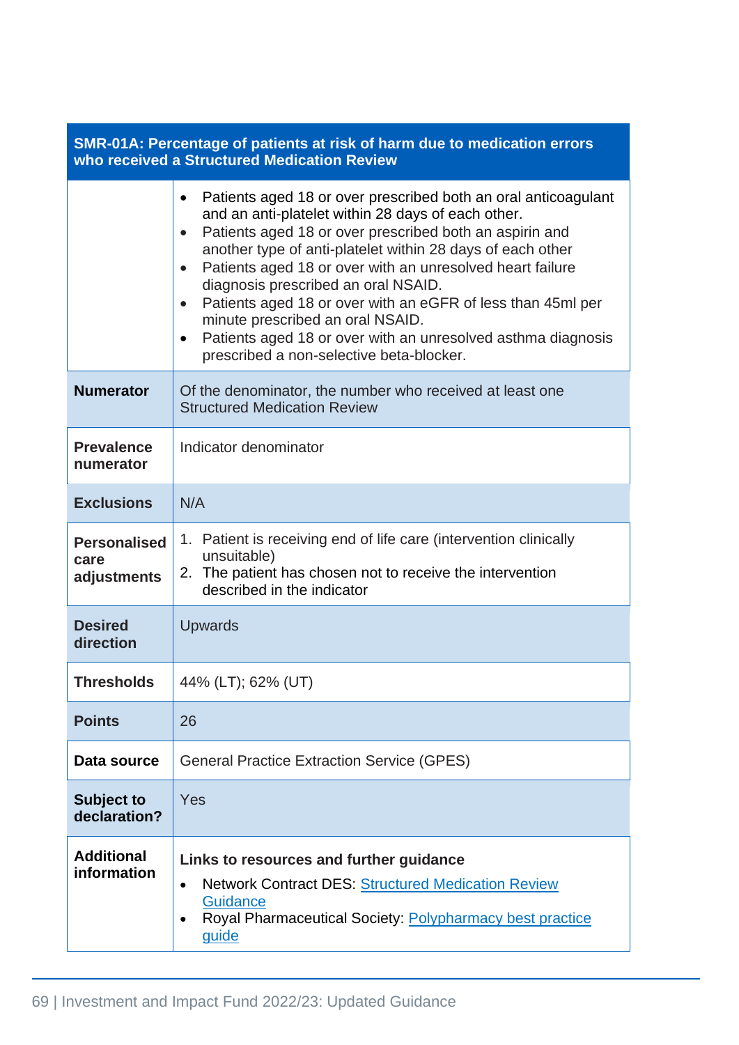| SMR-01A: Percentage of patients at risk of harm due to medication errors who received a Structured Medication Review | |
|---|---|
| | • Patients aged 18 or over prescribed both an oral anticoagulant and an anti-platelet within 28 days of each other.<br>• Patients aged 18 or over prescribed both an aspirin and another type of anti-platelet within 28 days of each other<br>• Patients aged 18 or over with an unresolved heart failure diagnosis prescribed an oral NSAID.<br>• Patients aged 18 or over with an eGFR of less than 45ml per minute prescribed an oral NSAID.<br>• Patients aged 18 or over with an unresolved asthma diagnosis prescribed a non-selective beta-blocker. |
| **Numerator** | Of the denominator, the number who received at least one Structured Medication Review |
| **Prevalence numerator** | Indicator denominator |
| **Exclusions** | N/A |
| **Personalised care adjustments** | 1. Patient is receiving end of life care (intervention clinically unsuitable)<br>2. The patient has chosen not to receive the intervention described in the indicator |
| **Desired direction** | Upwards |
| **Thresholds** | 44% (LT); 62% (UT) |
| **Points** | 26 |
| **Data source** | General Practice Extraction Service (GPES) |
| **Subject to declaration?** | Yes |
| **Additional information** | **Links to resources and further guidance**<br>• Network Contract DES: Structured Medication Review Guidance<br>• Royal Pharmaceutical Society: Polypharmacy best practice guide |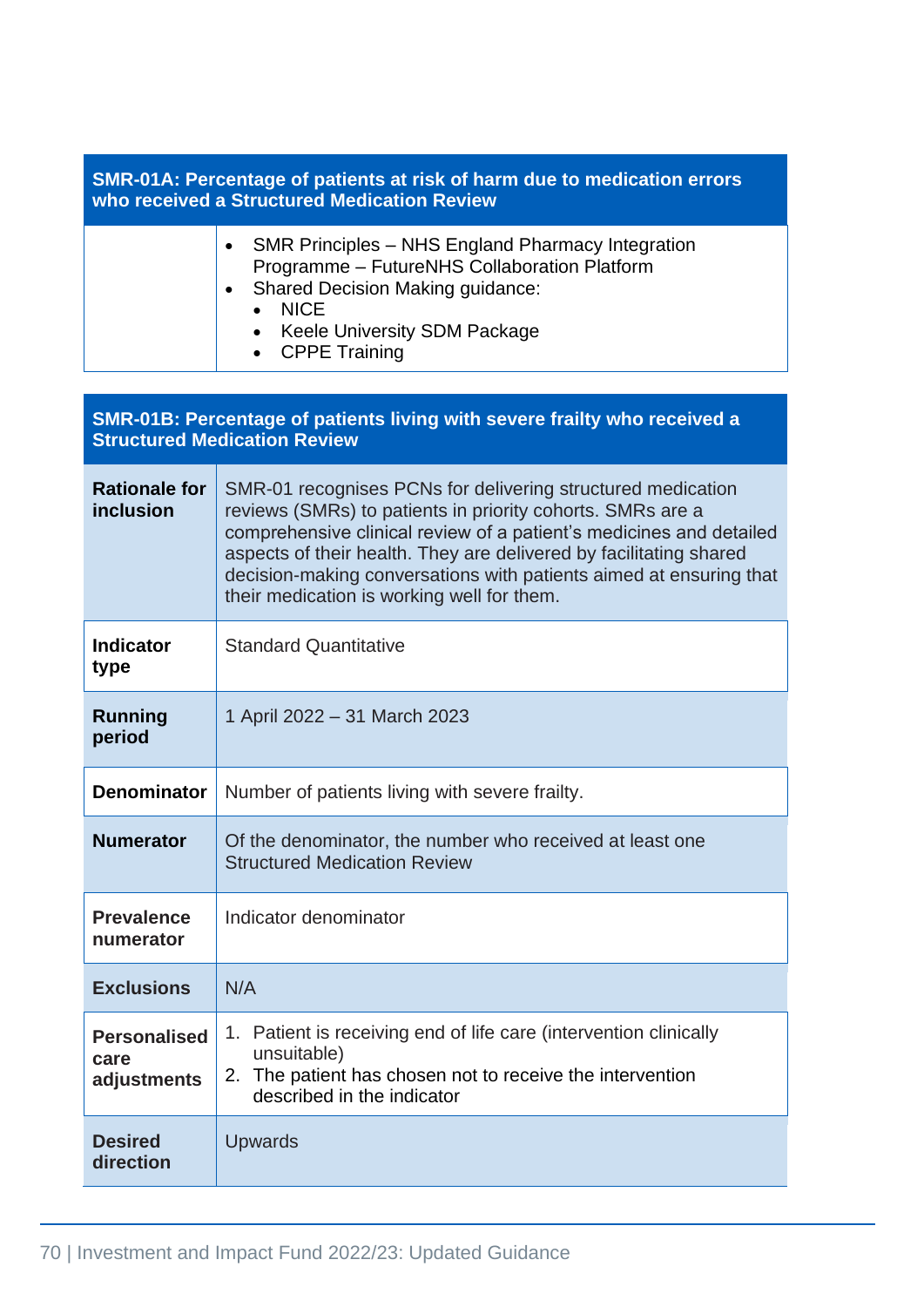| SMR-01A: Percentage of patients at risk of harm due to medication errors who received a Structured Medication Review | |
|---|---|
| | • SMR Principles – NHS England Pharmacy Integration Programme – FutureNHS Collaboration Platform<br>• Shared Decision Making guidance:<br>  • NICE<br>  • Keele University SDM Package<br>  • CPPE Training |

| SMR-01B: Percentage of patients living with severe frailty who received a Structured Medication Review | |
|---|---|
| **Rationale for inclusion** | SMR-01 recognises PCNs for delivering structured medication reviews (SMRs) to patients in priority cohorts. SMRs are a comprehensive clinical review of a patient's medicines and detailed aspects of their health. They are delivered by facilitating shared decision-making conversations with patients aimed at ensuring that their medication is working well for them. |
| **Indicator type** | Standard Quantitative |
| **Running period** | 1 April 2022 – 31 March 2023 |
| **Denominator** | Number of patients living with severe frailty. |
| **Numerator** | Of the denominator, the number who received at least one Structured Medication Review |
| **Prevalence numerator** | Indicator denominator |
| **Exclusions** | N/A |
| **Personalised care adjustments** | 1. Patient is receiving end of life care (intervention clinically unsuitable)<br>2. The patient has chosen not to receive the intervention described in the indicator |
| **Desired direction** | Upwards |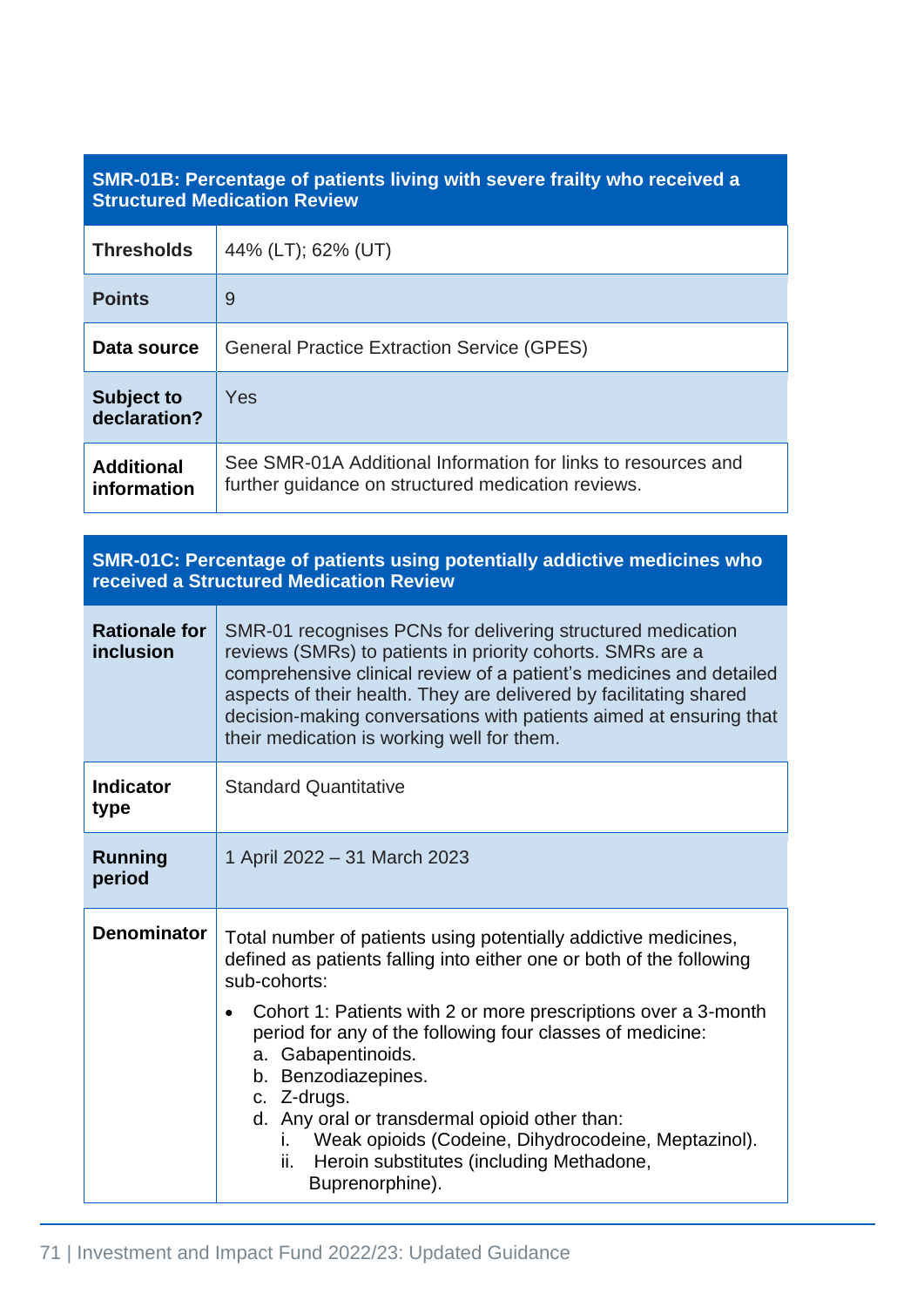| SMR-01B: Percentage of patients living with severe frailty who received a Structured Medication Review | |
|---|---|
| **Thresholds** | 44% (LT); 62% (UT) |
| **Points** | 9 |
| **Data source** | General Practice Extraction Service (GPES) |
| **Subject to declaration?** | Yes |
| **Additional information** | See SMR-01A Additional Information for links to resources and further guidance on structured medication reviews. |

| SMR-01C: Percentage of patients using potentially addictive medicines who received a Structured Medication Review | |
|---|---|
| **Rationale for inclusion** | SMR-01 recognises PCNs for delivering structured medication reviews (SMRs) to patients in priority cohorts. SMRs are a comprehensive clinical review of a patient's medicines and detailed aspects of their health. They are delivered by facilitating shared decision-making conversations with patients aimed at ensuring that their medication is working well for them. |
| **Indicator type** | Standard Quantitative |
| **Running period** | 1 April 2022 – 31 March 2023 |
| **Denominator** | Total number of patients using potentially addictive medicines, defined as patients falling into either one or both of the following sub-cohorts:<br>• Cohort 1: Patients with 2 or more prescriptions over a 3-month period for any of the following four classes of medicine:<br>a. Gabapentinoids.<br>b. Benzodiazepines.<br>c. Z-drugs.<br>d. Any oral or transdermal opioid other than:<br>i. Weak opioids (Codeine, Dihydrocodeine, Meptazinol).<br>ii. Heroin substitutes (including Methadone, Buprenorphine). |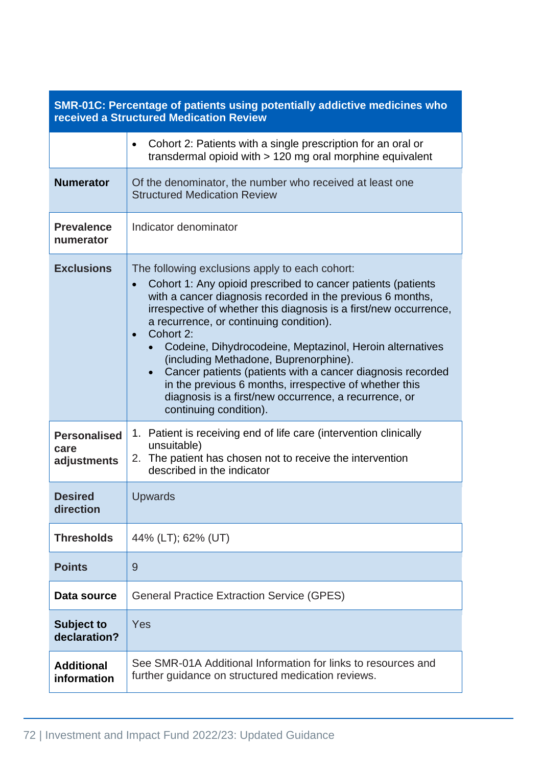| SMR-01C: Percentage of patients using potentially addictive medicines who received a Structured Medication Review | |
|---|---|
| | • Cohort 2: Patients with a single prescription for an oral or transdermal opioid with > 120 mg oral morphine equivalent |
| **Numerator** | Of the denominator, the number who received at least one Structured Medication Review |
| **Prevalence numerator** | Indicator denominator |
| **Exclusions** | The following exclusions apply to each cohort:<br>• Cohort 1: Any opioid prescribed to cancer patients (patients with a cancer diagnosis recorded in the previous 6 months, irrespective of whether this diagnosis is a first/new occurrence, a recurrence, or continuing condition).<br>• Cohort 2:<br>  • Codeine, Dihydrocodeine, Meptazinol, Heroin alternatives (including Methadone, Buprenorphine).<br>  • Cancer patients (patients with a cancer diagnosis recorded in the previous 6 months, irrespective of whether this diagnosis is a first/new occurrence, a recurrence, or continuing condition). |
| **Personalised care adjustments** | 1. Patient is receiving end of life care (intervention clinically unsuitable)<br>2. The patient has chosen not to receive the intervention described in the indicator |
| **Desired direction** | Upwards |
| **Thresholds** | 44% (LT); 62% (UT) |
| **Points** | 9 |
| **Data source** | General Practice Extraction Service (GPES) |
| **Subject to declaration?** | Yes |
| **Additional information** | See SMR-01A Additional Information for links to resources and further guidance on structured medication reviews. |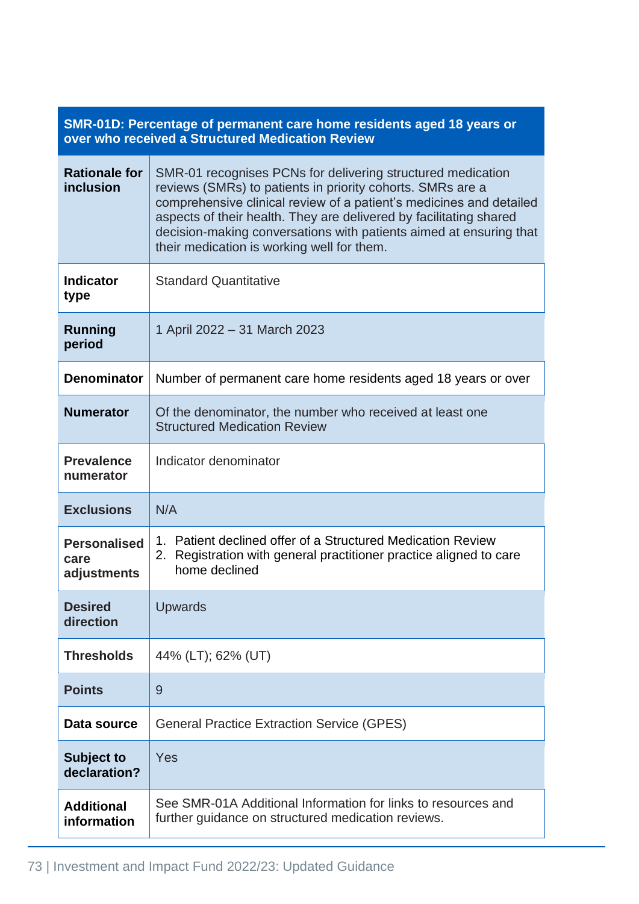| SMR-01D: Percentage of permanent care home residents aged 18 years or over who received a Structured Medication Review | |
|---|---|
| **Rationale for inclusion** | SMR-01 recognises PCNs for delivering structured medication reviews (SMRs) to patients in priority cohorts. SMRs are a comprehensive clinical review of a patient's medicines and detailed aspects of their health. They are delivered by facilitating shared decision-making conversations with patients aimed at ensuring that their medication is working well for them. |
| **Indicator type** | Standard Quantitative |
| **Running period** | 1 April 2022 – 31 March 2023 |
| **Denominator** | Number of permanent care home residents aged 18 years or over |
| **Numerator** | Of the denominator, the number who received at least one Structured Medication Review |
| **Prevalence numerator** | Indicator denominator |
| **Exclusions** | N/A |
| **Personalised care adjustments** | 1. Patient declined offer of a Structured Medication Review<br>2. Registration with general practitioner practice aligned to care home declined |
| **Desired direction** | Upwards |
| **Thresholds** | 44% (LT); 62% (UT) |
| **Points** | 9 |
| **Data source** | General Practice Extraction Service (GPES) |
| **Subject to declaration?** | Yes |
| **Additional information** | See SMR-01A Additional Information for links to resources and further guidance on structured medication reviews. |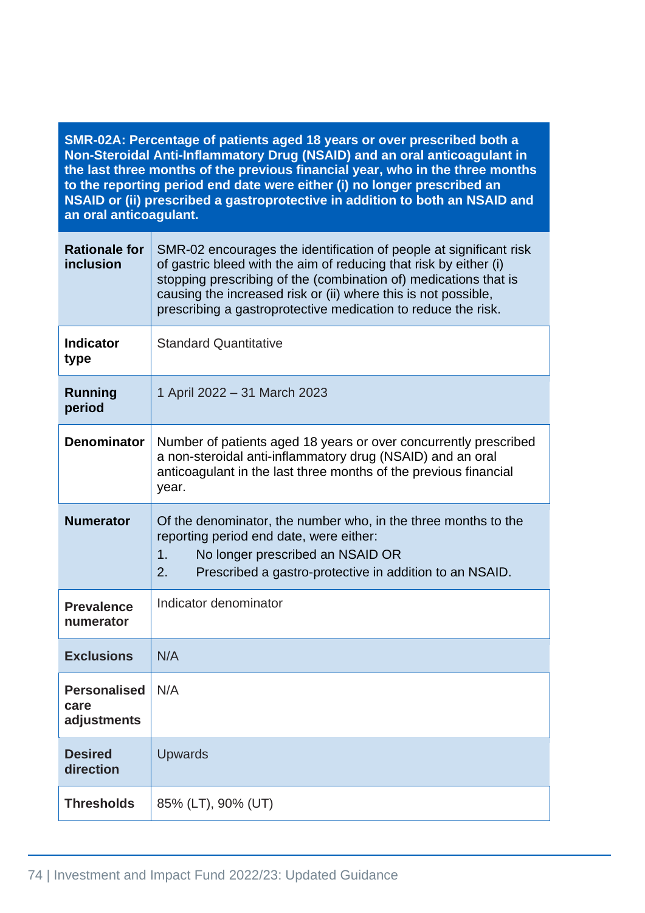| SMR-02A: Percentage of patients aged 18 years or over prescribed both a Non-Steroidal Anti-Inflammatory Drug (NSAID) and an oral anticoagulant in the last three months of the previous financial year, who in the three months to the reporting period end date were either (i) no longer prescribed an NSAID or (ii) prescribed a gastroprotective in addition to both an NSAID and an oral anticoagulant. | |
|---|---|
| **Rationale for inclusion** | SMR-02 encourages the identification of people at significant risk of gastric bleed with the aim of reducing that risk by either (i) stopping prescribing of the (combination of) medications that is causing the increased risk or (ii) where this is not possible, prescribing a gastroprotective medication to reduce the risk. |
| **Indicator type** | Standard Quantitative |
| **Running period** | 1 April 2022 – 31 March 2023 |
| **Denominator** | Number of patients aged 18 years or over concurrently prescribed a non-steroidal anti-inflammatory drug (NSAID) and an oral anticoagulant in the last three months of the previous financial year. |
| **Numerator** | Of the denominator, the number who, in the three months to the reporting period end date, were either:<br>1. No longer prescribed an NSAID OR<br>2. Prescribed a gastro-protective in addition to an NSAID. |
| **Prevalence numerator** | Indicator denominator |
| **Exclusions** | N/A |
| **Personalised care adjustments** | N/A |
| **Desired direction** | Upwards |
| **Thresholds** | 85% (LT), 90% (UT) |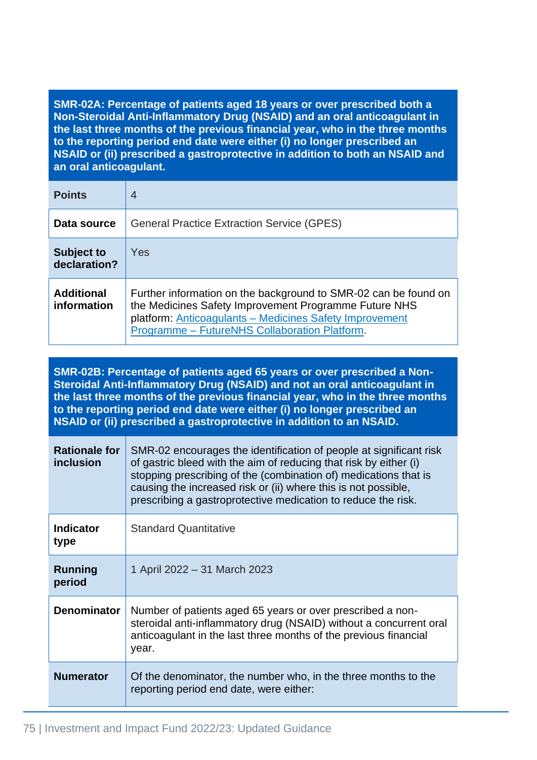**SMR-02A: Percentage of patients aged 18 years or over prescribed both a Non-Steroidal Anti-Inflammatory Drug (NSAID) and an oral anticoagulant in the last three months of the previous financial year, who in the three months to the reporting period end date were either (i) no longer prescribed an NSAID or (ii) prescribed a gastroprotective in addition to both an NSAID and an oral anticoagulant.**

| | |
|---|---|
| **Points** | 4 |
| **Data source** | General Practice Extraction Service (GPES) |
| **Subject to declaration?** | Yes |
| **Additional information** | Further information on the background to SMR-02 can be found on the Medicines Safety Improvement Programme Future NHS platform: [Anticoagulants – Medicines Safety Improvement Programme – FutureNHS Collaboration Platform](). |

**SMR-02B: Percentage of patients aged 65 years or over prescribed a Non-Steroidal Anti-Inflammatory Drug (NSAID) and not an oral anticoagulant in the last three months of the previous financial year, who in the three months to the reporting period end date were either (i) no longer prescribed an NSAID or (ii) prescribed a gastroprotective in addition to an NSAID.**

| | |
|---|---|
| **Rationale for inclusion** | SMR-02 encourages the identification of people at significant risk of gastric bleed with the aim of reducing that risk by either (i) stopping prescribing of the (combination of) medications that is causing the increased risk or (ii) where this is not possible, prescribing a gastroprotective medication to reduce the risk. |
| **Indicator type** | Standard Quantitative |
| **Running period** | 1 April 2022 – 31 March 2023 |
| **Denominator** | Number of patients aged 65 years or over prescribed a non-steroidal anti-inflammatory drug (NSAID) without a concurrent oral anticoagulant in the last three months of the previous financial year. |
| **Numerator** | Of the denominator, the number who, in the three months to the reporting period end date, were either: |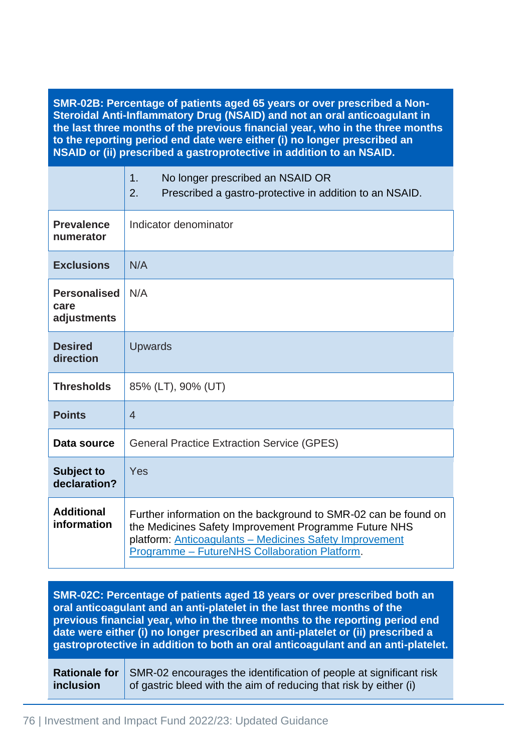| SMR-02B: Percentage of patients aged 65 years or over prescribed a Non-Steroidal Anti-Inflammatory Drug (NSAID) and not an oral anticoagulant in the last three months of the previous financial year, who in the three months to the reporting period end date were either (i) no longer prescribed an NSAID or (ii) prescribed a gastroprotective in addition to an NSAID. | |
|---|---|
| | 1. No longer prescribed an NSAID OR<br>2. Prescribed a gastro-protective in addition to an NSAID. |
| **Prevalence numerator** | Indicator denominator |
| **Exclusions** | N/A |
| **Personalised care adjustments** | N/A |
| **Desired direction** | Upwards |
| **Thresholds** | 85% (LT), 90% (UT) |
| **Points** | 4 |
| **Data source** | General Practice Extraction Service (GPES) |
| **Subject to declaration?** | Yes |
| **Additional information** | Further information on the background to SMR-02 can be found on the Medicines Safety Improvement Programme Future NHS platform: [Anticoagulants – Medicines Safety Improvement Programme – FutureNHS Collaboration Platform]. |

| SMR-02C: Percentage of patients aged 18 years or over prescribed both an oral anticoagulant and an anti-platelet in the last three months of the previous financial year, who in the three months to the reporting period end date were either (i) no longer prescribed an anti-platelet or (ii) prescribed a gastroprotective in addition to both an oral anticoagulant and an anti-platelet. | |
|---|---|
| **Rationale for inclusion** | SMR-02 encourages the identification of people at significant risk of gastric bleed with the aim of reducing that risk by either (i) |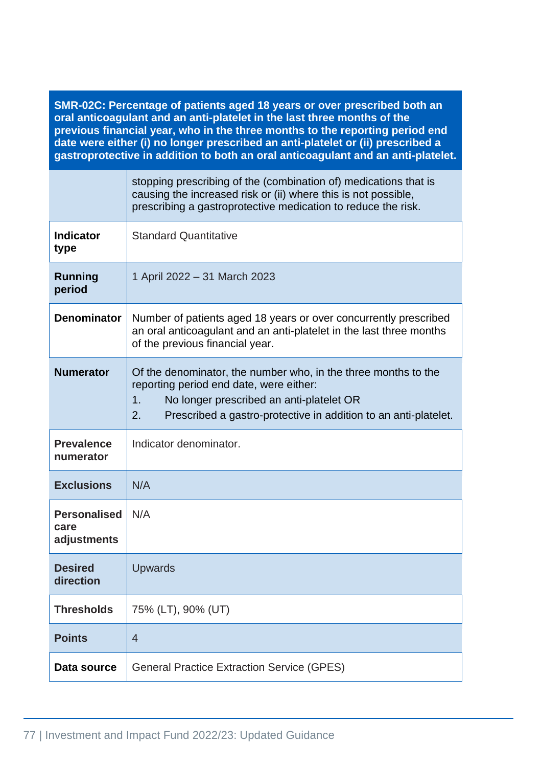| SMR-02C: Percentage of patients aged 18 years or over prescribed both an oral anticoagulant and an anti-platelet in the last three months of the previous financial year, who in the three months to the reporting period end date were either (i) no longer prescribed an anti-platelet or (ii) prescribed a gastroprotective in addition to both an oral anticoagulant and an anti-platelet. | |
|---|---|
| | stopping prescribing of the (combination of) medications that is causing the increased risk or (ii) where this is not possible, prescribing a gastroprotective medication to reduce the risk. |
| **Indicator type** | Standard Quantitative |
| **Running period** | 1 April 2022 – 31 March 2023 |
| **Denominator** | Number of patients aged 18 years or over concurrently prescribed an oral anticoagulant and an anti-platelet in the last three months of the previous financial year. |
| **Numerator** | Of the denominator, the number who, in the three months to the reporting period end date, were either:<br>1. No longer prescribed an anti-platelet OR<br>2. Prescribed a gastro-protective in addition to an anti-platelet. |
| **Prevalence numerator** | Indicator denominator. |
| **Exclusions** | N/A |
| **Personalised care adjustments** | N/A |
| **Desired direction** | Upwards |
| **Thresholds** | 75% (LT), 90% (UT) |
| **Points** | 4 |
| **Data source** | General Practice Extraction Service (GPES) |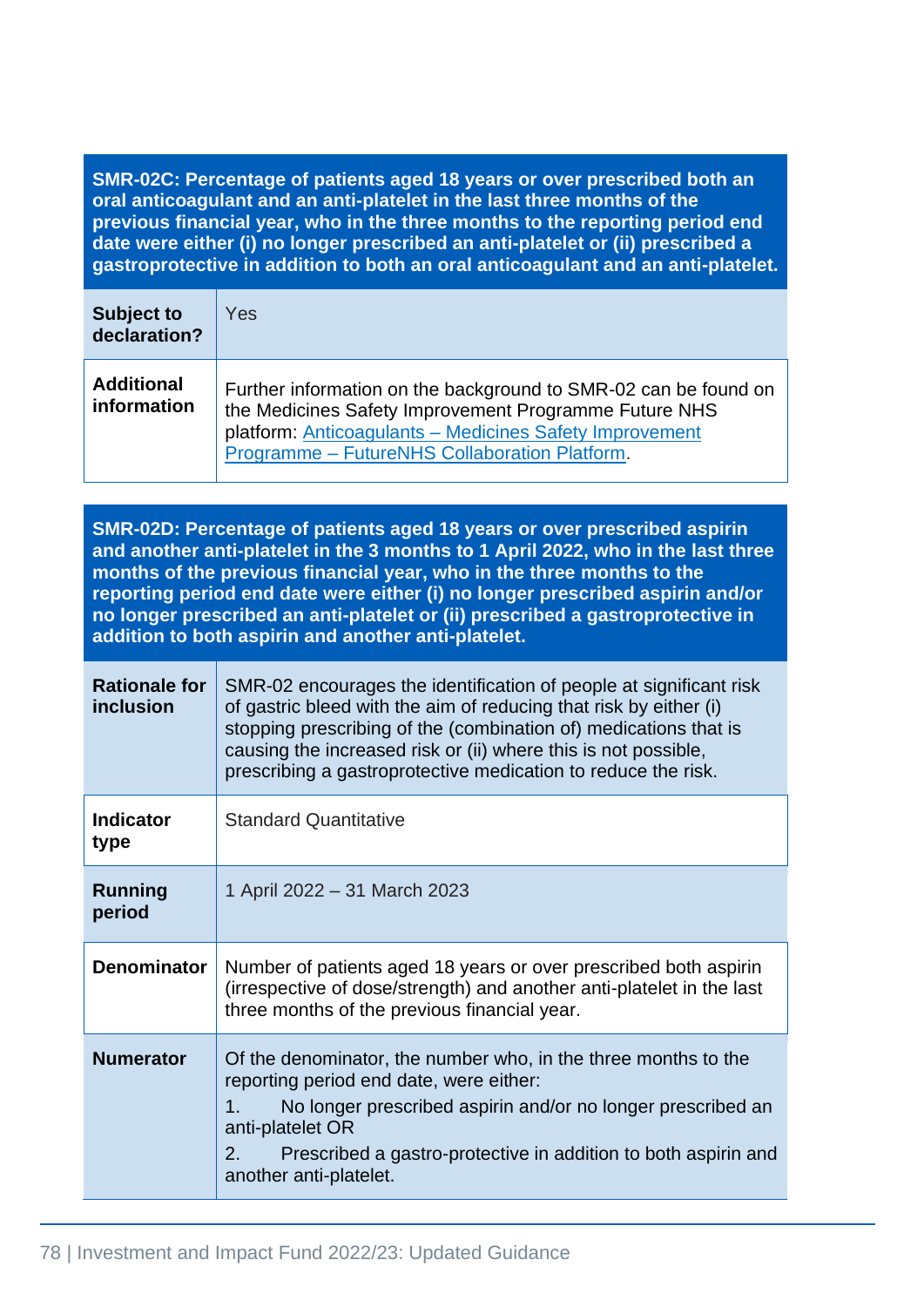| SMR-02C: Percentage of patients aged 18 years or over prescribed both an oral anticoagulant and an anti-platelet in the last three months of the previous financial year, who in the three months to the reporting period end date were either (i) no longer prescribed an anti-platelet or (ii) prescribed a gastroprotective in addition to both an oral anticoagulant and an anti-platelet. | |
|---|---|
| **Subject to declaration?** | Yes |
| **Additional information** | Further information on the background to SMR-02 can be found on the Medicines Safety Improvement Programme Future NHS platform: Anticoagulants – Medicines Safety Improvement Programme – FutureNHS Collaboration Platform. |

| SMR-02D: Percentage of patients aged 18 years or over prescribed aspirin and another anti-platelet in the 3 months to 1 April 2022, who in the last three months of the previous financial year, who in the three months to the reporting period end date were either (i) no longer prescribed aspirin and/or no longer prescribed an anti-platelet or (ii) prescribed a gastroprotective in addition to both aspirin and another anti-platelet. | |
|---|---|
| **Rationale for inclusion** | SMR-02 encourages the identification of people at significant risk of gastric bleed with the aim of reducing that risk by either (i) stopping prescribing of the (combination of) medications that is causing the increased risk or (ii) where this is not possible, prescribing a gastroprotective medication to reduce the risk. |
| **Indicator type** | Standard Quantitative |
| **Running period** | 1 April 2022 – 31 March 2023 |
| **Denominator** | Number of patients aged 18 years or over prescribed both aspirin (irrespective of dose/strength) and another anti-platelet in the last three months of the previous financial year. |
| **Numerator** | Of the denominator, the number who, in the three months to the reporting period end date, were either:<br>1. No longer prescribed aspirin and/or no longer prescribed an anti-platelet OR<br>2. Prescribed a gastro-protective in addition to both aspirin and another anti-platelet. |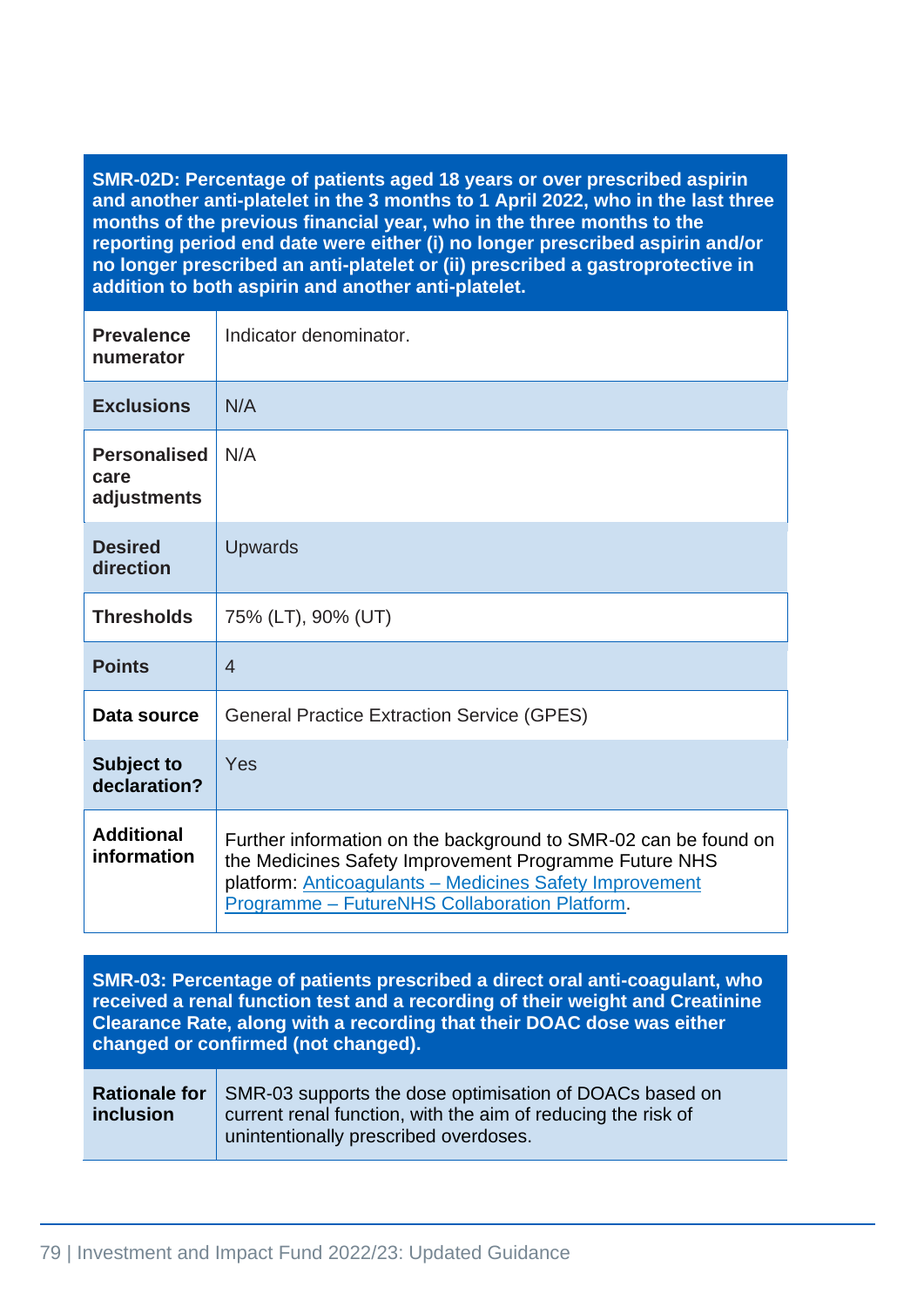| SMR-02D: Percentage of patients aged 18 years or over prescribed aspirin and another anti-platelet in the 3 months to 1 April 2022, who in the last three months of the previous financial year, who in the three months to the reporting period end date were either (i) no longer prescribed aspirin and/or no longer prescribed an anti-platelet or (ii) prescribed a gastroprotective in addition to both aspirin and another anti-platelet. | |
|---|---|
| **Prevalence numerator** | Indicator denominator. |
| **Exclusions** | N/A |
| **Personalised care adjustments** | N/A |
| **Desired direction** | Upwards |
| **Thresholds** | 75% (LT), 90% (UT) |
| **Points** | 4 |
| **Data source** | General Practice Extraction Service (GPES) |
| **Subject to declaration?** | Yes |
| **Additional information** | Further information on the background to SMR-02 can be found on the Medicines Safety Improvement Programme Future NHS platform: [Anticoagulants – Medicines Safety Improvement Programme – FutureNHS Collaboration Platform](). |

| SMR-03: Percentage of patients prescribed a direct oral anti-coagulant, who received a renal function test and a recording of their weight and Creatinine Clearance Rate, along with a recording that their DOAC dose was either changed or confirmed (not changed). | |
|---|---|
| **Rationale for inclusion** | SMR-03 supports the dose optimisation of DOACs based on current renal function, with the aim of reducing the risk of unintentionally prescribed overdoses. |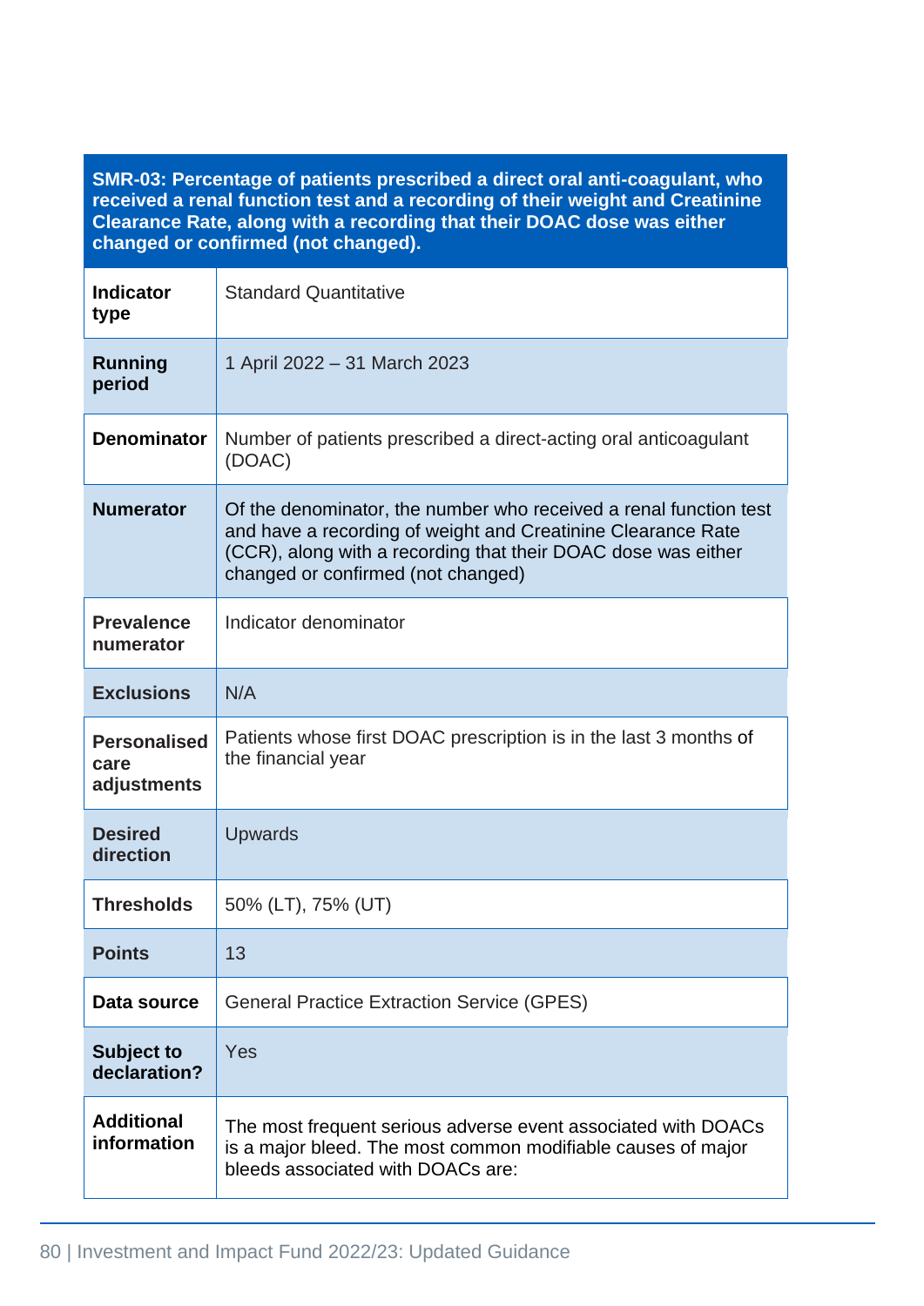| SMR-03: Percentage of patients prescribed a direct oral anti-coagulant, who received a renal function test and a recording of their weight and Creatinine Clearance Rate, along with a recording that their DOAC dose was either changed or confirmed (not changed). | |
|---|---|
| **Indicator type** | Standard Quantitative |
| **Running period** | 1 April 2022 – 31 March 2023 |
| **Denominator** | Number of patients prescribed a direct-acting oral anticoagulant (DOAC) |
| **Numerator** | Of the denominator, the number who received a renal function test and have a recording of weight and Creatinine Clearance Rate (CCR), along with a recording that their DOAC dose was either changed or confirmed (not changed) |
| **Prevalence numerator** | Indicator denominator |
| **Exclusions** | N/A |
| **Personalised care adjustments** | Patients whose first DOAC prescription is in the last 3 months of the financial year |
| **Desired direction** | Upwards |
| **Thresholds** | 50% (LT), 75% (UT) |
| **Points** | 13 |
| **Data source** | General Practice Extraction Service (GPES) |
| **Subject to declaration?** | Yes |
| **Additional information** | The most frequent serious adverse event associated with DOACs is a major bleed. The most common modifiable causes of major bleeds associated with DOACs are: |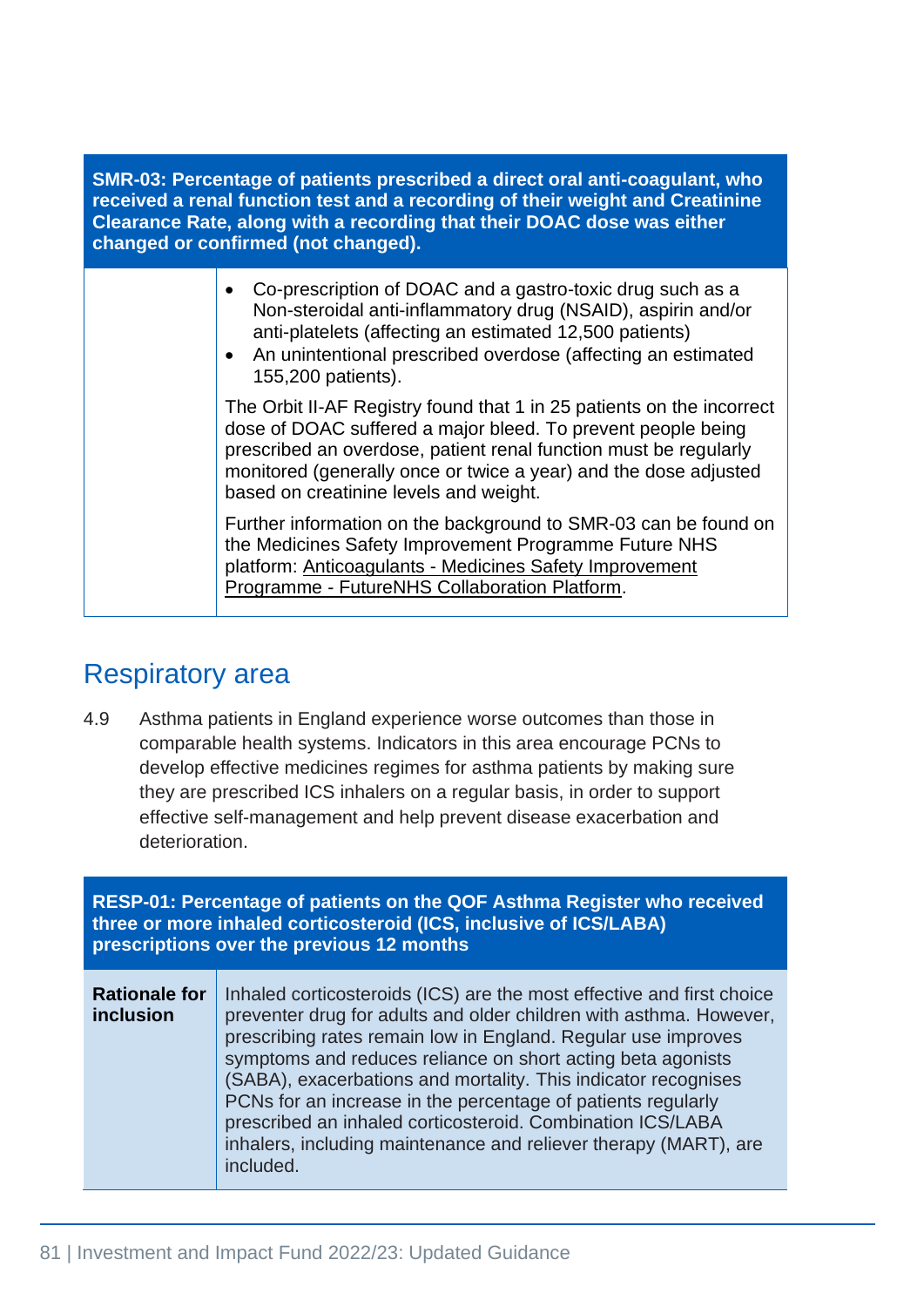| SMR-03: Percentage of patients prescribed a direct oral anti-coagulant, who received a renal function test and a recording of their weight and Creatinine Clearance Rate, along with a recording that their DOAC dose was either changed or confirmed (not changed). | |
|---|---|
| | • Co-prescription of DOAC and a gastro-toxic drug such as a Non-steroidal anti-inflammatory drug (NSAID), aspirin and/or anti-platelets (affecting an estimated 12,500 patients)<br>• An unintentional prescribed overdose (affecting an estimated 155,200 patients).<br><br>The Orbit II-AF Registry found that 1 in 25 patients on the incorrect dose of DOAC suffered a major bleed. To prevent people being prescribed an overdose, patient renal function must be regularly monitored (generally once or twice a year) and the dose adjusted based on creatinine levels and weight.<br><br>Further information on the background to SMR-03 can be found on the Medicines Safety Improvement Programme Future NHS platform: Anticoagulants - Medicines Safety Improvement Programme - FutureNHS Collaboration Platform. |

## Respiratory area

4.9 Asthma patients in England experience worse outcomes than those in comparable health systems. Indicators in this area encourage PCNs to develop effective medicines regimes for asthma patients by making sure they are prescribed ICS inhalers on a regular basis, in order to support effective self-management and help prevent disease exacerbation and deterioration.

| RESP-01: Percentage of patients on the QOF Asthma Register who received three or more inhaled corticosteroid (ICS, inclusive of ICS/LABA) prescriptions over the previous 12 months | |
|---|---|
| **Rationale for inclusion** | Inhaled corticosteroids (ICS) are the most effective and first choice preventer drug for adults and older children with asthma. However, prescribing rates remain low in England. Regular use improves symptoms and reduces reliance on short acting beta agonists (SABA), exacerbations and mortality. This indicator recognises PCNs for an increase in the percentage of patients regularly prescribed an inhaled corticosteroid. Combination ICS/LABA inhalers, including maintenance and reliever therapy (MART), are included. |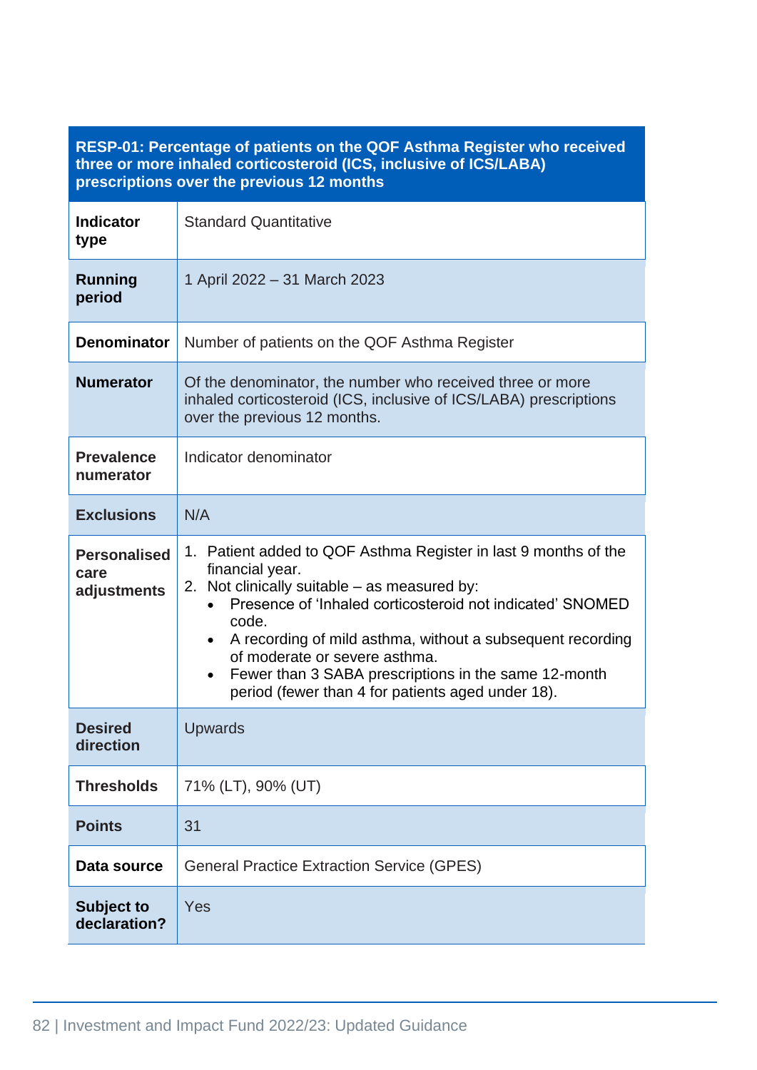| RESP-01: Percentage of patients on the QOF Asthma Register who received three or more inhaled corticosteroid (ICS, inclusive of ICS/LABA) prescriptions over the previous 12 months | |
|---|---|
| **Indicator type** | Standard Quantitative |
| **Running period** | 1 April 2022 – 31 March 2023 |
| **Denominator** | Number of patients on the QOF Asthma Register |
| **Numerator** | Of the denominator, the number who received three or more inhaled corticosteroid (ICS, inclusive of ICS/LABA) prescriptions over the previous 12 months. |
| **Prevalence numerator** | Indicator denominator |
| **Exclusions** | N/A |
| **Personalised care adjustments** | 1. Patient added to QOF Asthma Register in last 9 months of the financial year.<br>2. Not clinically suitable – as measured by:<br>• Presence of 'Inhaled corticosteroid not indicated' SNOMED code.<br>• A recording of mild asthma, without a subsequent recording of moderate or severe asthma.<br>• Fewer than 3 SABA prescriptions in the same 12-month period (fewer than 4 for patients aged under 18). |
| **Desired direction** | Upwards |
| **Thresholds** | 71% (LT), 90% (UT) |
| **Points** | 31 |
| **Data source** | General Practice Extraction Service (GPES) |
| **Subject to declaration?** | Yes |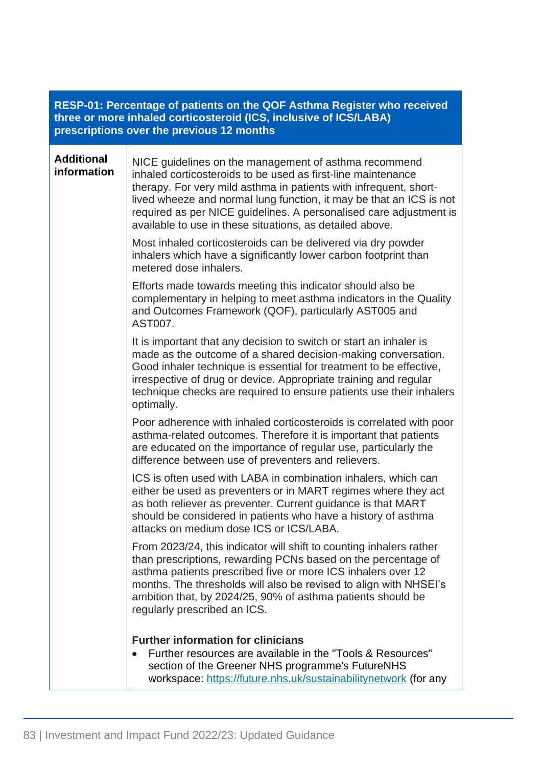| RESP-01: Percentage of patients on the QOF Asthma Register who received three or more inhaled corticosteroid (ICS, inclusive of ICS/LABA) prescriptions over the previous 12 months | |
|---|---|
| **Additional information** | NICE guidelines on the management of asthma recommend inhaled corticosteroids to be used as first-line maintenance therapy. For very mild asthma in patients with infrequent, short-lived wheeze and normal lung function, it may be that an ICS is not required as per NICE guidelines. A personalised care adjustment is available to use in these situations, as detailed above.<br><br>Most inhaled corticosteroids can be delivered via dry powder inhalers which have a significantly lower carbon footprint than metered dose inhalers.<br><br>Efforts made towards meeting this indicator should also be complementary in helping to meet asthma indicators in the Quality and Outcomes Framework (QOF), particularly AST005 and AST007.<br><br>It is important that any decision to switch or start an inhaler is made as the outcome of a shared decision-making conversation. Good inhaler technique is essential for treatment to be effective, irrespective of drug or device. Appropriate training and regular technique checks are required to ensure patients use their inhalers optimally.<br><br>Poor adherence with inhaled corticosteroids is correlated with poor asthma-related outcomes. Therefore it is important that patients are educated on the importance of regular use, particularly the difference between use of preventers and relievers.<br><br>ICS is often used with LABA in combination inhalers, which can either be used as preventers or in MART regimes where they act as both reliever as preventer. Current guidance is that MART should be considered in patients who have a history of asthma attacks on medium dose ICS or ICS/LABA.<br><br>From 2023/24, this indicator will shift to counting inhalers rather than prescriptions, rewarding PCNs based on the percentage of asthma patients prescribed five or more ICS inhalers over 12 months. The thresholds will also be revised to align with NHSEI's ambition that, by 2024/25, 90% of asthma patients should be regularly prescribed an ICS.<br><br>**Further information for clinicians**<br>• Further resources are available in the "Tools & Resources" section of the Greener NHS programme's FutureNHS workspace: https://future.nhs.uk/sustainabilitynetwork (for any |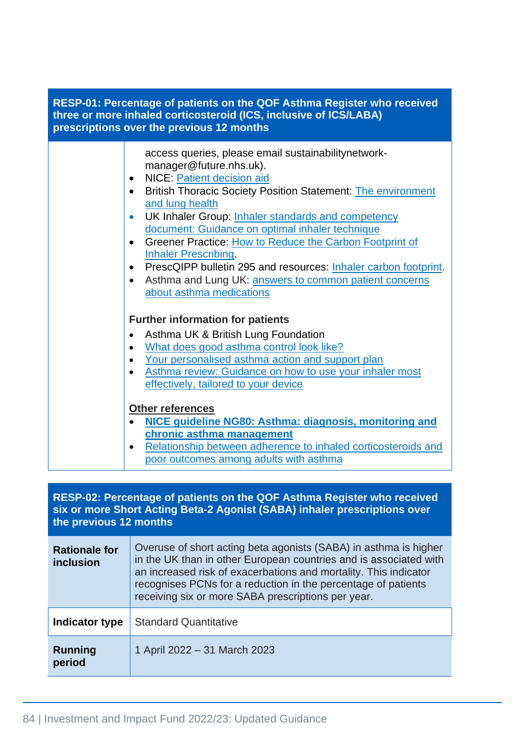| RESP-01: Percentage of patients on the QOF Asthma Register who received three or more inhaled corticosteroid (ICS, inclusive of ICS/LABA) prescriptions over the previous 12 months | |
|---|---|
| | access queries, please email sustainabilitynetwork-manager@future.nhs.uk).<br>• NICE: Patient decision aid<br>• British Thoracic Society Position Statement: The environment and lung health<br>• UK Inhaler Group: Inhaler standards and competency document: Guidance on optimal inhaler technique<br>• Greener Practice: How to Reduce the Carbon Footprint of Inhaler Prescribing.<br>• PrescQIPP bulletin 295 and resources: Inhaler carbon footprint.<br>• Asthma and Lung UK: answers to common patient concerns about asthma medications<br><br>**Further information for patients**<br>• Asthma UK & British Lung Foundation<br>• What does good asthma control look like?<br>• Your personalised asthma action and support plan<br>• Asthma review: Guidance on how to use your inhaler most effectively, tailored to your device<br><br>**Other references**<br>• **NICE guideline NG80: Asthma: diagnosis, monitoring and chronic asthma management**<br>• Relationship between adherence to inhaled corticosteroids and poor outcomes among adults with asthma |

| RESP-02: Percentage of patients on the QOF Asthma Register who received six or more Short Acting Beta-2 Agonist (SABA) inhaler prescriptions over the previous 12 months | |
|---|---|
| **Rationale for inclusion** | Overuse of short acting beta agonists (SABA) in asthma is higher in the UK than in other European countries and is associated with an increased risk of exacerbations and mortality. This indicator recognises PCNs for a reduction in the percentage of patients receiving six or more SABA prescriptions per year. |
| **Indicator type** | Standard Quantitative |
| **Running period** | 1 April 2022 – 31 March 2023 |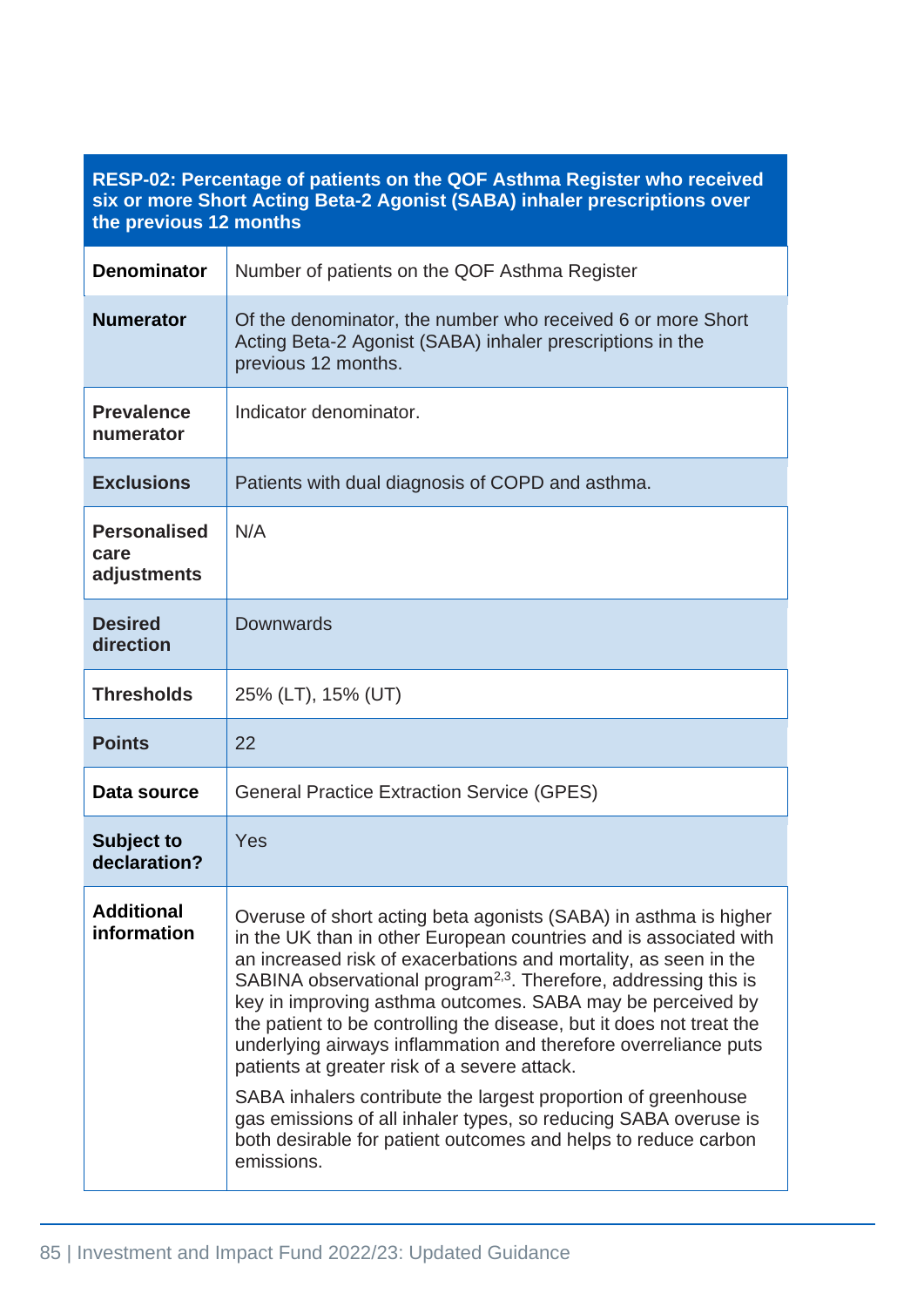| RESP-02: Percentage of patients on the QOF Asthma Register who received six or more Short Acting Beta-2 Agonist (SABA) inhaler prescriptions over the previous 12 months | |
|---|---|
| **Denominator** | Number of patients on the QOF Asthma Register |
| **Numerator** | Of the denominator, the number who received 6 or more Short Acting Beta-2 Agonist (SABA) inhaler prescriptions in the previous 12 months. |
| **Prevalence numerator** | Indicator denominator. |
| **Exclusions** | Patients with dual diagnosis of COPD and asthma. |
| **Personalised care adjustments** | N/A |
| **Desired direction** | Downwards |
| **Thresholds** | 25% (LT), 15% (UT) |
| **Points** | 22 |
| **Data source** | General Practice Extraction Service (GPES) |
| **Subject to declaration?** | Yes |
| **Additional information** | Overuse of short acting beta agonists (SABA) in asthma is higher in the UK than in other European countries and is associated with an increased risk of exacerbations and mortality, as seen in the SABINA observational program[2,3]. Therefore, addressing this is key in improving asthma outcomes. SABA may be perceived by the patient to be controlling the disease, but it does not treat the underlying airways inflammation and therefore overreliance puts patients at greater risk of a severe attack.<br><br>SABA inhalers contribute the largest proportion of greenhouse gas emissions of all inhaler types, so reducing SABA overuse is both desirable for patient outcomes and helps to reduce carbon emissions. |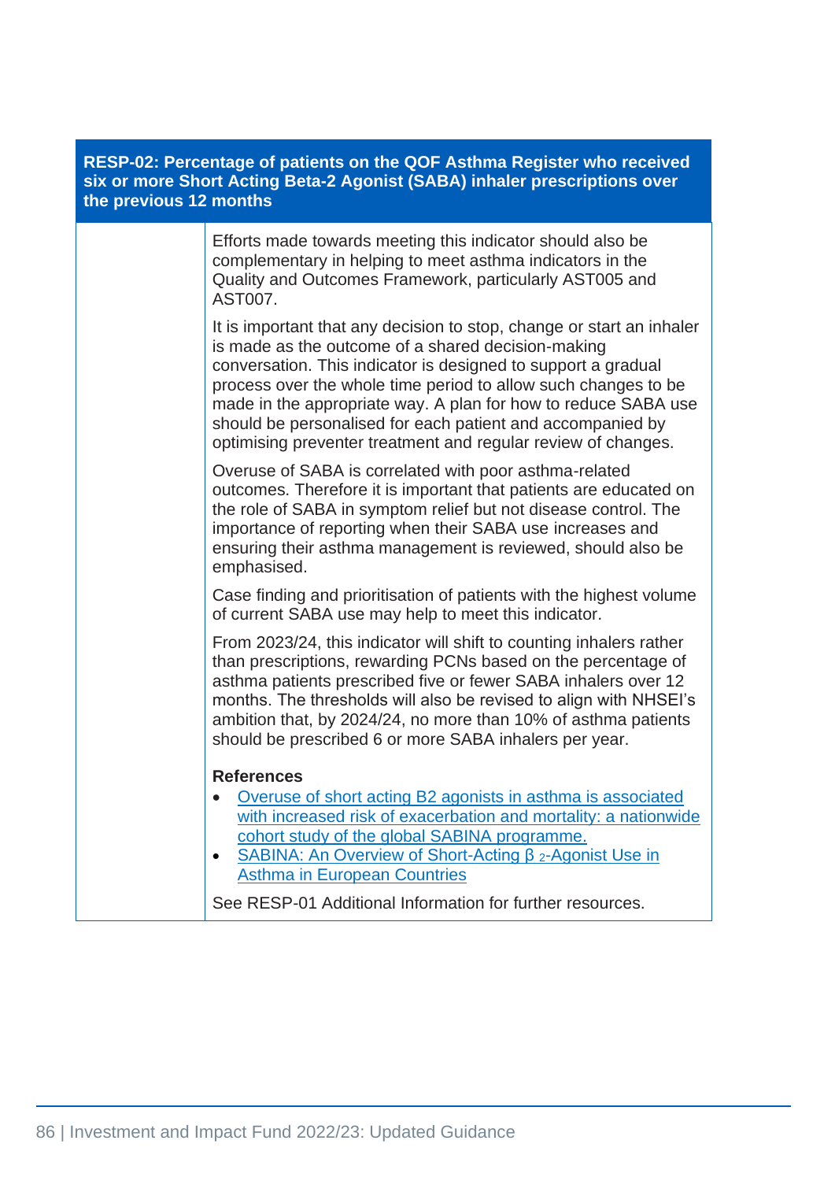| RESP-02: Percentage of patients on the QOF Asthma Register who received six or more Short Acting Beta-2 Agonist (SABA) inhaler prescriptions over the previous 12 months | |
|---|---|
| | Efforts made towards meeting this indicator should also be complementary in helping to meet asthma indicators in the Quality and Outcomes Framework, particularly AST005 and AST007.<br><br>It is important that any decision to stop, change or start an inhaler is made as the outcome of a shared decision-making conversation. This indicator is designed to support a gradual process over the whole time period to allow such changes to be made in the appropriate way. A plan for how to reduce SABA use should be personalised for each patient and accompanied by optimising preventer treatment and regular review of changes.<br><br>Overuse of SABA is correlated with poor asthma-related outcomes. Therefore it is important that patients are educated on the role of SABA in symptom relief but not disease control. The importance of reporting when their SABA use increases and ensuring their asthma management is reviewed, should also be emphasised.<br><br>Case finding and prioritisation of patients with the highest volume of current SABA use may help to meet this indicator.<br><br>From 2023/24, this indicator will shift to counting inhalers rather than prescriptions, rewarding PCNs based on the percentage of asthma patients prescribed five or fewer SABA inhalers over 12 months. The thresholds will also be revised to align with NHSEI's ambition that, by 2024/24, no more than 10% of asthma patients should be prescribed 6 or more SABA inhalers per year.<br><br>**References**<br>• Overuse of short acting B2 agonists in asthma is associated with increased risk of exacerbation and mortality: a nationwide cohort study of the global SABINA programme.<br>• SABINA: An Overview of Short-Acting β $_2$-Agonist Use in Asthma in European Countries<br><br>See RESP-01 Additional Information for further resources. |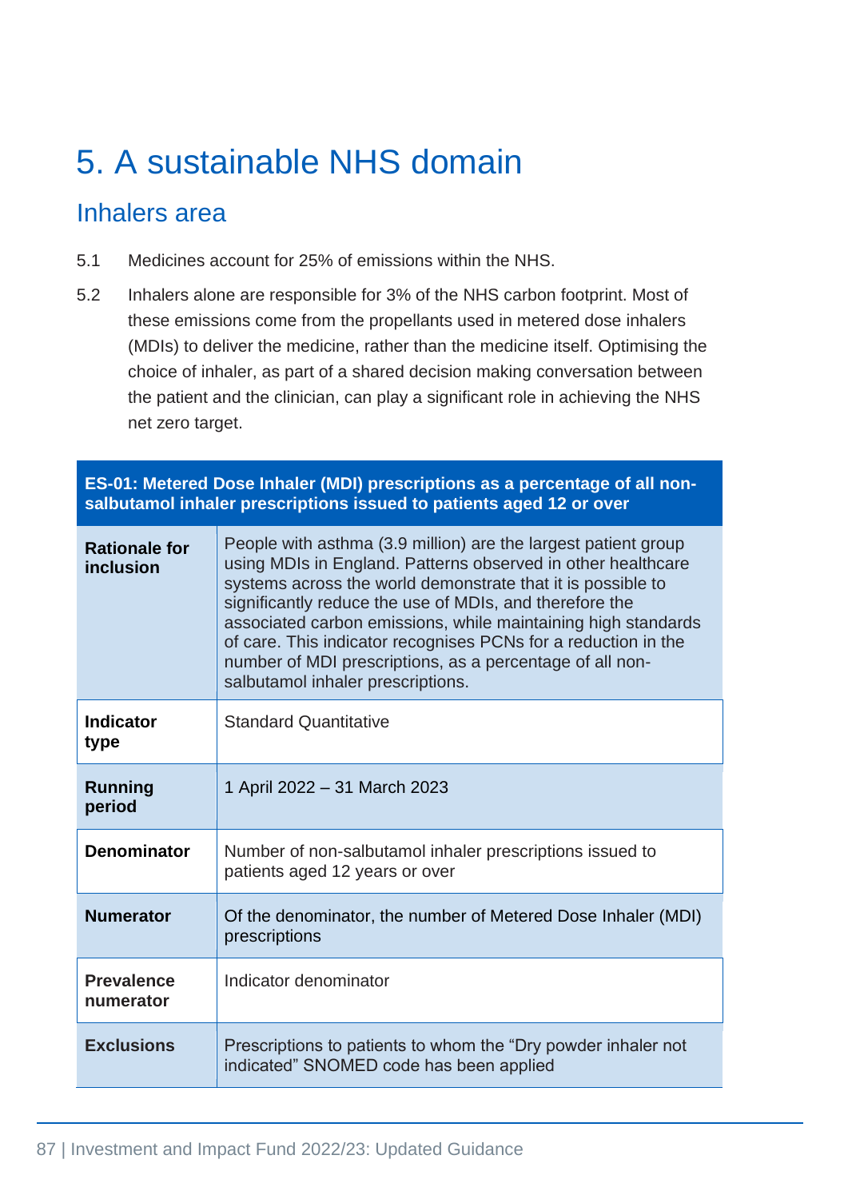# 5. A sustainable NHS domain

## Inhalers area

5.1 Medicines account for 25% of emissions within the NHS.

5.2 Inhalers alone are responsible for 3% of the NHS carbon footprint. Most of these emissions come from the propellants used in metered dose inhalers (MDIs) to deliver the medicine, rather than the medicine itself. Optimising the choice of inhaler, as part of a shared decision making conversation between the patient and the clinician, can play a significant role in achieving the NHS net zero target.

| **ES-01: Metered Dose Inhaler (MDI) prescriptions as a percentage of all non-salbutamol inhaler prescriptions issued to patients aged 12 or over** | |
|---|---|
| **Rationale for inclusion** | People with asthma (3.9 million) are the largest patient group using MDIs in England. Patterns observed in other healthcare systems across the world demonstrate that it is possible to significantly reduce the use of MDIs, and therefore the associated carbon emissions, while maintaining high standards of care. This indicator recognises PCNs for a reduction in the number of MDI prescriptions, as a percentage of all non-salbutamol inhaler prescriptions. |
| **Indicator type** | Standard Quantitative |
| **Running period** | 1 April 2022 – 31 March 2023 |
| **Denominator** | Number of non-salbutamol inhaler prescriptions issued to patients aged 12 years or over |
| **Numerator** | Of the denominator, the number of Metered Dose Inhaler (MDI) prescriptions |
| **Prevalence numerator** | Indicator denominator |
| **Exclusions** | Prescriptions to patients to whom the "Dry powder inhaler not indicated" SNOMED code has been applied |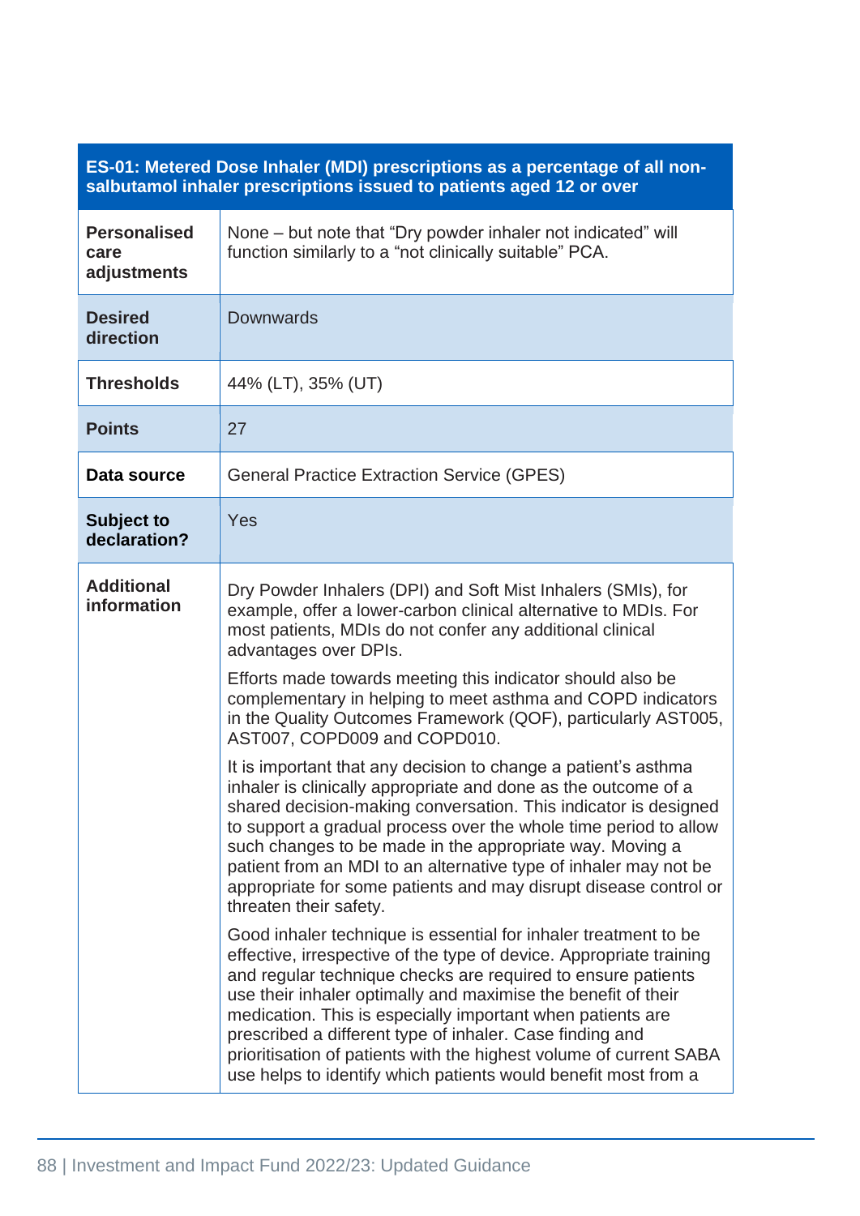| ES-01: Metered Dose Inhaler (MDI) prescriptions as a percentage of all non-salbutamol inhaler prescriptions issued to patients aged 12 or over | |
|---|---|
| **Personalised care adjustments** | None – but note that "Dry powder inhaler not indicated" will function similarly to a "not clinically suitable" PCA. |
| **Desired direction** | Downwards |
| **Thresholds** | 44% (LT), 35% (UT) |
| **Points** | 27 |
| **Data source** | General Practice Extraction Service (GPES) |
| **Subject to declaration?** | Yes |
| **Additional information** | Dry Powder Inhalers (DPI) and Soft Mist Inhalers (SMIs), for example, offer a lower-carbon clinical alternative to MDIs. For most patients, MDIs do not confer any additional clinical advantages over DPIs.<br><br>Efforts made towards meeting this indicator should also be complementary in helping to meet asthma and COPD indicators in the Quality Outcomes Framework (QOF), particularly AST005, AST007, COPD009 and COPD010.<br><br>It is important that any decision to change a patient's asthma inhaler is clinically appropriate and done as the outcome of a shared decision-making conversation. This indicator is designed to support a gradual process over the whole time period to allow such changes to be made in the appropriate way. Moving a patient from an MDI to an alternative type of inhaler may not be appropriate for some patients and may disrupt disease control or threaten their safety.<br><br>Good inhaler technique is essential for inhaler treatment to be effective, irrespective of the type of device. Appropriate training and regular technique checks are required to ensure patients use their inhaler optimally and maximise the benefit of their medication. This is especially important when patients are prescribed a different type of inhaler. Case finding and prioritisation of patients with the highest volume of current SABA use helps to identify which patients would benefit most from a |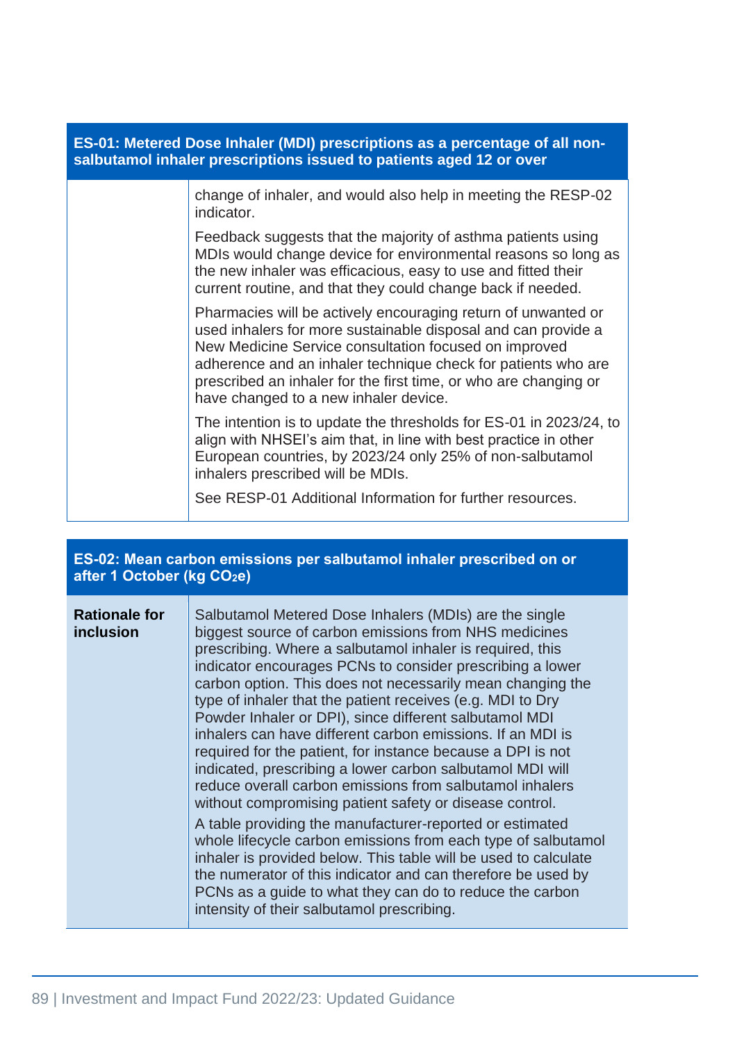| ES-01: Metered Dose Inhaler (MDI) prescriptions as a percentage of all non-salbutamol inhaler prescriptions issued to patients aged 12 or over | |
| --- | --- |
| | change of inhaler, and would also help in meeting the RESP-02 indicator.<br><br>Feedback suggests that the majority of asthma patients using MDIs would change device for environmental reasons so long as the new inhaler was efficacious, easy to use and fitted their current routine, and that they could change back if needed.<br><br>Pharmacies will be actively encouraging return of unwanted or used inhalers for more sustainable disposal and can provide a New Medicine Service consultation focused on improved adherence and an inhaler technique check for patients who are prescribed an inhaler for the first time, or who are changing or have changed to a new inhaler device.<br><br>The intention is to update the thresholds for ES-01 in 2023/24, to align with NHSEI's aim that, in line with best practice in other European countries, by 2023/24 only 25% of non-salbutamol inhalers prescribed will be MDIs.<br><br>See RESP-01 Additional Information for further resources. |

| ES-02: Mean carbon emissions per salbutamol inhaler prescribed on or after 1 October (kg $CO_2e$) | |
| --- | --- |
| **Rationale for inclusion** | Salbutamol Metered Dose Inhalers (MDIs) are the single biggest source of carbon emissions from NHS medicines prescribing. Where a salbutamol inhaler is required, this indicator encourages PCNs to consider prescribing a lower carbon option. This does not necessarily mean changing the type of inhaler that the patient receives (e.g. MDI to Dry Powder Inhaler or DPI), since different salbutamol MDI inhalers can have different carbon emissions. If an MDI is required for the patient, for instance because a DPI is not indicated, prescribing a lower carbon salbutamol MDI will reduce overall carbon emissions from salbutamol inhalers without compromising patient safety or disease control.<br><br>A table providing the manufacturer-reported or estimated whole lifecycle carbon emissions from each type of salbutamol inhaler is provided below. This table will be used to calculate the numerator of this indicator and can therefore be used by PCNs as a guide to what they can do to reduce the carbon intensity of their salbutamol prescribing. |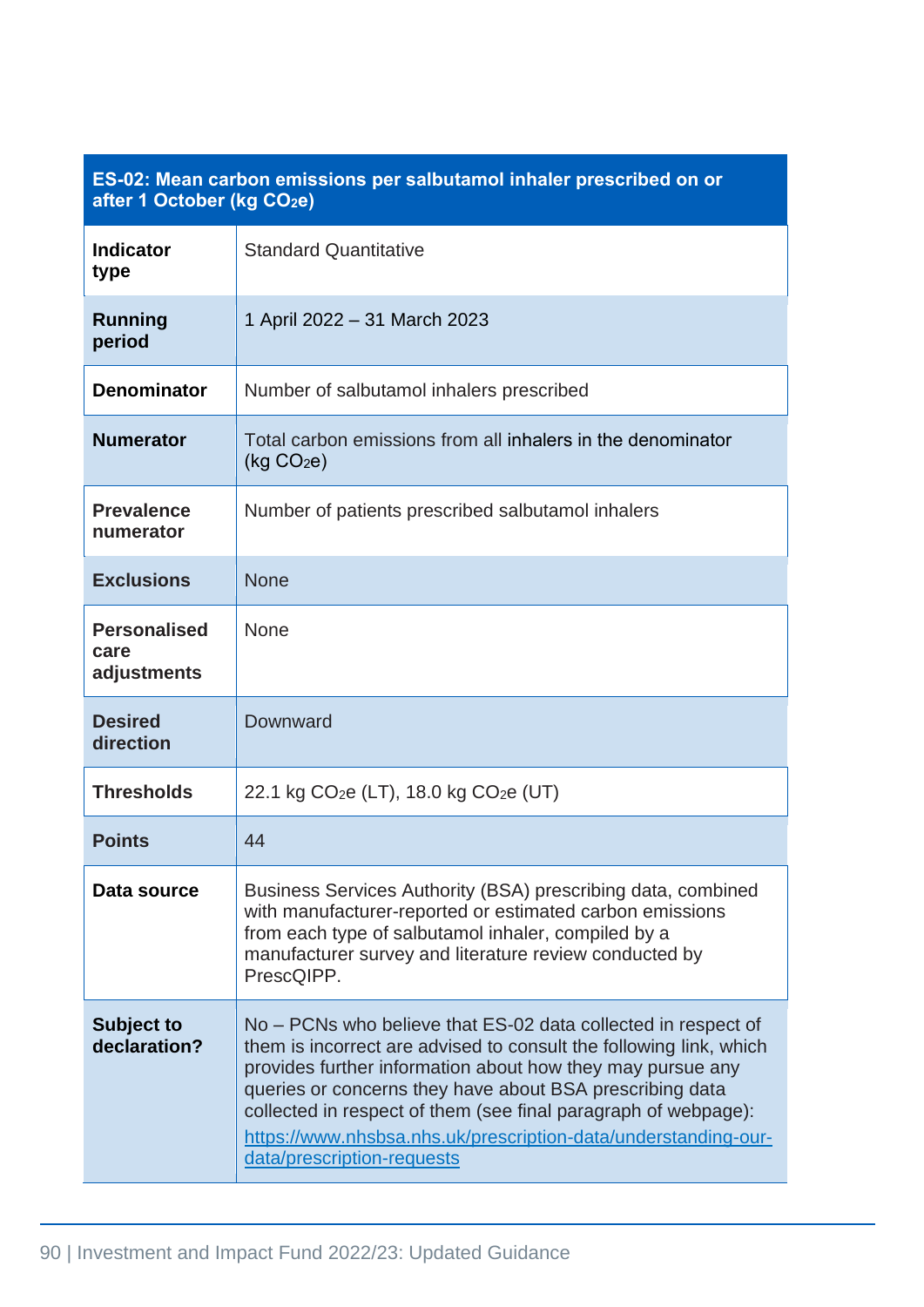| ES-02: Mean carbon emissions per salbutamol inhaler prescribed on or after 1 October (kg $CO_2e$) | |
|---|---|
| **Indicator type** | Standard Quantitative |
| **Running period** | 1 April 2022 – 31 March 2023 |
| **Denominator** | Number of salbutamol inhalers prescribed |
| **Numerator** | Total carbon emissions from all inhalers in the denominator (kg $CO_2e$) |
| **Prevalence numerator** | Number of patients prescribed salbutamol inhalers |
| **Exclusions** | None |
| **Personalised care adjustments** | None |
| **Desired direction** | Downward |
| **Thresholds** | 22.1 kg $CO_2e$ (LT), 18.0 kg $CO_2e$ (UT) |
| **Points** | 44 |
| **Data source** | Business Services Authority (BSA) prescribing data, combined with manufacturer-reported or estimated carbon emissions from each type of salbutamol inhaler, compiled by a manufacturer survey and literature review conducted by PrescQIPP. |
| **Subject to declaration?** | No – PCNs who believe that ES-02 data collected in respect of them is incorrect are advised to consult the following link, which provides further information about how they may pursue any queries or concerns they have about BSA prescribing data collected in respect of them (see final paragraph of webpage): https://www.nhsbsa.nhs.uk/prescription-data/understanding-our-data/prescription-requests |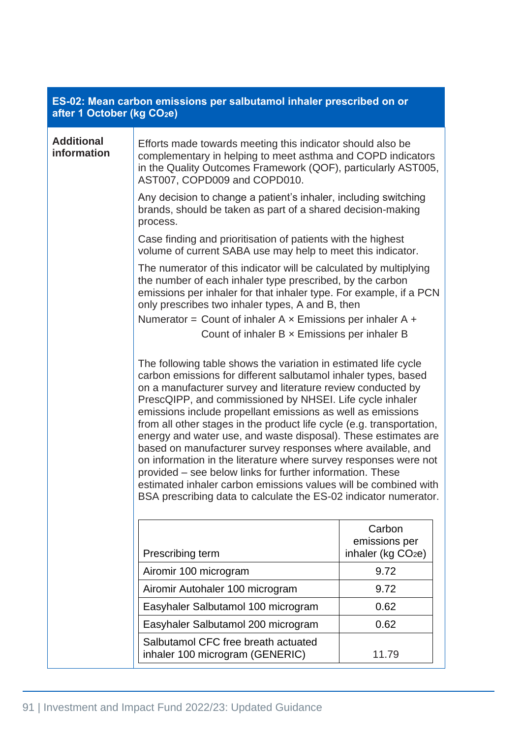## ES-02: Mean carbon emissions per salbutamol inhaler prescribed on or after 1 October (kg $CO_2e$)

**Additional information**

Efforts made towards meeting this indicator should also be complementary in helping to meet asthma and COPD indicators in the Quality Outcomes Framework (QOF), particularly AST005, AST007, COPD009 and COPD010.

Any decision to change a patient's inhaler, including switching brands, should be taken as part of a shared decision-making process.

Case finding and prioritisation of patients with the highest volume of current SABA use may help to meet this indicator.

The numerator of this indicator will be calculated by multiplying the number of each inhaler type prescribed, by the carbon emissions per inhaler for that inhaler type. For example, if a PCN only prescribes two inhaler types, A and B, then

Numerator = Count of inhaler A × Emissions per inhaler A +
Count of inhaler B × Emissions per inhaler B

The following table shows the variation in estimated life cycle carbon emissions for different salbutamol inhaler types, based on a manufacturer survey and literature review conducted by PrescQIPP, and commissioned by NHSEI. Life cycle inhaler emissions include propellant emissions as well as emissions from all other stages in the product life cycle (e.g. transportation, energy and water use, and waste disposal). These estimates are based on manufacturer survey responses where available, and on information in the literature where survey responses were not provided – see below links for further information. These estimated inhaler carbon emissions values will be combined with BSA prescribing data to calculate the ES-02 indicator numerator.

| Prescribing term | Carbon emissions per inhaler (kg $CO_2e$) |
|---|---|
| Airomir 100 microgram | 9.72 |
| Airomir Autohaler 100 microgram | 9.72 |
| Easyhaler Salbutamol 100 microgram | 0.62 |
| Easyhaler Salbutamol 200 microgram | 0.62 |
| Salbutamol CFC free breath actuated inhaler 100 microgram (GENERIC) | 11.79 |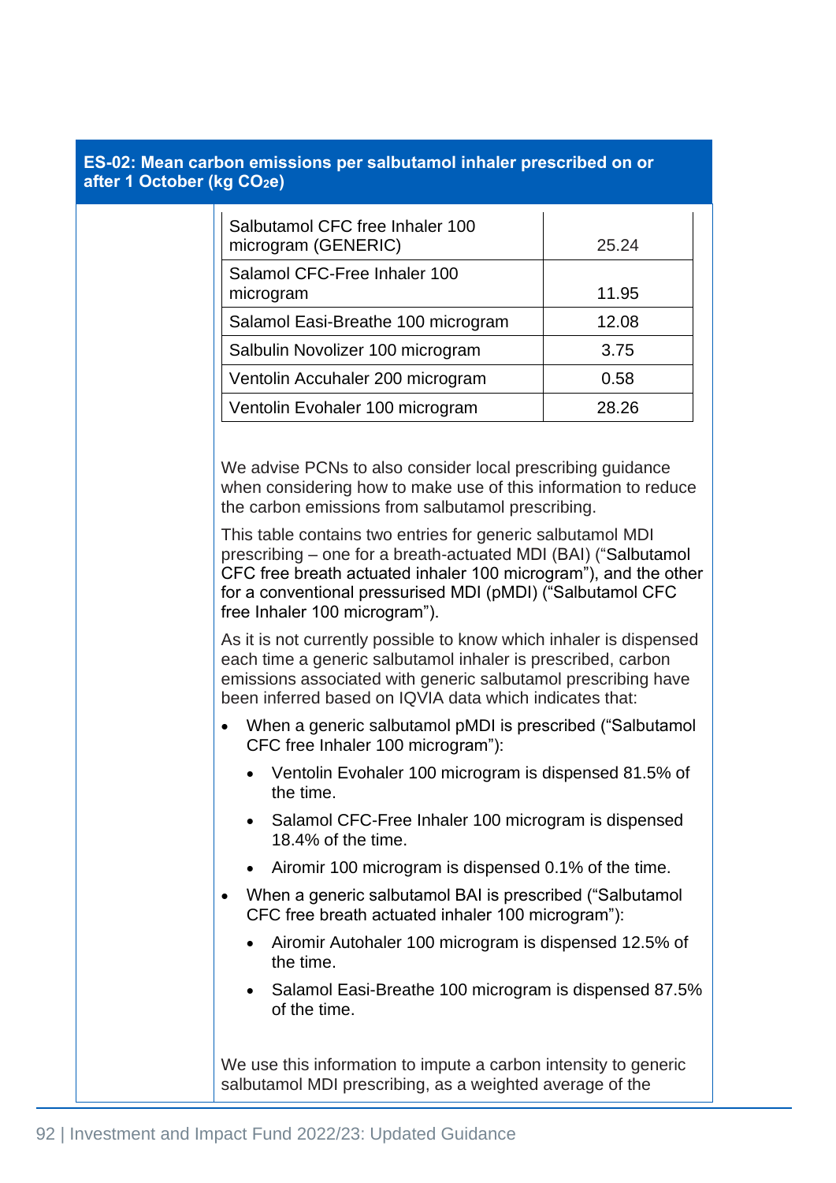## ES-02: Mean carbon emissions per salbutamol inhaler prescribed on or after 1 October (kg $CO_2e$)

| | |
|---|---|
| Salbutamol CFC free Inhaler 100 microgram (GENERIC) | 25.24 |
| Salamol CFC-Free Inhaler 100 microgram | 11.95 |
| Salamol Easi-Breathe 100 microgram | 12.08 |
| Salbulin Novolizer 100 microgram | 3.75 |
| Ventolin Accuhaler 200 microgram | 0.58 |
| Ventolin Evohaler 100 microgram | 28.26 |

We advise PCNs to also consider local prescribing guidance when considering how to make use of this information to reduce the carbon emissions from salbutamol prescribing.

This table contains two entries for generic salbutamol MDI prescribing – one for a breath-actuated MDI (BAI) ("Salbutamol CFC free breath actuated inhaler 100 microgram"), and the other for a conventional pressurised MDI (pMDI) ("Salbutamol CFC free Inhaler 100 microgram").

As it is not currently possible to know which inhaler is dispensed each time a generic salbutamol inhaler is prescribed, carbon emissions associated with generic salbutamol prescribing have been inferred based on IQVIA data which indicates that:

- When a generic salbutamol pMDI is prescribed ("Salbutamol CFC free Inhaler 100 microgram"):
  - Ventolin Evohaler 100 microgram is dispensed 81.5% of the time.
  - Salamol CFC-Free Inhaler 100 microgram is dispensed 18.4% of the time.
  - Airomir 100 microgram is dispensed 0.1% of the time.
- When a generic salbutamol BAI is prescribed ("Salbutamol CFC free breath actuated inhaler 100 microgram"):
  - Airomir Autohaler 100 microgram is dispensed 12.5% of the time.
  - Salamol Easi-Breathe 100 microgram is dispensed 87.5% of the time.

We use this information to impute a carbon intensity to generic salbutamol MDI prescribing, as a weighted average of the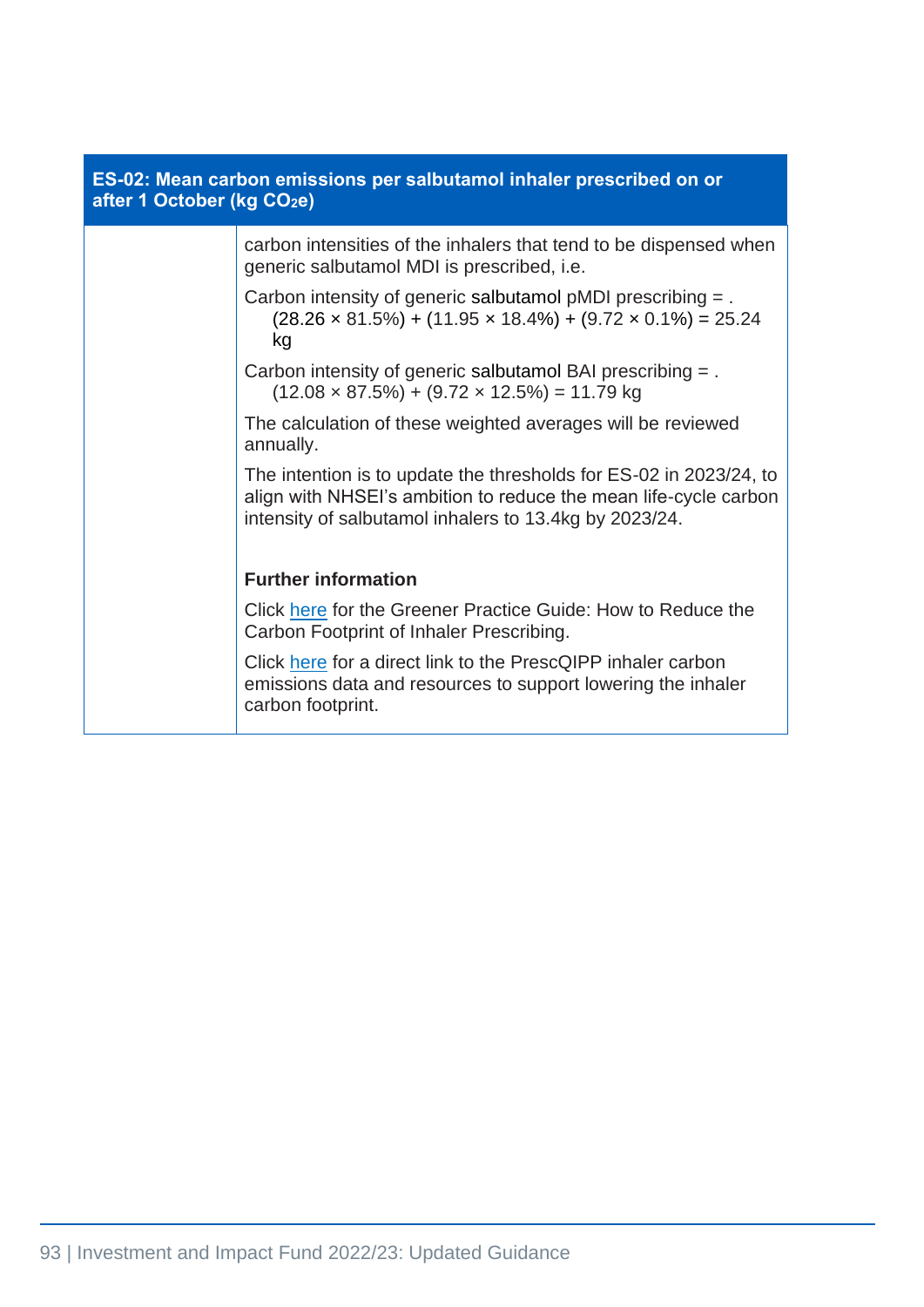| ES-02: Mean carbon emissions per salbutamol inhaler prescribed on or after 1 October (kg $CO_2e$) | |
| --- | --- |
| | carbon intensities of the inhalers that tend to be dispensed when generic salbutamol MDI is prescribed, i.e.<br><br>Carbon intensity of generic salbutamol pMDI prescribing = . (28.26 × 81.5%) + (11.95 × 18.4%) + (9.72 × 0.1%) = 25.24 kg<br><br>Carbon intensity of generic salbutamol BAI prescribing = . (12.08 × 87.5%) + (9.72 × 12.5%) = 11.79 kg<br><br>The calculation of these weighted averages will be reviewed annually.<br><br>The intention is to update the thresholds for ES-02 in 2023/24, to align with NHSEI's ambition to reduce the mean life-cycle carbon intensity of salbutamol inhalers to 13.4kg by 2023/24.<br><br>**Further information**<br><br>Click here for the Greener Practice Guide: How to Reduce the Carbon Footprint of Inhaler Prescribing.<br><br>Click here for a direct link to the PrescQIPP inhaler carbon emissions data and resources to support lowering the inhaler carbon footprint. |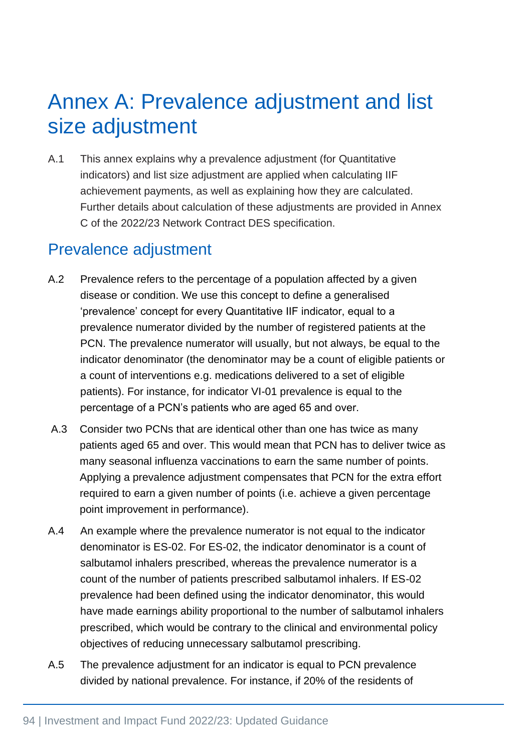# Annex A: Prevalence adjustment and list size adjustment

A.1 This annex explains why a prevalence adjustment (for Quantitative indicators) and list size adjustment are applied when calculating IIF achievement payments, as well as explaining how they are calculated. Further details about calculation of these adjustments are provided in Annex C of the 2022/23 Network Contract DES specification.

## Prevalence adjustment

A.2 Prevalence refers to the percentage of a population affected by a given disease or condition. We use this concept to define a generalised 'prevalence' concept for every Quantitative IIF indicator, equal to a prevalence numerator divided by the number of registered patients at the PCN. The prevalence numerator will usually, but not always, be equal to the indicator denominator (the denominator may be a count of eligible patients or a count of interventions e.g. medications delivered to a set of eligible patients). For instance, for indicator VI-01 prevalence is equal to the percentage of a PCN's patients who are aged 65 and over.

A.3 Consider two PCNs that are identical other than one has twice as many patients aged 65 and over. This would mean that PCN has to deliver twice as many seasonal influenza vaccinations to earn the same number of points. Applying a prevalence adjustment compensates that PCN for the extra effort required to earn a given number of points (i.e. achieve a given percentage point improvement in performance).

A.4 An example where the prevalence numerator is not equal to the indicator denominator is ES-02. For ES-02, the indicator denominator is a count of salbutamol inhalers prescribed, whereas the prevalence numerator is a count of the number of patients prescribed salbutamol inhalers. If ES-02 prevalence had been defined using the indicator denominator, this would have made earnings ability proportional to the number of salbutamol inhalers prescribed, which would be contrary to the clinical and environmental policy objectives of reducing unnecessary salbutamol prescribing.

A.5 The prevalence adjustment for an indicator is equal to PCN prevalence divided by national prevalence. For instance, if 20% of the residents of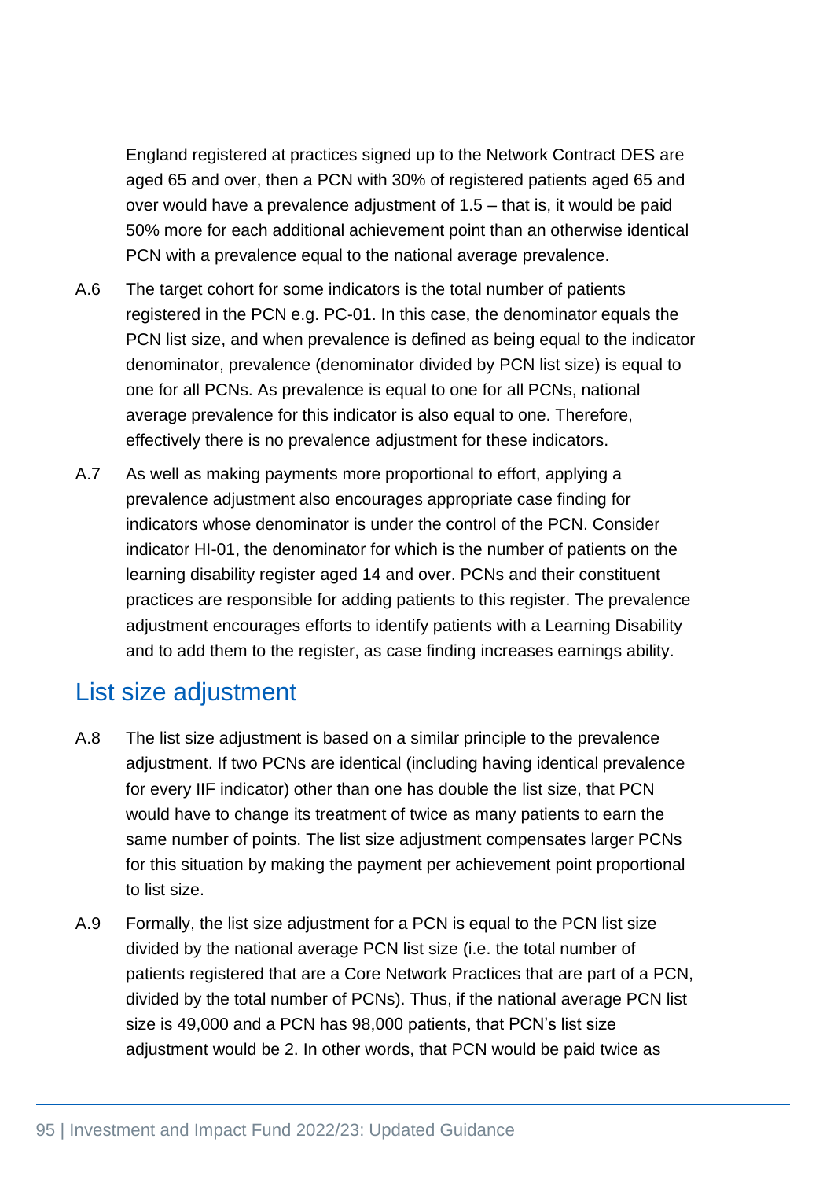England registered at practices signed up to the Network Contract DES are aged 65 and over, then a PCN with 30% of registered patients aged 65 and over would have a prevalence adjustment of 1.5 – that is, it would be paid 50% more for each additional achievement point than an otherwise identical PCN with a prevalence equal to the national average prevalence.

A.6 The target cohort for some indicators is the total number of patients registered in the PCN e.g. PC-01. In this case, the denominator equals the PCN list size, and when prevalence is defined as being equal to the indicator denominator, prevalence (denominator divided by PCN list size) is equal to one for all PCNs. As prevalence is equal to one for all PCNs, national average prevalence for this indicator is also equal to one. Therefore, effectively there is no prevalence adjustment for these indicators.

A.7 As well as making payments more proportional to effort, applying a prevalence adjustment also encourages appropriate case finding for indicators whose denominator is under the control of the PCN. Consider indicator HI-01, the denominator for which is the number of patients on the learning disability register aged 14 and over. PCNs and their constituent practices are responsible for adding patients to this register. The prevalence adjustment encourages efforts to identify patients with a Learning Disability and to add them to the register, as case finding increases earnings ability.

## List size adjustment

A.8 The list size adjustment is based on a similar principle to the prevalence adjustment. If two PCNs are identical (including having identical prevalence for every IIF indicator) other than one has double the list size, that PCN would have to change its treatment of twice as many patients to earn the same number of points. The list size adjustment compensates larger PCNs for this situation by making the payment per achievement point proportional to list size.

A.9 Formally, the list size adjustment for a PCN is equal to the PCN list size divided by the national average PCN list size (i.e. the total number of patients registered that are a Core Network Practices that are part of a PCN, divided by the total number of PCNs). Thus, if the national average PCN list size is 49,000 and a PCN has 98,000 patients, that PCN's list size adjustment would be 2. In other words, that PCN would be paid twice as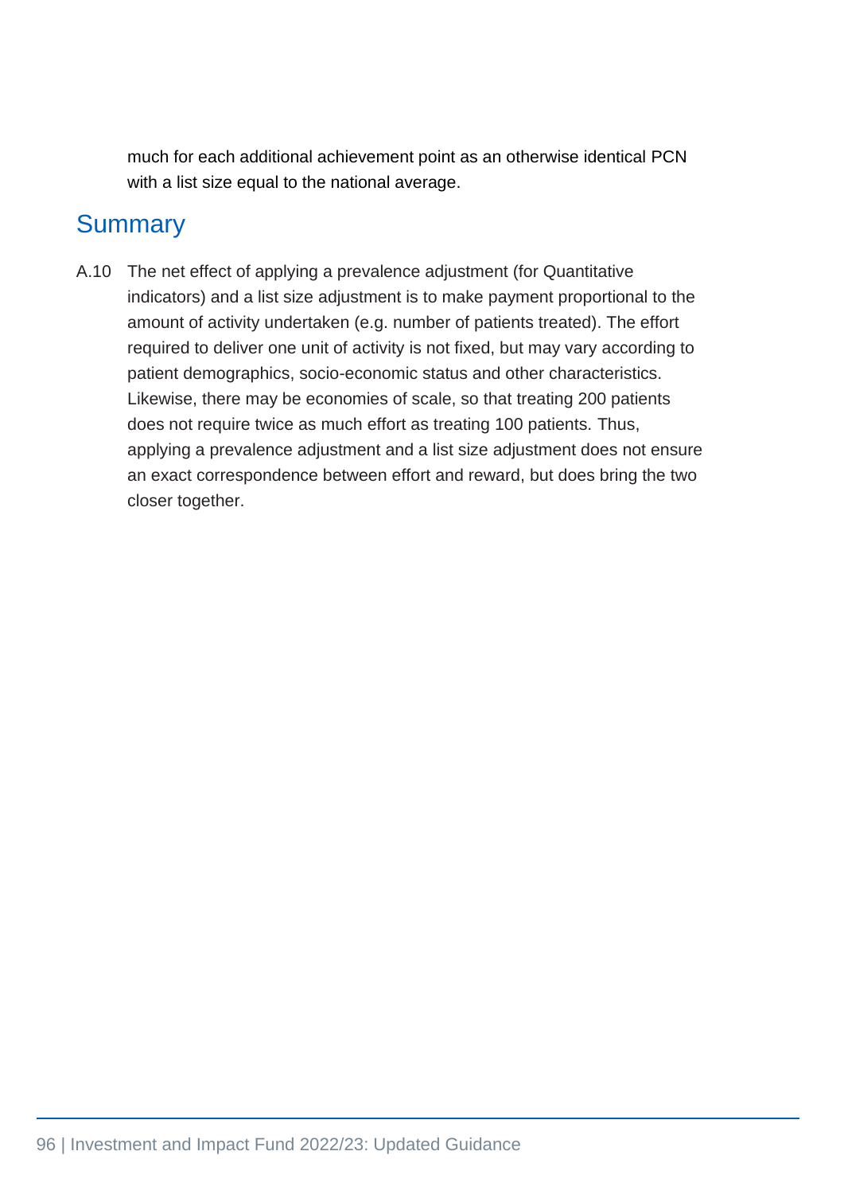much for each additional achievement point as an otherwise identical PCN with a list size equal to the national average.

## Summary

A.10 The net effect of applying a prevalence adjustment (for Quantitative indicators) and a list size adjustment is to make payment proportional to the amount of activity undertaken (e.g. number of patients treated). The effort required to deliver one unit of activity is not fixed, but may vary according to patient demographics, socio-economic status and other characteristics. Likewise, there may be economies of scale, so that treating 200 patients does not require twice as much effort as treating 100 patients. Thus, applying a prevalence adjustment and a list size adjustment does not ensure an exact correspondence between effort and reward, but does bring the two closer together.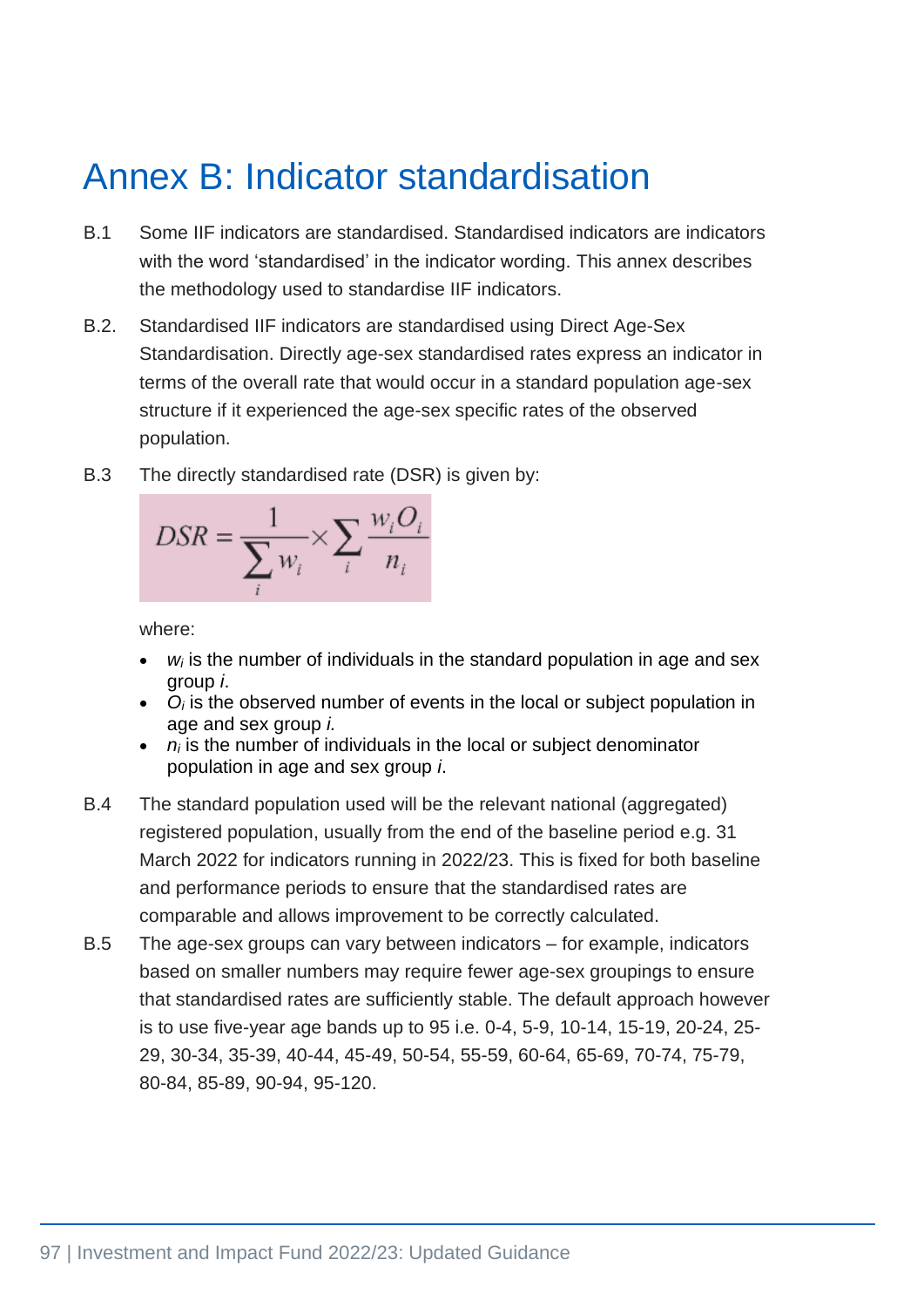# Annex B: Indicator standardisation

B.1 Some IIF indicators are standardised. Standardised indicators are indicators with the word 'standardised' in the indicator wording. This annex describes the methodology used to standardise IIF indicators.

B.2. Standardised IIF indicators are standardised using Direct Age-Sex Standardisation. Directly age-sex standardised rates express an indicator in terms of the overall rate that would occur in a standard population age-sex structure if it experienced the age-sex specific rates of the observed population.

B.3 The directly standardised rate (DSR) is given by:

$$DSR = \frac{1}{\sum_i w_i} \times \sum_i \frac{w_i O_i}{n_i}$$

where:

- $w_i$ is the number of individuals in the standard population in age and sex group $i$.
- $O_i$ is the observed number of events in the local or subject population in age and sex group $i$.
- $n_i$ is the number of individuals in the local or subject denominator population in age and sex group $i$.

B.4 The standard population used will be the relevant national (aggregated) registered population, usually from the end of the baseline period e.g. 31 March 2022 for indicators running in 2022/23. This is fixed for both baseline and performance periods to ensure that the standardised rates are comparable and allows improvement to be correctly calculated.

B.5 The age-sex groups can vary between indicators – for example, indicators based on smaller numbers may require fewer age-sex groupings to ensure that standardised rates are sufficiently stable. The default approach however is to use five-year age bands up to 95 i.e. 0-4, 5-9, 10-14, 15-19, 20-24, 25-29, 30-34, 35-39, 40-44, 45-49, 50-54, 55-59, 60-64, 65-69, 70-74, 75-79, 80-84, 85-89, 90-94, 95-120.